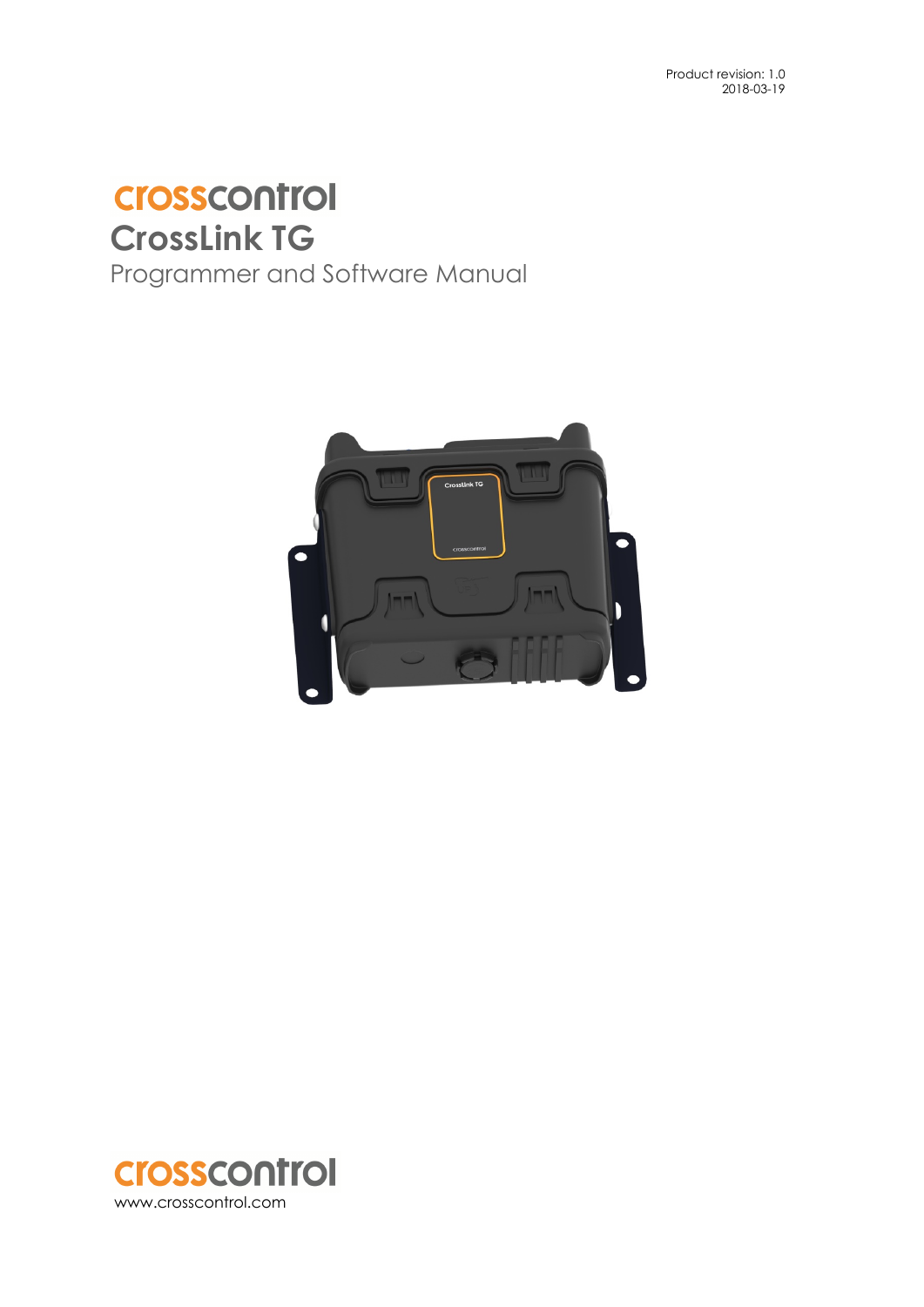Product revision: 1.0
2018-03-19

crosscontrol

# CrossLink TG

## Programmer and Software Manual

crosscontrol
www.crosscontrol.com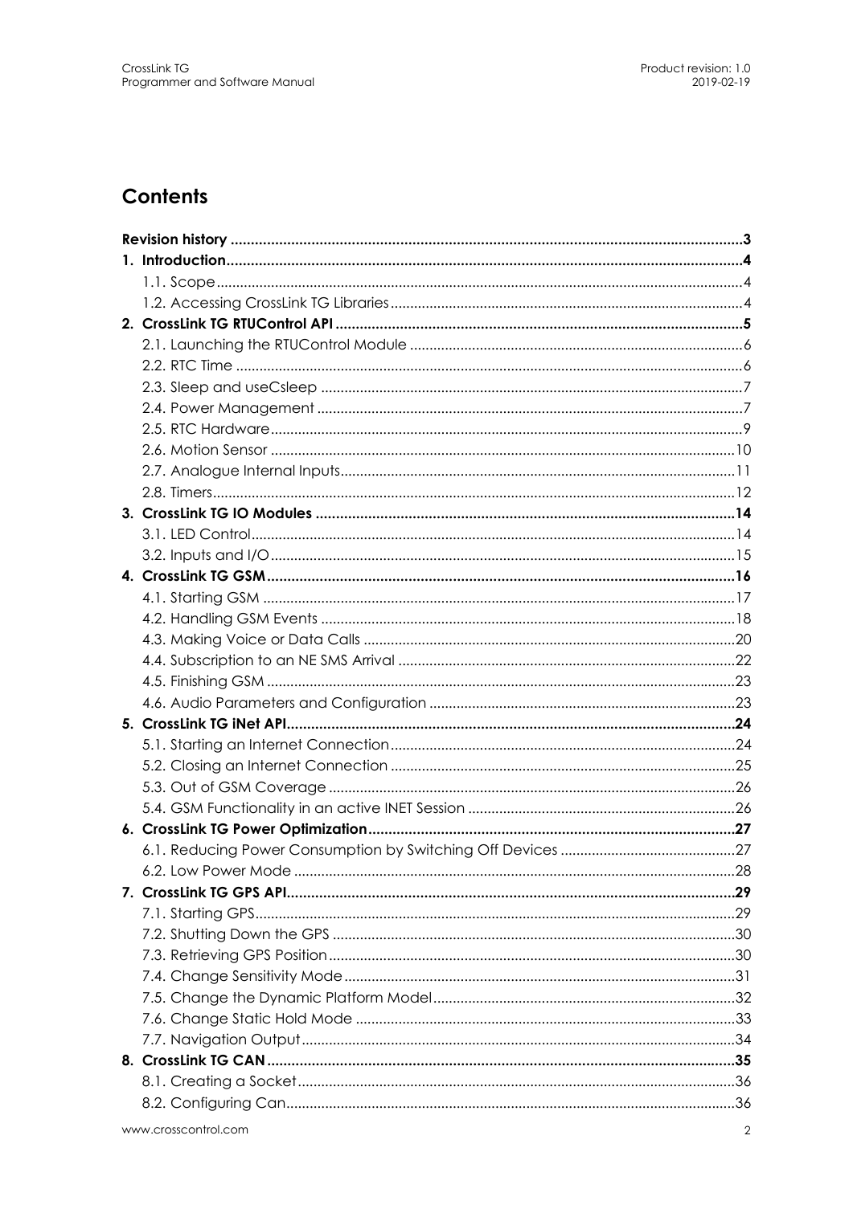# Contents

- **Revision history** ... **3**
- **1. Introduction** ... **4**
  - 1.1. Scope ... 4
  - 1.2. Accessing CrossLink TG Libraries ... 4
- **2. CrossLink TG RTUControl API** ... **5**
  - 2.1. Launching the RTUControl Module ... 6
  - 2.2. RTC Time ... 6
  - 2.3. Sleep and useCsleep ... 7
  - 2.4. Power Management ... 7
  - 2.5. RTC Hardware ... 9
  - 2.6. Motion Sensor ... 10
  - 2.7. Analogue Internal Inputs ... 11
  - 2.8. Timers ... 12
- **3. CrossLink TG IO Modules** ... **14**
  - 3.1. LED Control ... 14
  - 3.2. Inputs and I/O ... 15
- **4. CrossLink TG GSM** ... **16**
  - 4.1. Starting GSM ... 17
  - 4.2. Handling GSM Events ... 18
  - 4.3. Making Voice or Data Calls ... 20
  - 4.4. Subscription to an NE SMS Arrival ... 22
  - 4.5. Finishing GSM ... 23
  - 4.6. Audio Parameters and Configuration ... 23
- **5. CrossLink TG iNet API** ... **24**
  - 5.1. Starting an Internet Connection ... 24
  - 5.2. Closing an Internet Connection ... 25
  - 5.3. Out of GSM Coverage ... 26
  - 5.4. GSM Functionality in an active INET Session ... 26
- **6. CrossLink TG Power Optimization** ... **27**
  - 6.1. Reducing Power Consumption by Switching Off Devices ... 27
  - 6.2. Low Power Mode ... 28
- **7. CrossLink TG GPS API** ... **29**
  - 7.1. Starting GPS ... 29
  - 7.2. Shutting Down the GPS ... 30
  - 7.3. Retrieving GPS Position ... 30
  - 7.4. Change Sensitivity Mode ... 31
  - 7.5. Change the Dynamic Platform Model ... 32
  - 7.6. Change Static Hold Mode ... 33
  - 7.7. Navigation Output ... 34
- **8. CrossLink TG CAN** ... **35**
  - 8.1. Creating a Socket ... 36
  - 8.2. Configuring Can ... 36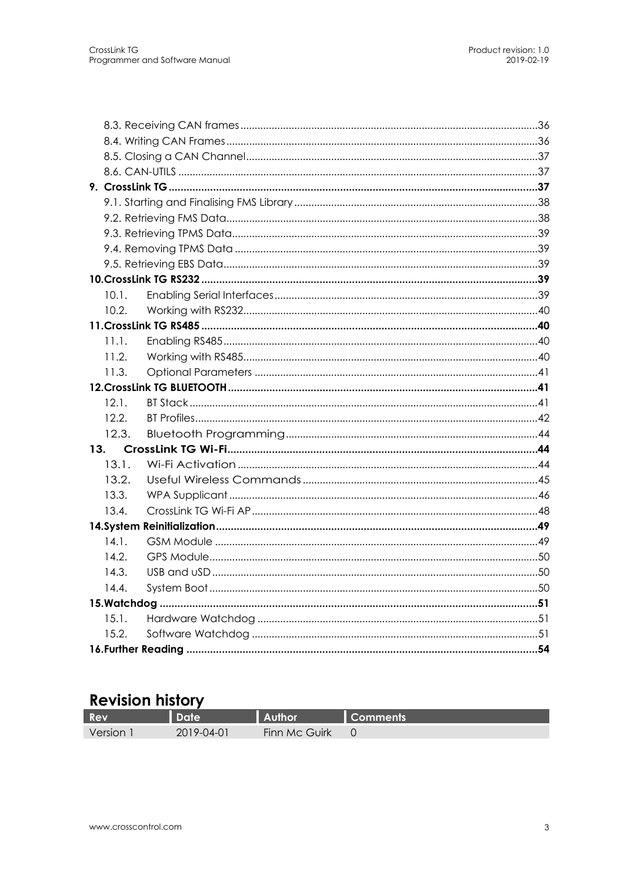8.3. Receiving CAN frames ........................................................................................................36
8.4. Writing CAN Frames ............................................................................................................36
8.5. Closing a CAN Channel......................................................................................................37
8.6. CAN-UTILS ............................................................................................................................37

**9. CrossLink TG ............................................................................................................................37**

9.1. Starting and Finalising FMS Library ....................................................................................38
9.2. Retrieving FMS Data............................................................................................................38
9.3. Retrieving TPMS Data..........................................................................................................39
9.4. Removing TPMS Data .........................................................................................................39
9.5. Retrieving EBS Data.............................................................................................................39

**10. CrossLink TG RS232 ...............................................................................................................39**

10.1. Enabling Serial Interfaces...........................................................................................39
10.2. Working with RS232......................................................................................................40

**11. CrossLink TG RS485 ...............................................................................................................40**

11.1. Enabling RS485.............................................................................................................40
11.2. Working with RS485......................................................................................................40
11.3. Optional Parameters ..................................................................................................41

**12. CrossLink TG BLUETOOTH ......................................................................................................41**

12.1. BT Stack .........................................................................................................................41
12.2. BT Profiles......................................................................................................................42
12.3. Bluetooth Programming.............................................................................................44

**13. CrossLink TG Wi-Fi..................................................................................................................44**

13.1. Wi-Fi Activation ............................................................................................................44
13.2. Useful Wireless Commands ........................................................................................45
13.3. WPA Supplicant ...........................................................................................................46
13.4. CrossLink TG Wi-Fi AP ...................................................................................................48

**14. System Reinitialization...........................................................................................................49**

14.1. GSM Module ................................................................................................................49
14.2. GPS Module..................................................................................................................50
14.3. USB and uSD .................................................................................................................50
14.4. System Boot ..................................................................................................................50

**15. Watchdog ...............................................................................................................................51**

15.1. Hardware Watchdog .................................................................................................51
15.2. Software Watchdog ...................................................................................................51

**16. Further Reading .....................................................................................................................54**

## Revision history

| Rev | Date | Author | Comments |
|---|---|---|---|
| Version 1 | 2019-04-01 | Finn Mc Guirk | 0 |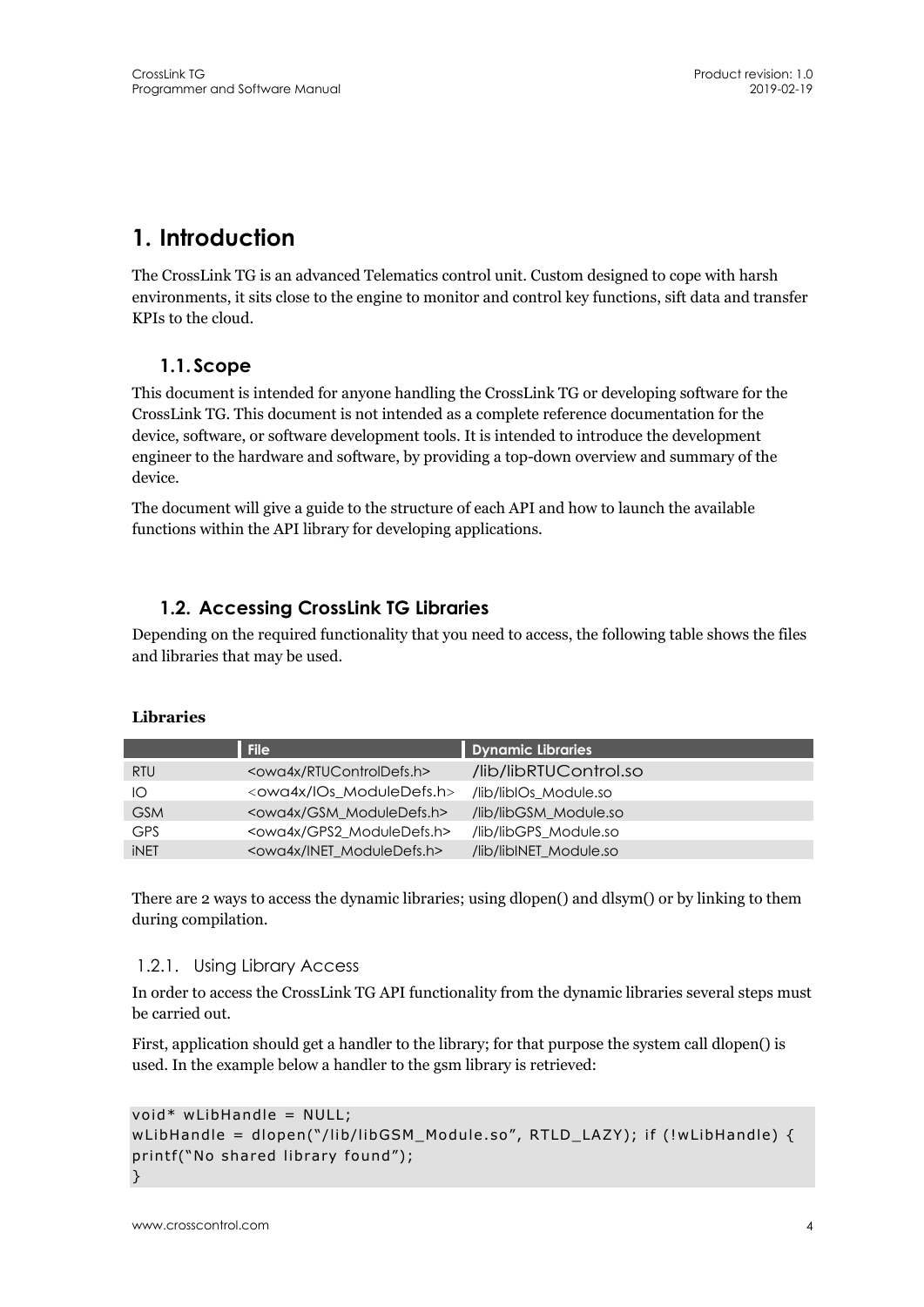# 1. Introduction

The CrossLink TG is an advanced Telematics control unit. Custom designed to cope with harsh environments, it sits close to the engine to monitor and control key functions, sift data and transfer KPIs to the cloud.

## 1.1. Scope

This document is intended for anyone handling the CrossLink TG or developing software for the CrossLink TG. This document is not intended as a complete reference documentation for the device, software, or software development tools. It is intended to introduce the development engineer to the hardware and software, by providing a top-down overview and summary of the device.

The document will give a guide to the structure of each API and how to launch the available functions within the API library for developing applications.

## 1.2. Accessing CrossLink TG Libraries

Depending on the required functionality that you need to access, the following table shows the files and libraries that may be used.

**Libraries**

| | File | Dynamic Libraries |
|---|---|---|
| RTU | <owa4x/RTUControlDefs.h> | /lib/libRTUControl.so |
| IO | <owa4x/IOs_ModuleDefs.h> | /lib/libIOs_Module.so |
| GSM | <owa4x/GSM_ModuleDefs.h> | /lib/libGSM_Module.so |
| GPS | <owa4x/GPS2_ModuleDefs.h> | /lib/libGPS_Module.so |
| iNET | <owa4x/INET_ModuleDefs.h> | /lib/libINET_Module.so |

There are 2 ways to access the dynamic libraries; using dlopen() and dlsym() or by linking to them during compilation.

### 1.2.1. Using Library Access

In order to access the CrossLink TG API functionality from the dynamic libraries several steps must be carried out.

First, application should get a handler to the library; for that purpose the system call dlopen() is used. In the example below a handler to the gsm library is retrieved:

```
void* wLibHandle = NULL;
wLibHandle = dlopen("/lib/libGSM_Module.so", RTLD_LAZY); if (!wLibHandle) {
printf("No shared library found");
}
```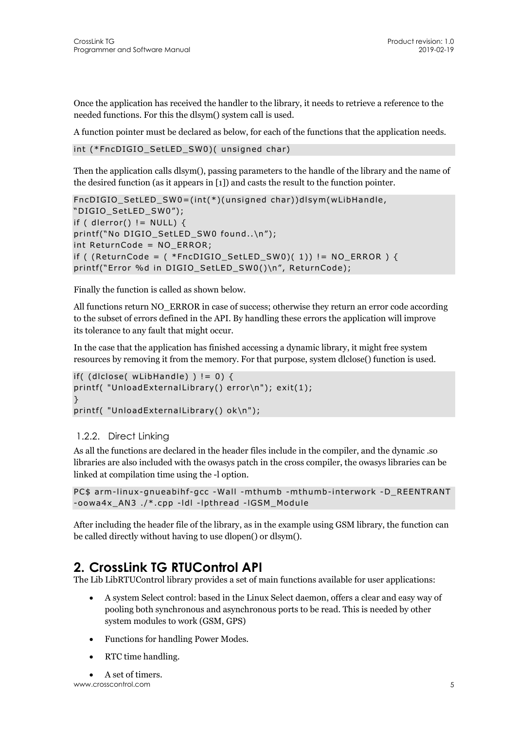Once the application has received the handler to the library, it needs to retrieve a reference to the needed functions. For this the dlsym() system call is used.

A function pointer must be declared as below, for each of the functions that the application needs.

```
int (*FncDIGIO_SetLED_SW0)( unsigned char)
```

Then the application calls dlsym(), passing parameters to the handle of the library and the name of the desired function (as it appears in [1]) and casts the result to the function pointer.

```
FncDIGIO_SetLED_SW0=(int(*)(unsigned char))dlsym(wLibHandle,
"DIGIO_SetLED_SW0");
if ( dlerror() != NULL) {
printf("No DIGIO_SetLED_SW0 found..\n");
int ReturnCode = NO_ERROR;
if ( (ReturnCode = ( *FncDIGIO_SetLED_SW0)( 1)) != NO_ERROR ) {
printf("Error %d in DIGIO_SetLED_SW0()\n", ReturnCode);
```

Finally the function is called as shown below.

All functions return NO_ERROR in case of success; otherwise they return an error code according to the subset of errors defined in the API. By handling these errors the application will improve its tolerance to any fault that might occur.

In the case that the application has finished accessing a dynamic library, it might free system resources by removing it from the memory. For that purpose, system dlclose() function is used.

```
if( (dlclose( wLibHandle) ) != 0) {
printf( "UnloadExternalLibrary() error\n"); exit(1);
}
printf( "UnloadExternalLibrary() ok\n");
```

### 1.2.2. Direct Linking

As all the functions are declared in the header files include in the compiler, and the dynamic .so libraries are also included with the owasys patch in the cross compiler, the owasys libraries can be linked at compilation time using the -l option.

```
PC$ arm-linux-gnueabihf-gcc -Wall -mthumb -mthumb-interwork -D_REENTRANT
-oowa4x_AN3 ./*.cpp -ldl -lpthread -lGSM_Module
```

After including the header file of the library, as in the example using GSM library, the function can be called directly without having to use dlopen() or dlsym().

# 2. CrossLink TG RTUControl API

The Lib LibRTUControl library provides a set of main functions available for user applications:

- A system Select control: based in the Linux Select daemon, offers a clear and easy way of pooling both synchronous and asynchronous ports to be read. This is needed by other system modules to work (GSM, GPS)
- Functions for handling Power Modes.
- RTC time handling.
- A set of timers.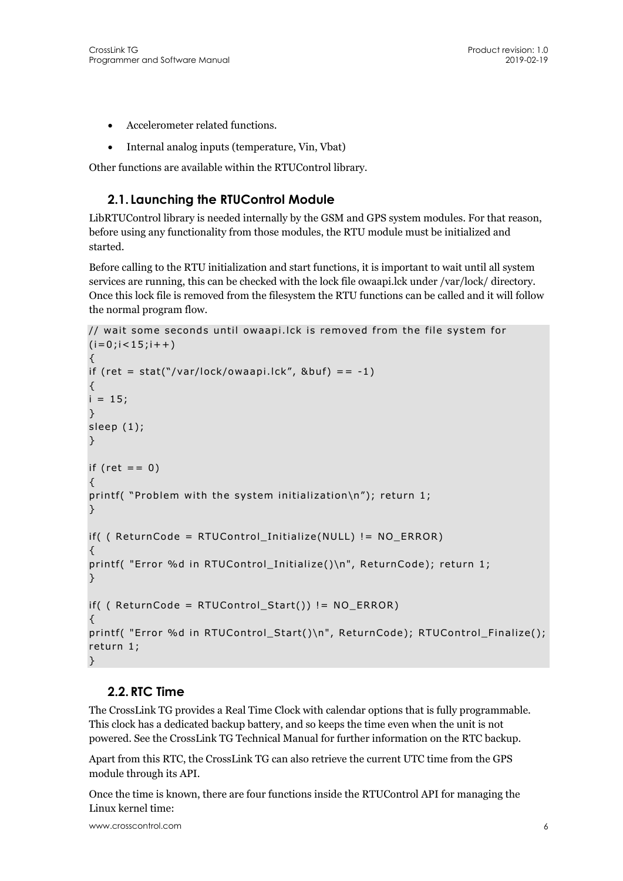- Accelerometer related functions.
- Internal analog inputs (temperature, Vin, Vbat)

Other functions are available within the RTUControl library.

## 2.1. Launching the RTUControl Module

LibRTUControl library is needed internally by the GSM and GPS system modules. For that reason, before using any functionality from those modules, the RTU module must be initialized and started.

Before calling to the RTU initialization and start functions, it is important to wait until all system services are running, this can be checked with the lock file owaapi.lck under /var/lock/ directory. Once this lock file is removed from the filesystem the RTU functions can be called and it will follow the normal program flow.

```
// wait some seconds until owaapi.lck is removed from the file system for
(i=0;i<15;i++)
{
if (ret = stat("/var/lock/owaapi.lck", &buf) == -1)
{
i = 15;
}
sleep (1);
}

if (ret == 0)
{
printf( "Problem with the system initialization\n"); return 1;
}

if( ( ReturnCode = RTUControl_Initialize(NULL) != NO_ERROR)
{
printf( "Error %d in RTUControl_Initialize()\n", ReturnCode); return 1;
}

if( ( ReturnCode = RTUControl_Start()) != NO_ERROR)
{
printf( "Error %d in RTUControl_Start()\n", ReturnCode); RTUControl_Finalize();
return 1;
}
```

## 2.2. RTC Time

The CrossLink TG provides a Real Time Clock with calendar options that is fully programmable. This clock has a dedicated backup battery, and so keeps the time even when the unit is not powered. See the CrossLink TG Technical Manual for further information on the RTC backup.

Apart from this RTC, the CrossLink TG can also retrieve the current UTC time from the GPS module through its API.

Once the time is known, there are four functions inside the RTUControl API for managing the Linux kernel time: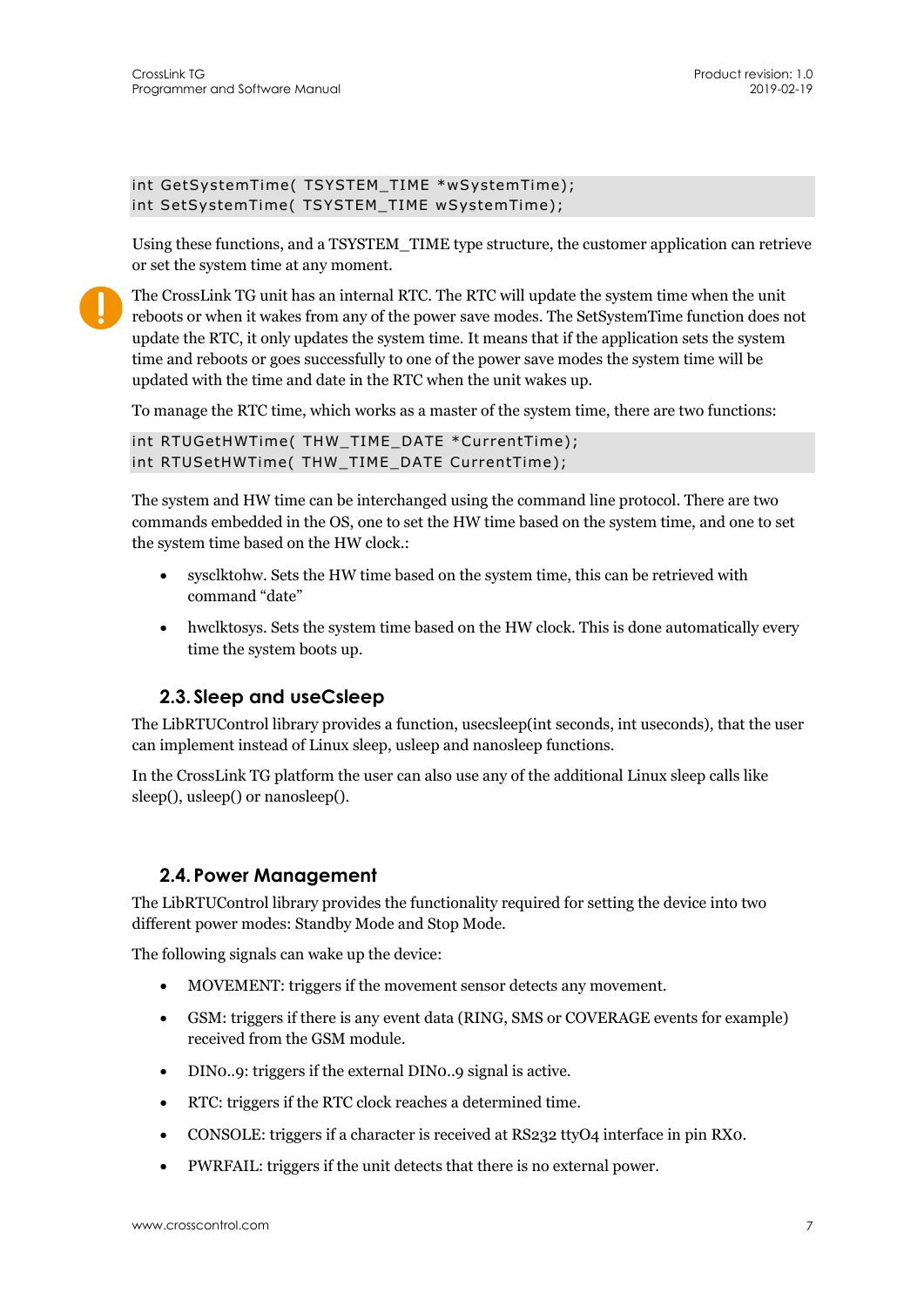```
int GetSystemTime( TSYSTEM_TIME *wSystemTime);
int SetSystemTime( TSYSTEM_TIME wSystemTime);
```

Using these functions, and a TSYSTEM_TIME type structure, the customer application can retrieve or set the system time at any moment.

The CrossLink TG unit has an internal RTC. The RTC will update the system time when the unit reboots or when it wakes from any of the power save modes. The SetSystemTime function does not update the RTC, it only updates the system time. It means that if the application sets the system time and reboots or goes successfully to one of the power save modes the system time will be updated with the time and date in the RTC when the unit wakes up.

To manage the RTC time, which works as a master of the system time, there are two functions:

```
int RTUGetHWTime( THW_TIME_DATE *CurrentTime);
int RTUSetHWTime( THW_TIME_DATE CurrentTime);
```

The system and HW time can be interchanged using the command line protocol. There are two commands embedded in the OS, one to set the HW time based on the system time, and one to set the system time based on the HW clock.:

- sysclktohw. Sets the HW time based on the system time, this can be retrieved with command "date"
- hwclktosys. Sets the system time based on the HW clock. This is done automatically every time the system boots up.

## 2.3. Sleep and useCsleep

The LibRTUControl library provides a function, usecsleep(int seconds, int useconds), that the user can implement instead of Linux sleep, usleep and nanosleep functions.

In the CrossLink TG platform the user can also use any of the additional Linux sleep calls like sleep(), usleep() or nanosleep().

## 2.4. Power Management

The LibRTUControl library provides the functionality required for setting the device into two different power modes: Standby Mode and Stop Mode.

The following signals can wake up the device:

- MOVEMENT: triggers if the movement sensor detects any movement.
- GSM: triggers if there is any event data (RING, SMS or COVERAGE events for example) received from the GSM module.
- DIN0..9: triggers if the external DIN0..9 signal is active.
- RTC: triggers if the RTC clock reaches a determined time.
- CONSOLE: triggers if a character is received at RS232 ttyO4 interface in pin RX0.
- PWRFAIL: triggers if the unit detects that there is no external power.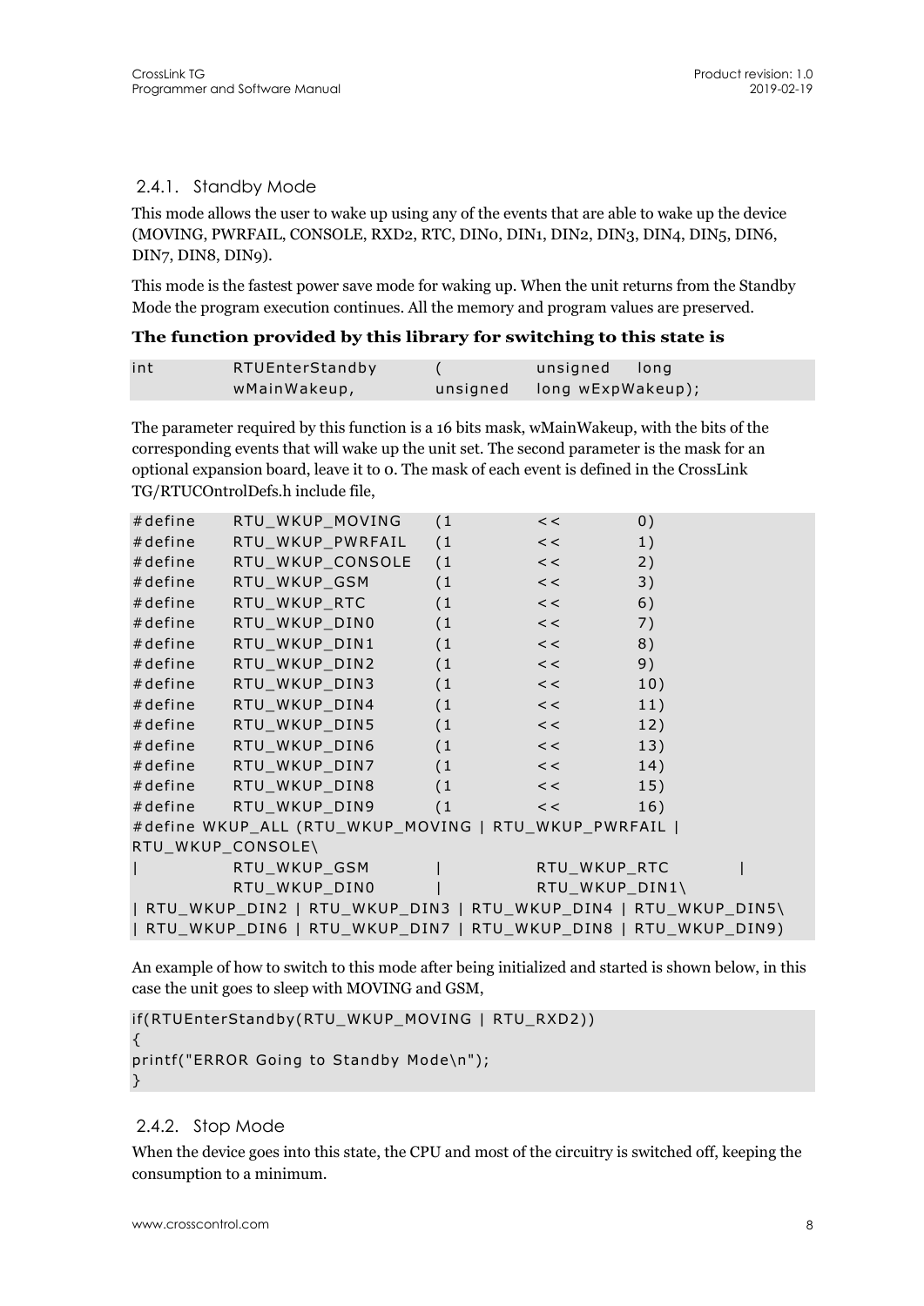### 2.4.1. Standby Mode

This mode allows the user to wake up using any of the events that are able to wake up the device (MOVING, PWRFAIL, CONSOLE, RXD2, RTC, DIN0, DIN1, DIN2, DIN3, DIN4, DIN5, DIN6, DIN7, DIN8, DIN9).

This mode is the fastest power save mode for waking up. When the unit returns from the Standby Mode the program execution continues. All the memory and program values are preserved.

**The function provided by this library for switching to this state is**

```
int         RTUEnterStandby        (           unsigned    long
            wMainWakeup,           unsigned    long wExpWakeup);
```

The parameter required by this function is a 16 bits mask, wMainWakeup, with the bits of the corresponding events that will wake up the unit set. The second parameter is the mask for an optional expansion board, leave it to 0. The mask of each event is defined in the CrossLink TG/RTUCOntrolDefs.h include file,

```
#define    RTU_WKUP_MOVING     (1        <<        0)
#define    RTU_WKUP_PWRFAIL    (1        <<        1)
#define    RTU_WKUP_CONSOLE    (1        <<        2)
#define    RTU_WKUP_GSM        (1        <<        3)
#define    RTU_WKUP_RTC        (1        <<        6)
#define    RTU_WKUP_DIN0       (1        <<        7)
#define    RTU_WKUP_DIN1       (1        <<        8)
#define    RTU_WKUP_DIN2       (1        <<        9)
#define    RTU_WKUP_DIN3       (1        <<        10)
#define    RTU_WKUP_DIN4       (1        <<        11)
#define    RTU_WKUP_DIN5       (1        <<        12)
#define    RTU_WKUP_DIN6       (1        <<        13)
#define    RTU_WKUP_DIN7       (1        <<        14)
#define    RTU_WKUP_DIN8       (1        <<        15)
#define    RTU_WKUP_DIN9       (1        <<        16)
#define WKUP_ALL (RTU_WKUP_MOVING | RTU_WKUP_PWRFAIL |
RTU_WKUP_CONSOLE\
|          RTU_WKUP_GSM         |          RTU_WKUP_RTC        |
           RTU_WKUP_DIN0        |          RTU_WKUP_DIN1\
| RTU_WKUP_DIN2 | RTU_WKUP_DIN3 | RTU_WKUP_DIN4 | RTU_WKUP_DIN5\
| RTU_WKUP_DIN6 | RTU_WKUP_DIN7 | RTU_WKUP_DIN8 | RTU_WKUP_DIN9)
```

An example of how to switch to this mode after being initialized and started is shown below, in this case the unit goes to sleep with MOVING and GSM,

```
if(RTUEnterStandby(RTU_WKUP_MOVING | RTU_RXD2))
{
printf("ERROR Going to Standby Mode\n");
}
```

### 2.4.2. Stop Mode

When the device goes into this state, the CPU and most of the circuitry is switched off, keeping the consumption to a minimum.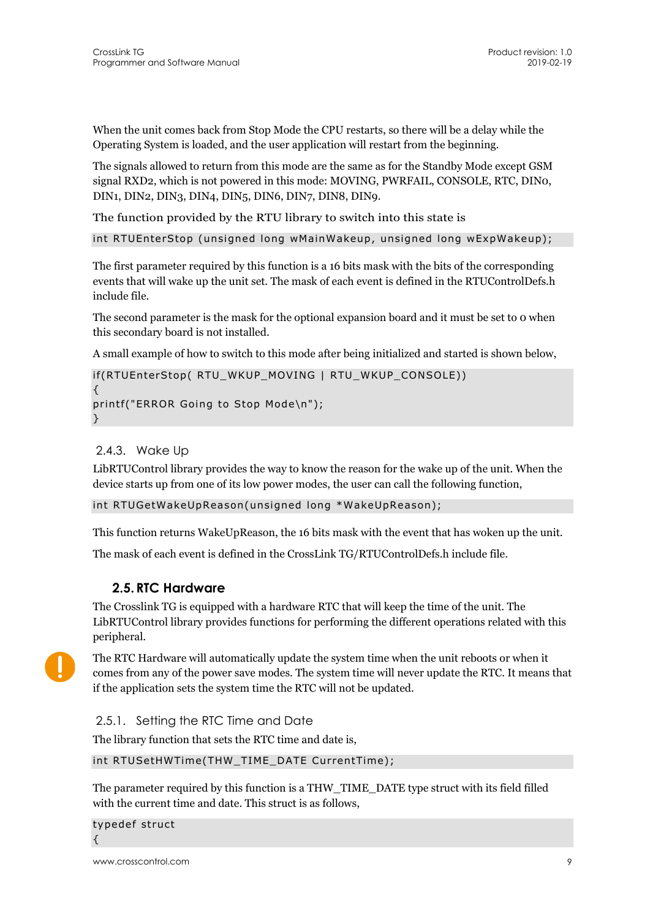When the unit comes back from Stop Mode the CPU restarts, so there will be a delay while the Operating System is loaded, and the user application will restart from the beginning.

The signals allowed to return from this mode are the same as for the Standby Mode except GSM signal RXD2, which is not powered in this mode: MOVING, PWRFAIL, CONSOLE, RTC, DIN0, DIN1, DIN2, DIN3, DIN4, DIN5, DIN6, DIN7, DIN8, DIN9.

The function provided by the RTU library to switch into this state is

```
int RTUEnterStop (unsigned long wMainWakeup, unsigned long wExpWakeup);
```

The first parameter required by this function is a 16 bits mask with the bits of the corresponding events that will wake up the unit set. The mask of each event is defined in the RTUControlDefs.h include file.

The second parameter is the mask for the optional expansion board and it must be set to 0 when this secondary board is not installed.

A small example of how to switch to this mode after being initialized and started is shown below,

```
if(RTUEnterStop( RTU_WKUP_MOVING | RTU_WKUP_CONSOLE))
{
printf("ERROR Going to Stop Mode\n");
}
```

### 2.4.3. Wake Up

LibRTUControl library provides the way to know the reason for the wake up of the unit. When the device starts up from one of its low power modes, the user can call the following function,

```
int RTUGetWakeUpReason(unsigned long *WakeUpReason);
```

This function returns WakeUpReason, the 16 bits mask with the event that has woken up the unit.

The mask of each event is defined in the CrossLink TG/RTUControlDefs.h include file.

## 2.5. RTC Hardware

The Crosslink TG is equipped with a hardware RTC that will keep the time of the unit. The LibRTUControl library provides functions for performing the different operations related with this peripheral.

The RTC Hardware will automatically update the system time when the unit reboots or when it comes from any of the power save modes. The system time will never update the RTC. It means that if the application sets the system time the RTC will not be updated.

### 2.5.1. Setting the RTC Time and Date

The library function that sets the RTC time and date is,

```
int RTUSetHWTime(THW_TIME_DATE CurrentTime);
```

The parameter required by this function is a THW_TIME_DATE type struct with its field filled with the current time and date. This struct is as follows,

```
typedef struct
{
```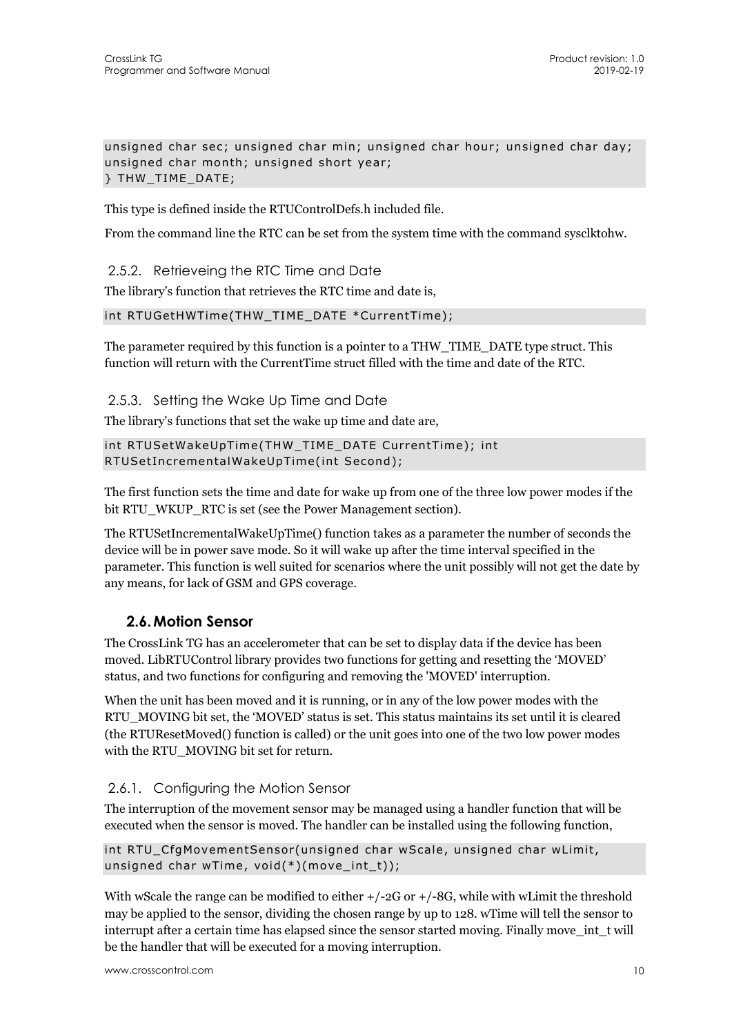```
unsigned char sec; unsigned char min; unsigned char hour; unsigned char day;
unsigned char month; unsigned short year;
} THW_TIME_DATE;
```

This type is defined inside the RTUControlDefs.h included file.

From the command line the RTC can be set from the system time with the command sysclktohw.

### 2.5.2. Retrieveing the RTC Time and Date

The library's function that retrieves the RTC time and date is,

```
int RTUGetHWTime(THW_TIME_DATE *CurrentTime);
```

The parameter required by this function is a pointer to a THW_TIME_DATE type struct. This function will return with the CurrentTime struct filled with the time and date of the RTC.

### 2.5.3. Setting the Wake Up Time and Date

The library's functions that set the wake up time and date are,

```
int RTUSetWakeUpTime(THW_TIME_DATE CurrentTime); int
RTUSetIncrementalWakeUpTime(int Second);
```

The first function sets the time and date for wake up from one of the three low power modes if the bit RTU_WKUP_RTC is set (see the Power Management section).

The RTUSetIncrementalWakeUpTime() function takes as a parameter the number of seconds the device will be in power save mode. So it will wake up after the time interval specified in the parameter. This function is well suited for scenarios where the unit possibly will not get the date by any means, for lack of GSM and GPS coverage.

## 2.6. Motion Sensor

The CrossLink TG has an accelerometer that can be set to display data if the device has been moved. LibRTUControl library provides two functions for getting and resetting the 'MOVED' status, and two functions for configuring and removing the 'MOVED' interruption.

When the unit has been moved and it is running, or in any of the low power modes with the RTU_MOVING bit set, the 'MOVED' status is set. This status maintains its set until it is cleared (the RTUResetMoved() function is called) or the unit goes into one of the two low power modes with the RTU_MOVING bit set for return.

### 2.6.1. Configuring the Motion Sensor

The interruption of the movement sensor may be managed using a handler function that will be executed when the sensor is moved. The handler can be installed using the following function,

```
int RTU_CfgMovementSensor(unsigned char wScale, unsigned char wLimit,
unsigned char wTime, void(*)(move_int_t));
```

With wScale the range can be modified to either +/-2G or +/-8G, while with wLimit the threshold may be applied to the sensor, dividing the chosen range by up to 128. wTime will tell the sensor to interrupt after a certain time has elapsed since the sensor started moving. Finally move_int_t will be the handler that will be executed for a moving interruption.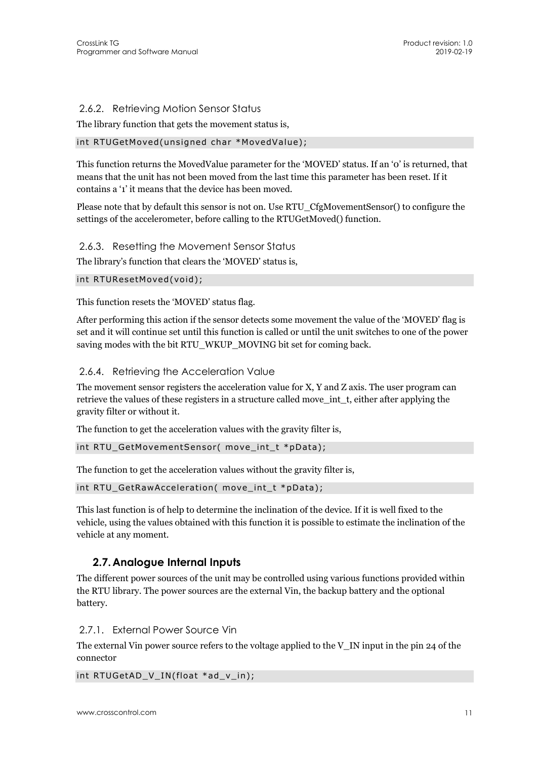### 2.6.2. Retrieving Motion Sensor Status

The library function that gets the movement status is,

```
int RTUGetMoved(unsigned char *MovedValue);
```

This function returns the MovedValue parameter for the 'MOVED' status. If an '0' is returned, that means that the unit has not been moved from the last time this parameter has been reset. If it contains a '1' it means that the device has been moved.

Please note that by default this sensor is not on. Use RTU_CfgMovementSensor() to configure the settings of the accelerometer, before calling to the RTUGetMoved() function.

### 2.6.3. Resetting the Movement Sensor Status

The library's function that clears the 'MOVED' status is,

```
int RTUResetMoved(void);
```

This function resets the 'MOVED' status flag.

After performing this action if the sensor detects some movement the value of the 'MOVED' flag is set and it will continue set until this function is called or until the unit switches to one of the power saving modes with the bit RTU_WKUP_MOVING bit set for coming back.

### 2.6.4. Retrieving the Acceleration Value

The movement sensor registers the acceleration value for X, Y and Z axis. The user program can retrieve the values of these registers in a structure called move_int_t, either after applying the gravity filter or without it.

The function to get the acceleration values with the gravity filter is,

```
int RTU_GetMovementSensor( move_int_t *pData);
```

The function to get the acceleration values without the gravity filter is,

```
int RTU_GetRawAcceleration( move_int_t *pData);
```

This last function is of help to determine the inclination of the device. If it is well fixed to the vehicle, using the values obtained with this function it is possible to estimate the inclination of the vehicle at any moment.

## 2.7. Analogue Internal Inputs

The different power sources of the unit may be controlled using various functions provided within the RTU library. The power sources are the external Vin, the backup battery and the optional battery.

### 2.7.1. External Power Source Vin

The external Vin power source refers to the voltage applied to the V_IN input in the pin 24 of the connector

```
int RTUGetAD_V_IN(float *ad_v_in);
```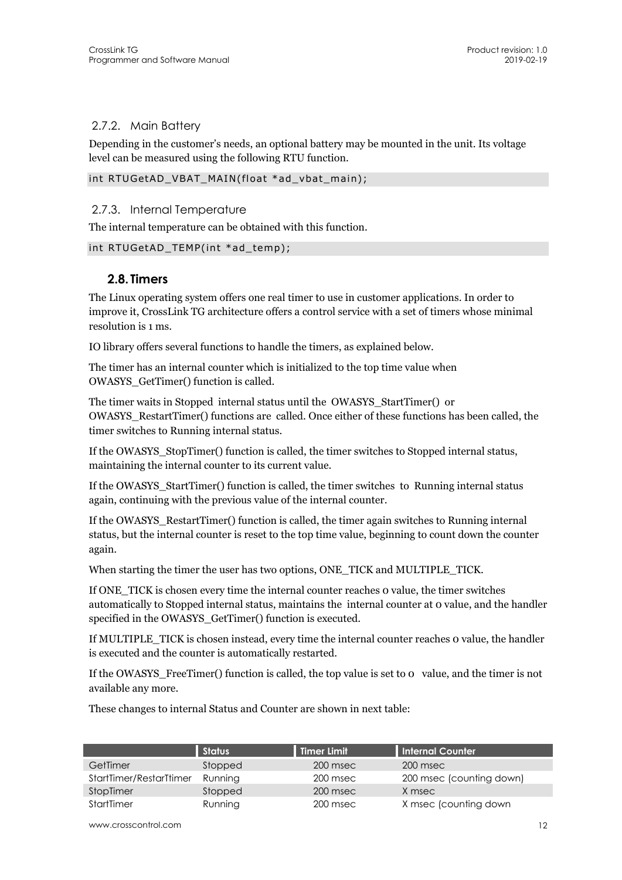### 2.7.2. Main Battery

Depending in the customer's needs, an optional battery may be mounted in the unit. Its voltage level can be measured using the following RTU function.

```
int RTUGetAD_VBAT_MAIN(float *ad_vbat_main);
```

### 2.7.3. Internal Temperature

The internal temperature can be obtained with this function.

```
int RTUGetAD_TEMP(int *ad_temp);
```

## 2.8. Timers

The Linux operating system offers one real timer to use in customer applications. In order to improve it, CrossLink TG architecture offers a control service with a set of timers whose minimal resolution is 1 ms.

IO library offers several functions to handle the timers, as explained below.

The timer has an internal counter which is initialized to the top time value when OWASYS_GetTimer() function is called.

The timer waits in Stopped internal status until the OWASYS_StartTimer() or OWASYS_RestartTimer() functions are called. Once either of these functions has been called, the timer switches to Running internal status.

If the OWASYS_StopTimer() function is called, the timer switches to Stopped internal status, maintaining the internal counter to its current value.

If the OWASYS_StartTimer() function is called, the timer switches to Running internal status again, continuing with the previous value of the internal counter.

If the OWASYS_RestartTimer() function is called, the timer again switches to Running internal status, but the internal counter is reset to the top time value, beginning to count down the counter again.

When starting the timer the user has two options, ONE_TICK and MULTIPLE_TICK.

If ONE_TICK is chosen every time the internal counter reaches 0 value, the timer switches automatically to Stopped internal status, maintains the internal counter at 0 value, and the handler specified in the OWASYS_GetTimer() function is executed.

If MULTIPLE_TICK is chosen instead, every time the internal counter reaches 0 value, the handler is executed and the counter is automatically restarted.

If the OWASYS_FreeTimer() function is called, the top value is set to 0 value, and the timer is not available any more.

These changes to internal Status and Counter are shown in next table:

| | Status | Timer Limit | Internal Counter |
|---|---|---|---|
| GetTimer | Stopped | 200 msec | 200 msec |
| StartTimer/RestarTtimer | Running | 200 msec | 200 msec (counting down) |
| StopTimer | Stopped | 200 msec | X msec |
| StartTimer | Running | 200 msec | X msec (counting down |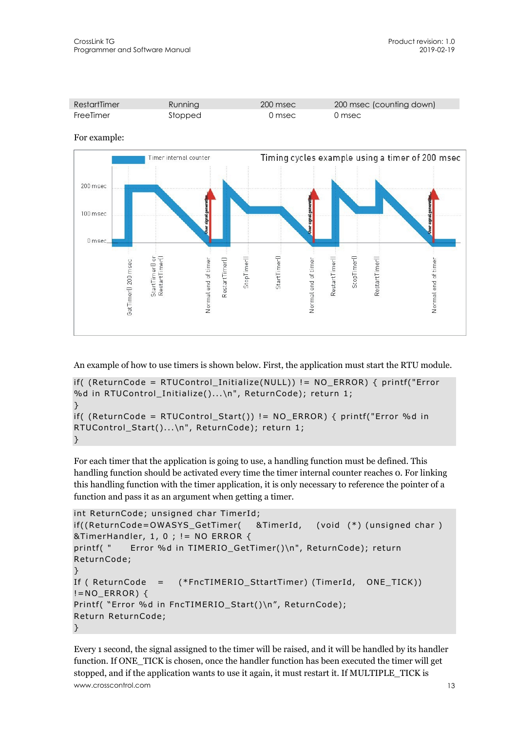| RestartTimer | Running | 200 msec | 200 msec (counting down) |
|---|---|---|---|
| FreeTimer | Stopped | 0 msec | 0 msec |

For example:

An example of how to use timers is shown below. First, the application must start the RTU module.

```
if( (ReturnCode = RTUControl_Initialize(NULL)) != NO_ERROR) { printf("Error
%d in RTUControl_Initialize()...\n", ReturnCode); return 1;
}
if( (ReturnCode = RTUControl_Start()) != NO_ERROR) { printf("Error %d in
RTUControl_Start()...\n", ReturnCode); return 1;
}
```

For each timer that the application is going to use, a handling function must be defined. This handling function should be activated every time the timer internal counter reaches 0. For linking this handling function with the timer application, it is only necessary to reference the pointer of a function and pass it as an argument when getting a timer.

```
int ReturnCode; unsigned char TimerId;
if((ReturnCode=OWASYS_GetTimer(   &TimerId,   (void  (*) (unsigned char )
&TimerHandler, 1, 0 ; != NO ERROR {
printf( "    Error %d in TIMERIO_GetTimer()\n", ReturnCode); return
ReturnCode;
}
If ( ReturnCode   =   (*FncTIMERIO_SttartTimer) (TimerId,   ONE_TICK))
!=NO_ERROR) {
Printf( "Error %d in FncTIMERIO_Start()\n", ReturnCode);
Return ReturnCode;
}
```

Every 1 second, the signal assigned to the timer will be raised, and it will be handled by its handler function. If ONE_TICK is chosen, once the handler function has been executed the timer will get stopped, and if the application wants to use it again, it must restart it. If MULTIPLE_TICK is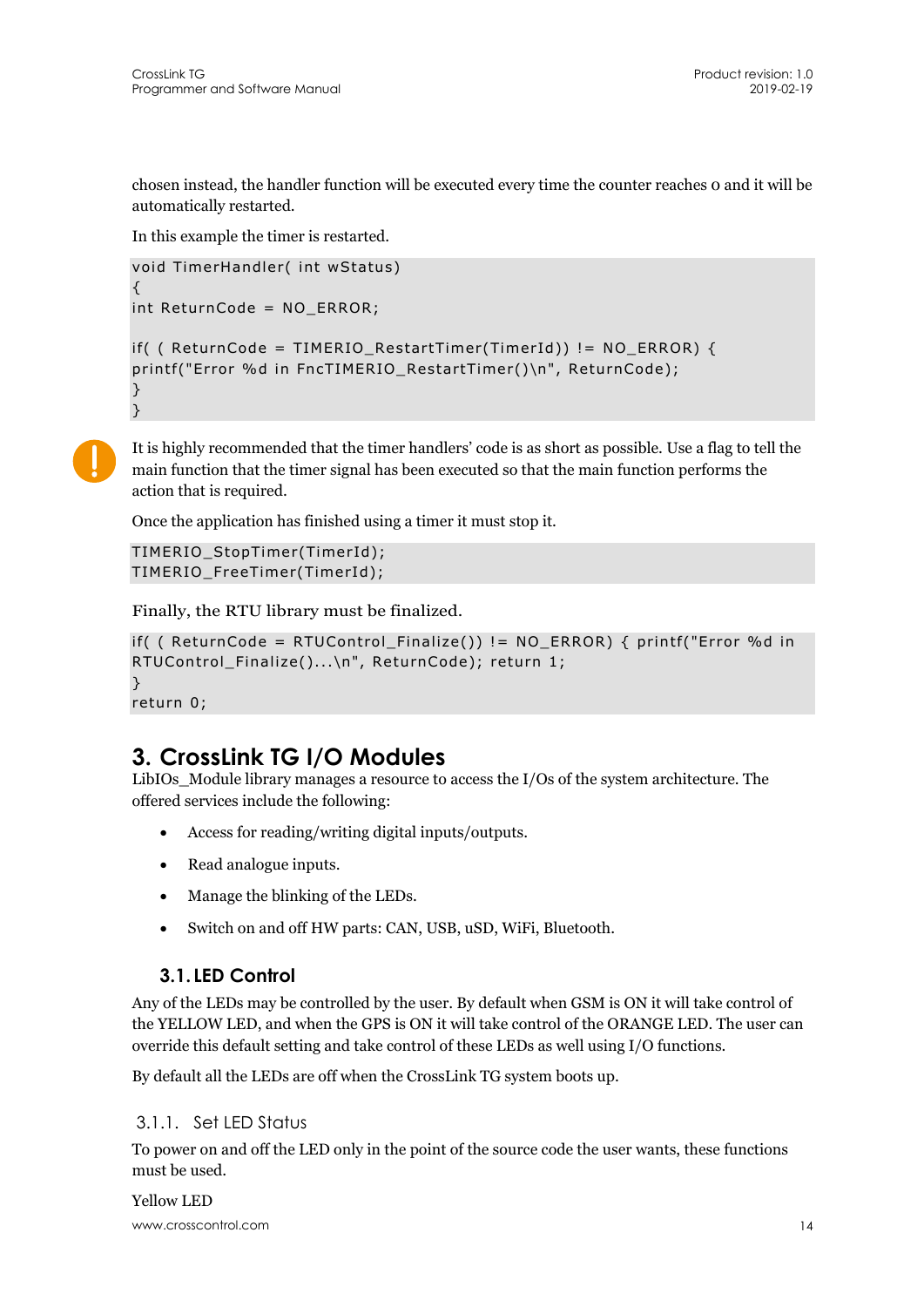chosen instead, the handler function will be executed every time the counter reaches 0 and it will be automatically restarted.

In this example the timer is restarted.

```
void TimerHandler( int wStatus)
{
int ReturnCode = NO_ERROR;

if( ( ReturnCode = TIMERIO_RestartTimer(TimerId)) != NO_ERROR) {
printf("Error %d in FncTIMERIO_RestartTimer()\n", ReturnCode);
}
}
```

It is highly recommended that the timer handlers' code is as short as possible. Use a flag to tell the main function that the timer signal has been executed so that the main function performs the action that is required.

Once the application has finished using a timer it must stop it.

```
TIMERIO_StopTimer(TimerId);
TIMERIO_FreeTimer(TimerId);
```

Finally, the RTU library must be finalized.

```
if( ( ReturnCode = RTUControl_Finalize()) != NO_ERROR) { printf("Error %d in
RTUControl_Finalize()...\n", ReturnCode); return 1;
}
return 0;
```

# 3. CrossLink TG I/O Modules

LibIOs_Module library manages a resource to access the I/Os of the system architecture. The offered services include the following:

- Access for reading/writing digital inputs/outputs.
- Read analogue inputs.
- Manage the blinking of the LEDs.
- Switch on and off HW parts: CAN, USB, uSD, WiFi, Bluetooth.

## 3.1. LED Control

Any of the LEDs may be controlled by the user. By default when GSM is ON it will take control of the YELLOW LED, and when the GPS is ON it will take control of the ORANGE LED. The user can override this default setting and take control of these LEDs as well using I/O functions.

By default all the LEDs are off when the CrossLink TG system boots up.

### 3.1.1. Set LED Status

To power on and off the LED only in the point of the source code the user wants, these functions must be used.

Yellow LED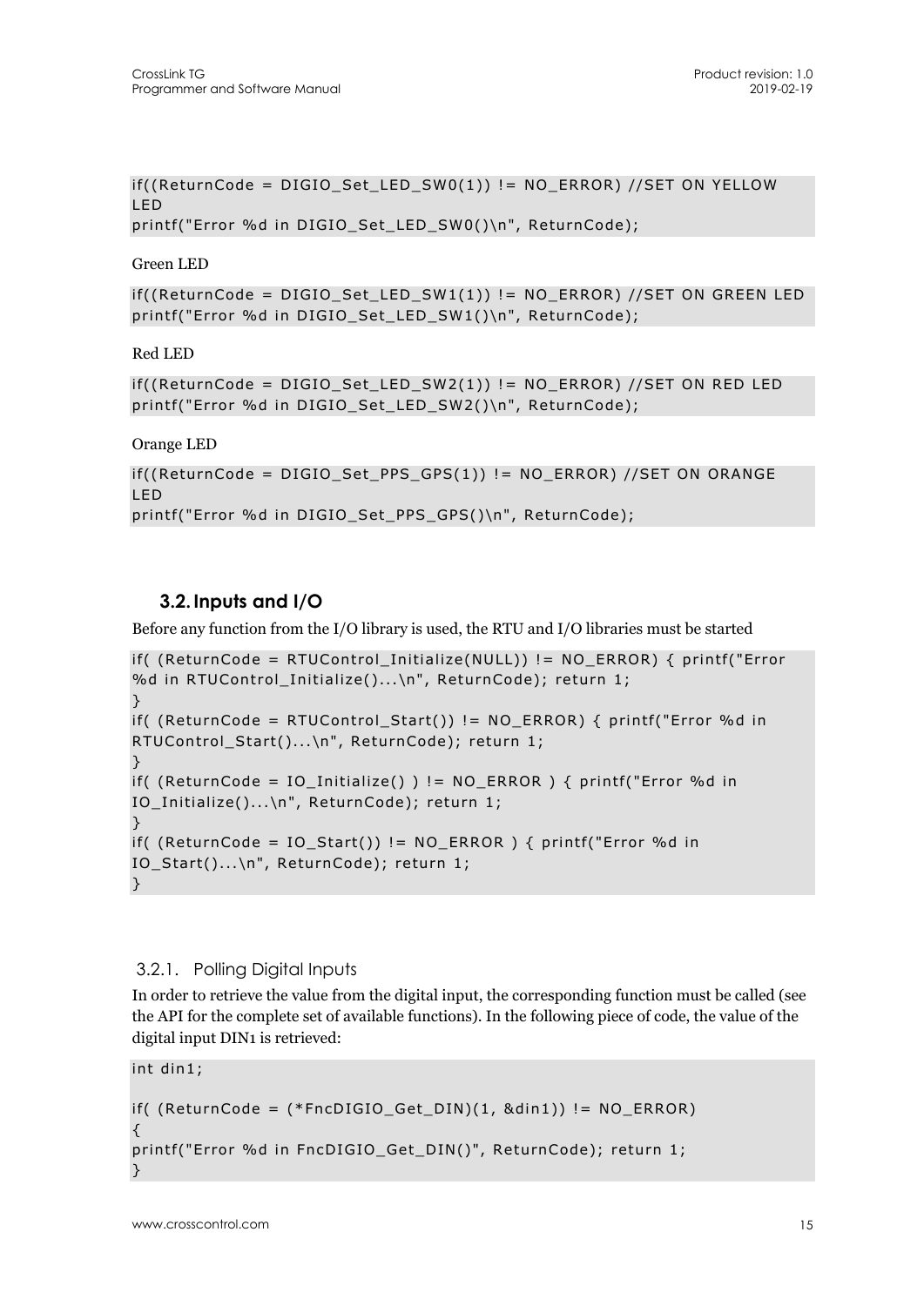```
if((ReturnCode = DIGIO_Set_LED_SW0(1)) != NO_ERROR) //SET ON YELLOW LED
printf("Error %d in DIGIO_Set_LED_SW0()\n", ReturnCode);
```

Green LED

```
if((ReturnCode = DIGIO_Set_LED_SW1(1)) != NO_ERROR) //SET ON GREEN LED
printf("Error %d in DIGIO_Set_LED_SW1()\n", ReturnCode);
```

Red LED

```
if((ReturnCode = DIGIO_Set_LED_SW2(1)) != NO_ERROR) //SET ON RED LED
printf("Error %d in DIGIO_Set_LED_SW2()\n", ReturnCode);
```

Orange LED

```
if((ReturnCode = DIGIO_Set_PPS_GPS(1)) != NO_ERROR) //SET ON ORANGE LED
printf("Error %d in DIGIO_Set_PPS_GPS()\n", ReturnCode);
```

## 3.2. Inputs and I/O

Before any function from the I/O library is used, the RTU and I/O libraries must be started

```
if( (ReturnCode = RTUControl_Initialize(NULL)) != NO_ERROR) { printf("Error %d in RTUControl_Initialize()...\n", ReturnCode); return 1;
}
if( (ReturnCode = RTUControl_Start()) != NO_ERROR) { printf("Error %d in RTUControl_Start()...\n", ReturnCode); return 1;
}
if( (ReturnCode = IO_Initialize() ) != NO_ERROR ) { printf("Error %d in IO_Initialize()...\n", ReturnCode); return 1;
}
if( (ReturnCode = IO_Start()) != NO_ERROR ) { printf("Error %d in IO_Start()...\n", ReturnCode); return 1;
}
```

### 3.2.1. Polling Digital Inputs

In order to retrieve the value from the digital input, the corresponding function must be called (see the API for the complete set of available functions). In the following piece of code, the value of the digital input DIN1 is retrieved:

```
int din1;

if( (ReturnCode = (*FncDIGIO_Get_DIN)(1, &din1)) != NO_ERROR)
{
printf("Error %d in FncDIGIO_Get_DIN()", ReturnCode); return 1;
}
```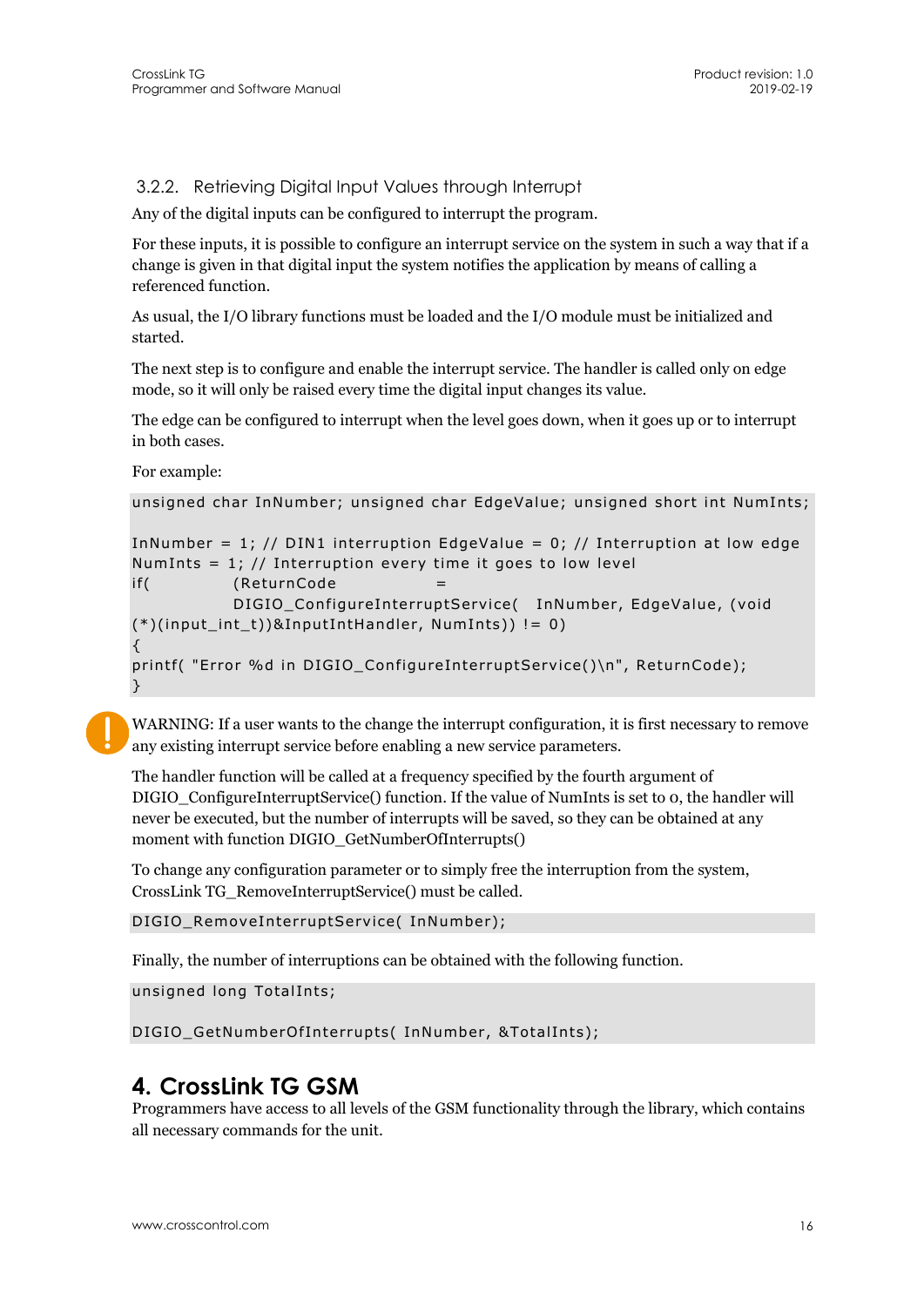### 3.2.2. Retrieving Digital Input Values through Interrupt

Any of the digital inputs can be configured to interrupt the program.

For these inputs, it is possible to configure an interrupt service on the system in such a way that if a change is given in that digital input the system notifies the application by means of calling a referenced function.

As usual, the I/O library functions must be loaded and the I/O module must be initialized and started.

The next step is to configure and enable the interrupt service. The handler is called only on edge mode, so it will only be raised every time the digital input changes its value.

The edge can be configured to interrupt when the level goes down, when it goes up or to interrupt in both cases.

For example:

```
unsigned char InNumber; unsigned char EdgeValue; unsigned short int NumInts;

InNumber = 1; // DIN1 interruption EdgeValue = 0; // Interruption at low edge
NumInts = 1; // Interruption every time it goes to low level
if(          (ReturnCode            =
             DIGIO_ConfigureInterruptService(  InNumber, EdgeValue, (void
(*)(input_int_t))&InputIntHandler, NumInts)) != 0)
{
printf( "Error %d in DIGIO_ConfigureInterruptService()\n", ReturnCode);
}
```

WARNING: If a user wants to the change the interrupt configuration, it is first necessary to remove any existing interrupt service before enabling a new service parameters.

The handler function will be called at a frequency specified by the fourth argument of DIGIO_ConfigureInterruptService() function. If the value of NumInts is set to 0, the handler will never be executed, but the number of interrupts will be saved, so they can be obtained at any moment with function DIGIO_GetNumberOfInterrupts()

To change any configuration parameter or to simply free the interruption from the system, CrossLink TG_RemoveInterruptService() must be called.

```
DIGIO_RemoveInterruptService( InNumber);
```

Finally, the number of interruptions can be obtained with the following function.

```
unsigned long TotalInts;

DIGIO_GetNumberOfInterrupts( InNumber, &TotalInts);
```

# 4. CrossLink TG GSM

Programmers have access to all levels of the GSM functionality through the library, which contains all necessary commands for the unit.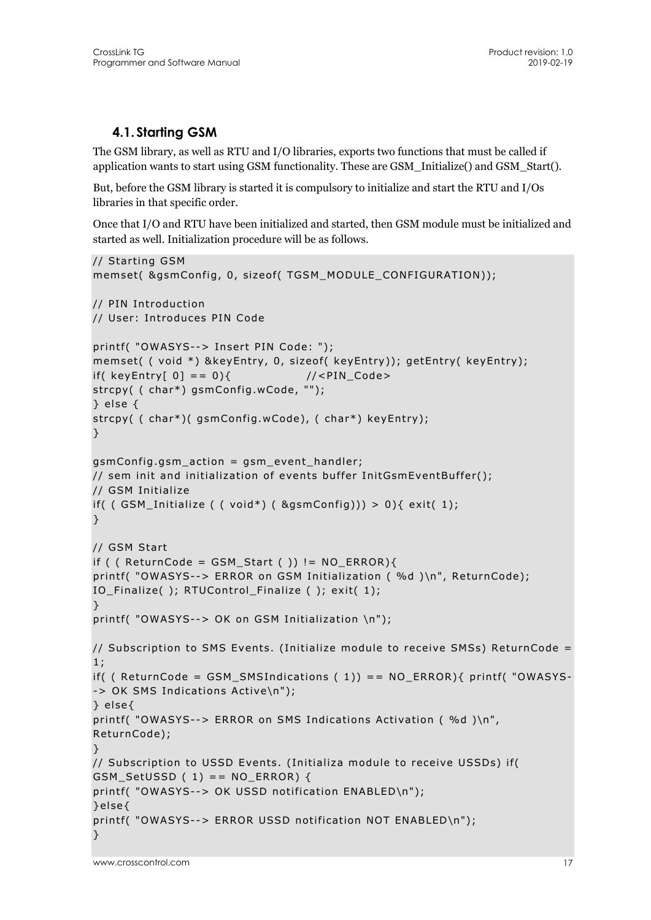## 4.1. Starting GSM

The GSM library, as well as RTU and I/O libraries, exports two functions that must be called if application wants to start using GSM functionality. These are GSM_Initialize() and GSM_Start().

But, before the GSM library is started it is compulsory to initialize and start the RTU and I/Os libraries in that specific order.

Once that I/O and RTU have been initialized and started, then GSM module must be initialized and started as well. Initialization procedure will be as follows.

```
// Starting GSM
memset( &gsmConfig, 0, sizeof( TGSM_MODULE_CONFIGURATION));

// PIN Introduction
// User: Introduces PIN Code

printf( "OWASYS--> Insert PIN Code: ");
memset( ( void *) &keyEntry, 0, sizeof( keyEntry)); getEntry( keyEntry);
if( keyEntry[ 0] == 0){              //<PIN_Code>
strcpy( ( char*) gsmConfig.wCode, "");
} else {
strcpy( ( char*)( gsmConfig.wCode), ( char*) keyEntry);
}

gsmConfig.gsm_action = gsm_event_handler;
// sem init and initialization of events buffer InitGsmEventBuffer();
// GSM Initialize
if( ( GSM_Initialize ( ( void*) ( &gsmConfig))) > 0){ exit( 1);
}

// GSM Start
if ( ( ReturnCode = GSM_Start ( )) != NO_ERROR){
printf( "OWASYS--> ERROR on GSM Initialization ( %d )\n", ReturnCode);
IO_Finalize( ); RTUControl_Finalize ( ); exit( 1);
}
printf( "OWASYS--> OK on GSM Initialization \n");

// Subscription to SMS Events. (Initialize module to receive SMSs) ReturnCode =
1;
if( ( ReturnCode = GSM_SMSIndications ( 1)) == NO_ERROR){ printf( "OWASYS-
-> OK SMS Indications Active\n");
} else{
printf( "OWASYS--> ERROR on SMS Indications Activation ( %d )\n",
ReturnCode);
}
// Subscription to USSD Events. (Initializa module to receive USSDs) if(
GSM_SetUSSD ( 1) == NO_ERROR) {
printf( "OWASYS--> OK USSD notification ENABLED\n");
}else{
printf( "OWASYS--> ERROR USSD notification NOT ENABLED\n");
}
```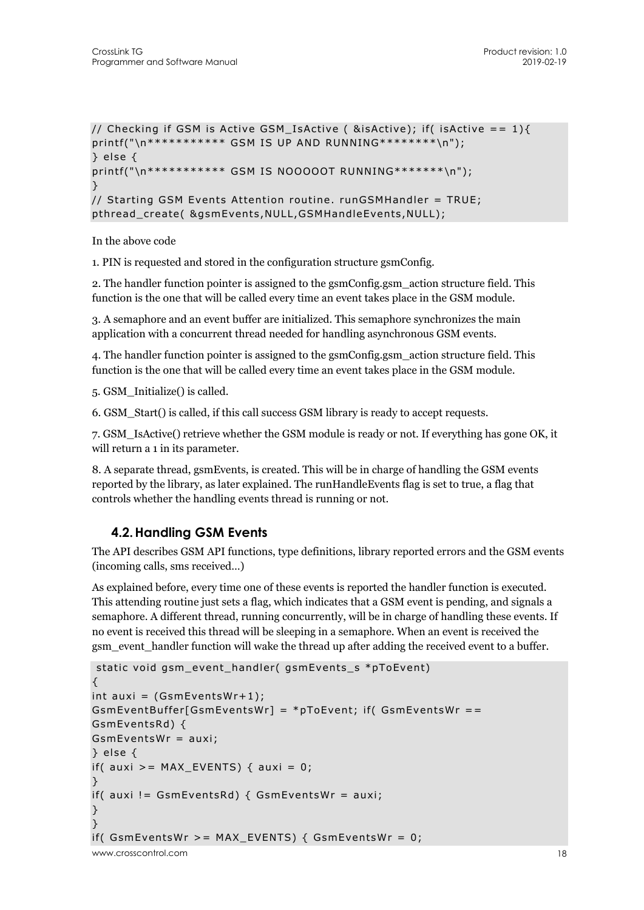```
// Checking if GSM is Active GSM_IsActive ( &isActive); if( isActive == 1){
printf("\n*********** GSM IS UP AND RUNNING********\n");
} else {
printf("\n*********** GSM IS NOOOOOT RUNNING*******\n");
}
// Starting GSM Events Attention routine. runGSMHandler = TRUE;
pthread_create( &gsmEvents,NULL,GSMHandleEvents,NULL);
```

In the above code

1. PIN is requested and stored in the configuration structure gsmConfig.

2. The handler function pointer is assigned to the gsmConfig.gsm_action structure field. This function is the one that will be called every time an event takes place in the GSM module.

3. A semaphore and an event buffer are initialized. This semaphore synchronizes the main application with a concurrent thread needed for handling asynchronous GSM events.

4. The handler function pointer is assigned to the gsmConfig.gsm_action structure field. This function is the one that will be called every time an event takes place in the GSM module.

5. GSM_Initialize() is called.

6. GSM_Start() is called, if this call success GSM library is ready to accept requests.

7. GSM_IsActive() retrieve whether the GSM module is ready or not. If everything has gone OK, it will return a 1 in its parameter.

8. A separate thread, gsmEvents, is created. This will be in charge of handling the GSM events reported by the library, as later explained. The runHandleEvents flag is set to true, a flag that controls whether the handling events thread is running or not.

## 4.2. Handling GSM Events

The API describes GSM API functions, type definitions, library reported errors and the GSM events (incoming calls, sms received...)

As explained before, every time one of these events is reported the handler function is executed. This attending routine just sets a flag, which indicates that a GSM event is pending, and signals a semaphore. A different thread, running concurrently, will be in charge of handling these events. If no event is received this thread will be sleeping in a semaphore. When an event is received the gsm_event_handler function will wake the thread up after adding the received event to a buffer.

```
 static void gsm_event_handler( gsmEvents_s *pToEvent)
{
int auxi = (GsmEventsWr+1);
GsmEventBuffer[GsmEventsWr] = *pToEvent; if( GsmEventsWr ==
GsmEventsRd) {
GsmEventsWr = auxi;
} else {
if( auxi >= MAX_EVENTS) { auxi = 0;
}
if( auxi != GsmEventsRd) { GsmEventsWr = auxi;
}
}
if( GsmEventsWr >= MAX_EVENTS) { GsmEventsWr = 0;
```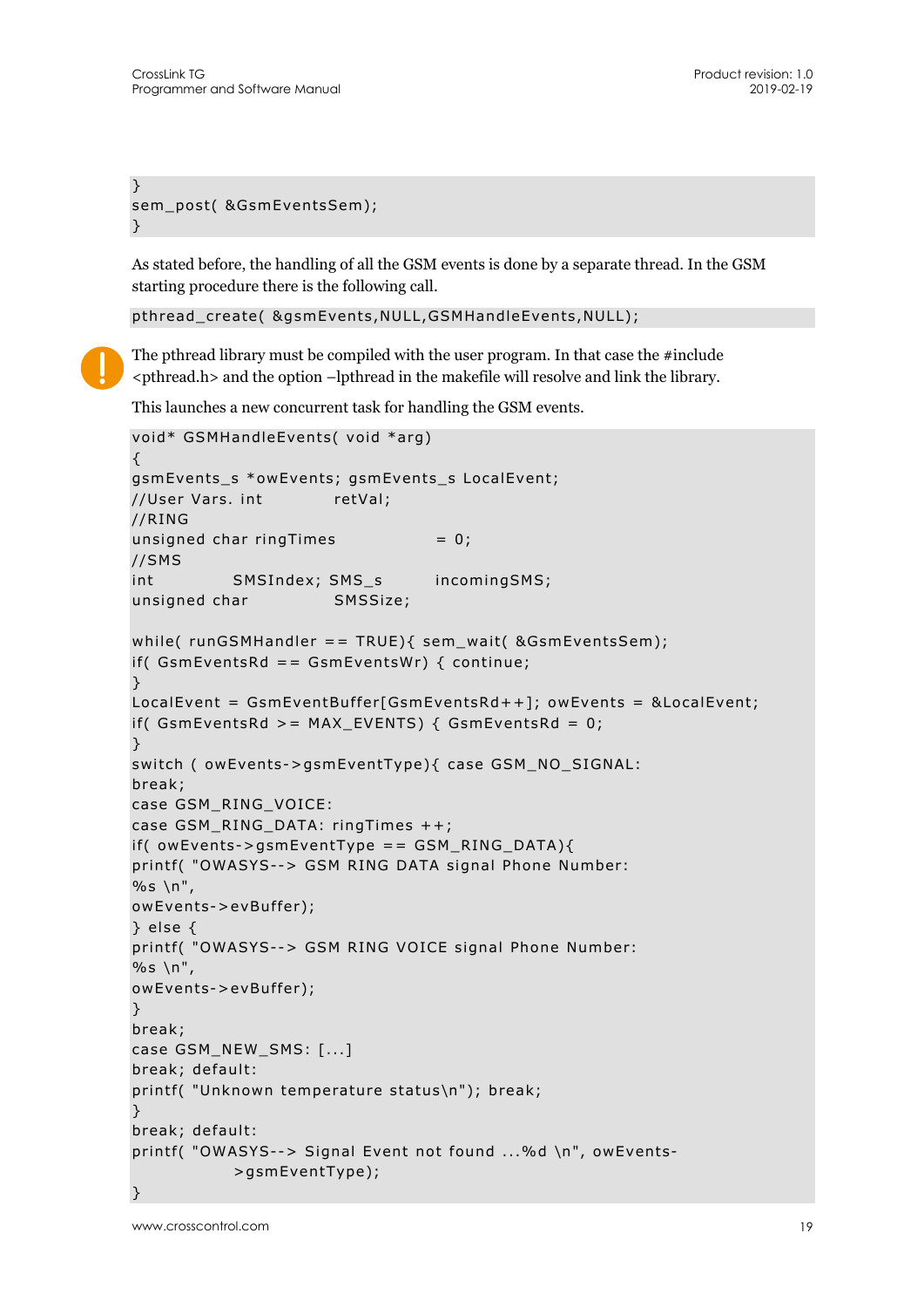```
}
sem_post( &GsmEventsSem);
}
```

As stated before, the handling of all the GSM events is done by a separate thread. In the GSM starting procedure there is the following call.

```
pthread_create( &gsmEvents,NULL,GSMHandleEvents,NULL);
```

The pthread library must be compiled with the user program. In that case the #include <pthread.h> and the option –lpthread in the makefile will resolve and link the library.

This launches a new concurrent task for handling the GSM events.

```
void* GSMHandleEvents( void *arg)
{
gsmEvents_s *owEvents; gsmEvents_s LocalEvent;
//User Vars. int          retVal;
//RING
unsigned char ringTimes             = 0;
//SMS
int          SMSIndex; SMS_s       incomingSMS;
unsigned char           SMSSize;

while( runGSMHandler == TRUE){ sem_wait( &GsmEventsSem);
if( GsmEventsRd == GsmEventsWr) { continue;
}
LocalEvent = GsmEventBuffer[GsmEventsRd++]; owEvents = &LocalEvent;
if( GsmEventsRd >= MAX_EVENTS) { GsmEventsRd = 0;
}
switch ( owEvents->gsmEventType){ case GSM_NO_SIGNAL:
break;
case GSM_RING_VOICE:
case GSM_RING_DATA: ringTimes ++;
if( owEvents->gsmEventType == GSM_RING_DATA){
printf( "OWASYS--> GSM RING DATA signal Phone Number:
%s \n",
owEvents->evBuffer);
} else {
printf( "OWASYS--> GSM RING VOICE signal Phone Number:
%s \n",
owEvents->evBuffer);
}
break;
case GSM_NEW_SMS: [...]
break; default:
printf( "Unknown temperature status\n"); break;
}
break; default:
printf( "OWASYS--> Signal Event not found ...%d \n", owEvents-
            >gsmEventType);
}
```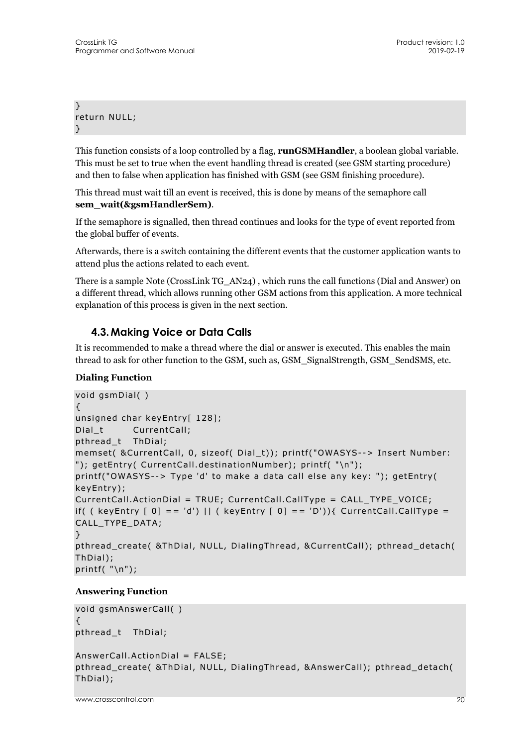```
}
return NULL;
}
```

This function consists of a loop controlled by a flag, **runGSMHandler**, a boolean global variable. This must be set to true when the event handling thread is created (see GSM starting procedure) and then to false when application has finished with GSM (see GSM finishing procedure).

This thread must wait till an event is received, this is done by means of the semaphore call **sem_wait(&gsmHandlerSem)**.

If the semaphore is signalled, then thread continues and looks for the type of event reported from the global buffer of events.

Afterwards, there is a switch containing the different events that the customer application wants to attend plus the actions related to each event.

There is a sample Note (CrossLink TG_AN24) , which runs the call functions (Dial and Answer) on a different thread, which allows running other GSM actions from this application. A more technical explanation of this process is given in the next section.

## 4.3. Making Voice or Data Calls

It is recommended to make a thread where the dial or answer is executed. This enables the main thread to ask for other function to the GSM, such as, GSM_SignalStrength, GSM_SendSMS, etc.

**Dialing Function**

```
void gsmDial( )
{
unsigned char keyEntry[ 128];
Dial_t       CurrentCall;
pthread_t   ThDial;
memset( &CurrentCall, 0, sizeof( Dial_t)); printf("OWASYS--> Insert Number:
"); getEntry( CurrentCall.destinationNumber); printf( "\n");
printf("OWASYS--> Type 'd' to make a data call else any key: "); getEntry(
keyEntry);
CurrentCall.ActionDial = TRUE; CurrentCall.CallType = CALL_TYPE_VOICE;
if( ( keyEntry [ 0] == 'd') || ( keyEntry [ 0] == 'D')){ CurrentCall.CallType =
CALL_TYPE_DATA;
}
pthread_create( &ThDial, NULL, DialingThread, &CurrentCall); pthread_detach(
ThDial);
printf( "\n");
```

**Answering Function**

```
void gsmAnswerCall( )
{
pthread_t   ThDial;

AnswerCall.ActionDial = FALSE;
pthread_create( &ThDial, NULL, DialingThread, &AnswerCall); pthread_detach(
ThDial);
```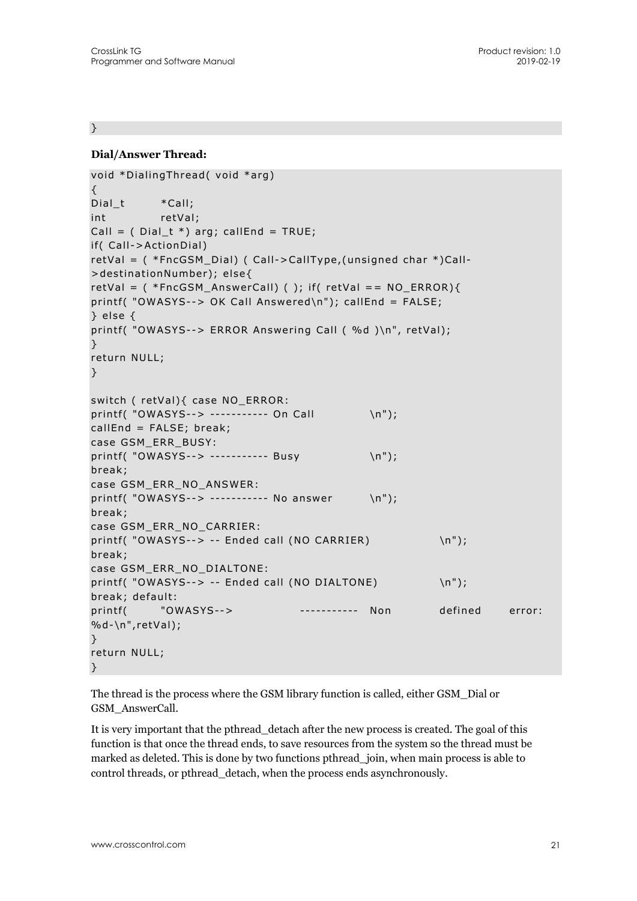```
}
```

**Dial/Answer Thread:**

```
void *DialingThread( void *arg)
{
Dial_t       *Call;
int          retVal;
Call = ( Dial_t *) arg; callEnd = TRUE;
if( Call->ActionDial)
retVal = ( *FncGSM_Dial) ( Call->CallType,(unsigned char *)Call-
>destinationNumber); else{
retVal = ( *FncGSM_AnswerCall) ( ); if( retVal == NO_ERROR){
printf( "OWASYS--> OK Call Answered\n"); callEnd = FALSE;
} else {
printf( "OWASYS--> ERROR Answering Call ( %d )\n", retVal);
}
return NULL;
}

switch ( retVal){ case NO_ERROR:
printf( "OWASYS--> ----------- On Call         \n");
callEnd = FALSE; break;
case GSM_ERR_BUSY:
printf( "OWASYS--> ----------- Busy            \n");
break;
case GSM_ERR_NO_ANSWER:
printf( "OWASYS--> ----------- No answer       \n");
break;
case GSM_ERR_NO_CARRIER:
printf( "OWASYS--> -- Ended call (NO CARRIER)           \n");
break;
case GSM_ERR_NO_DIALTONE:
printf( "OWASYS--> -- Ended call (NO DIALTONE)          \n");
break; default:
printf(      "OWASYS-->           -----------  Non       defined     error:
%d-\n",retVal);
}
return NULL;
}
```

The thread is the process where the GSM library function is called, either GSM_Dial or GSM_AnswerCall.

It is very important that the pthread_detach after the new process is created. The goal of this function is that once the thread ends, to save resources from the system so the thread must be marked as deleted. This is done by two functions pthread_join, when main process is able to control threads, or pthread_detach, when the process ends asynchronously.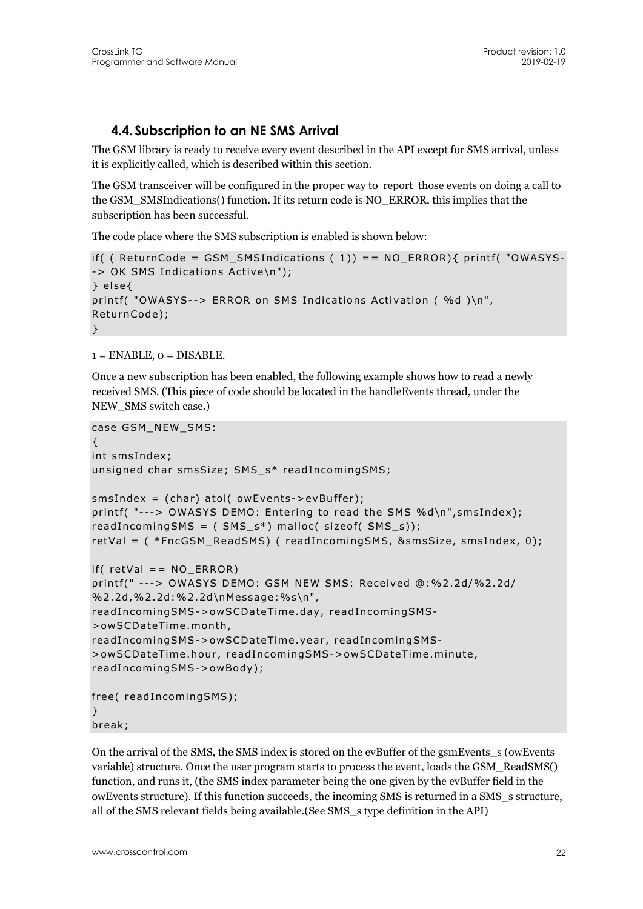## 4.4. Subscription to an NE SMS Arrival

The GSM library is ready to receive every event described in the API except for SMS arrival, unless it is explicitly called, which is described within this section.

The GSM transceiver will be configured in the proper way to report those events on doing a call to the GSM_SMSIndications() function. If its return code is NO_ERROR, this implies that the subscription has been successful.

The code place where the SMS subscription is enabled is shown below:

```
if( ( ReturnCode = GSM_SMSIndications ( 1)) == NO_ERROR){ printf( "OWASYS--> OK SMS Indications Active\n");
} else{
printf( "OWASYS--> ERROR on SMS Indications Activation ( %d )\n", ReturnCode);
}
```

1 = ENABLE, 0 = DISABLE.

Once a new subscription has been enabled, the following example shows how to read a newly received SMS. (This piece of code should be located in the handleEvents thread, under the NEW_SMS switch case.)

```
case GSM_NEW_SMS:
{
int smsIndex;
unsigned char smsSize; SMS_s* readIncomingSMS;

smsIndex = (char) atoi( owEvents->evBuffer);
printf( "---> OWASYS DEMO: Entering to read the SMS %d\n",smsIndex);
readIncomingSMS = ( SMS_s*) malloc( sizeof( SMS_s));
retVal = ( *FncGSM_ReadSMS) ( readIncomingSMS, &smsSize, smsIndex, 0);

if( retVal == NO_ERROR)
printf(" ---> OWASYS DEMO: GSM NEW SMS: Received @:%2.2d/%2.2d/
%2.2d,%2.2d:%2.2d\nMessage:%s\n",
readIncomingSMS->owSCDateTime.day, readIncomingSMS-
>owSCDateTime.month,
readIncomingSMS->owSCDateTime.year, readIncomingSMS-
>owSCDateTime.hour, readIncomingSMS->owSCDateTime.minute,
readIncomingSMS->owBody);

free( readIncomingSMS);
}
break;
```

On the arrival of the SMS, the SMS index is stored on the evBuffer of the gsmEvents_s (owEvents variable) structure. Once the user program starts to process the event, loads the GSM_ReadSMS() function, and runs it, (the SMS index parameter being the one given by the evBuffer field in the owEvents structure). If this function succeeds, the incoming SMS is returned in a SMS_s structure, all of the SMS relevant fields being available.(See SMS_s type definition in the API)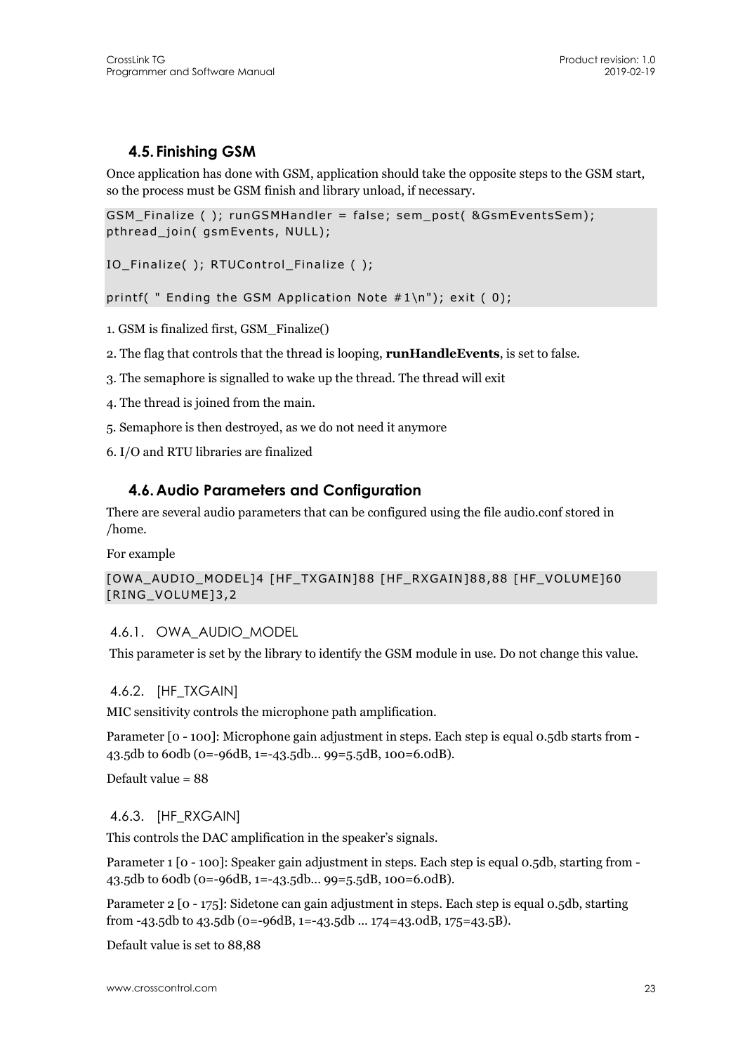## 4.5. Finishing GSM

Once application has done with GSM, application should take the opposite steps to the GSM start, so the process must be GSM finish and library unload, if necessary.

```
GSM_Finalize ( ); runGSMHandler = false; sem_post( &GsmEventsSem);
pthread_join( gsmEvents, NULL);

IO_Finalize( ); RTUControl_Finalize ( );

printf( " Ending the GSM Application Note #1\n"); exit ( 0);
```

1. GSM is finalized first, GSM_Finalize()

2. The flag that controls that the thread is looping, **runHandleEvents**, is set to false.

3. The semaphore is signalled to wake up the thread. The thread will exit

4. The thread is joined from the main.

5. Semaphore is then destroyed, as we do not need it anymore

6. I/O and RTU libraries are finalized

## 4.6. Audio Parameters and Configuration

There are several audio parameters that can be configured using the file audio.conf stored in /home.

For example

```
[OWA_AUDIO_MODEL]4 [HF_TXGAIN]88 [HF_RXGAIN]88,88 [HF_VOLUME]60
[RING_VOLUME]3,2
```

### 4.6.1. OWA_AUDIO_MODEL

This parameter is set by the library to identify the GSM module in use. Do not change this value.

### 4.6.2. [HF_TXGAIN]

MIC sensitivity controls the microphone path amplification.

Parameter [0 - 100]: Microphone gain adjustment in steps. Each step is equal 0.5db starts from -43.5db to 60db (0=-96dB, 1=-43.5db... 99=5.5dB, 100=6.0dB).

Default value = 88

### 4.6.3. [HF_RXGAIN]

This controls the DAC amplification in the speaker's signals.

Parameter 1 [0 - 100]: Speaker gain adjustment in steps. Each step is equal 0.5db, starting from -43.5db to 60db (0=-96dB, 1=-43.5db... 99=5.5dB, 100=6.0dB).

Parameter 2 [0 - 175]: Sidetone can gain adjustment in steps. Each step is equal 0.5db, starting from -43.5db to 43.5db (0=-96dB, 1=-43.5db ... 174=43.0dB, 175=43.5B).

Default value is set to 88,88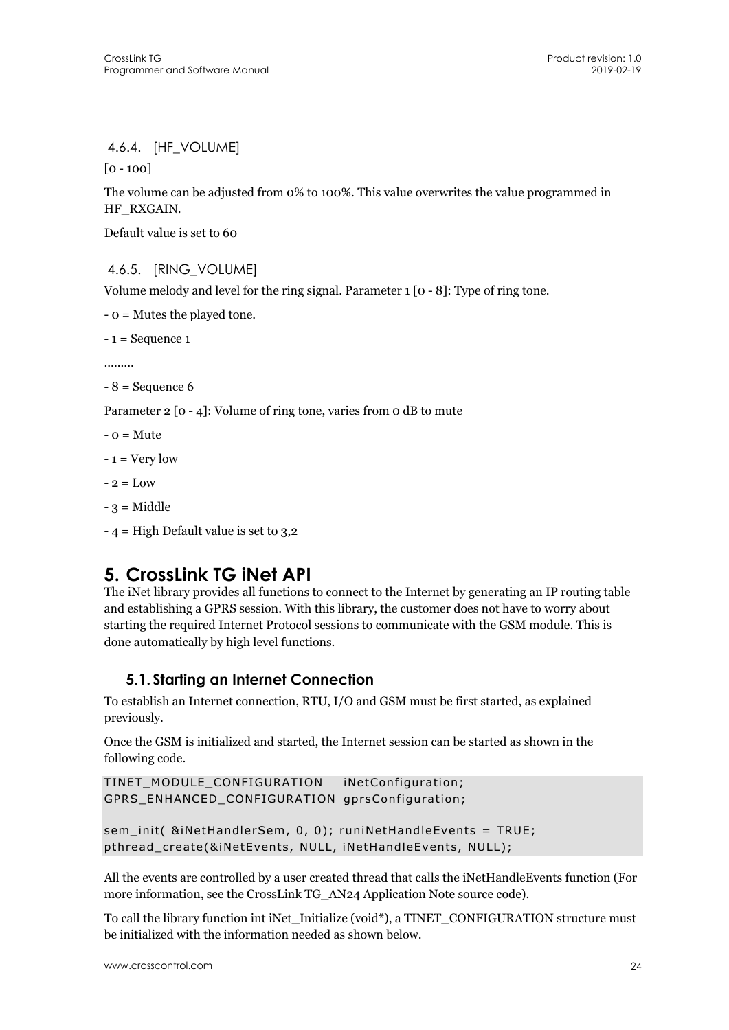#### 4.6.4. [HF_VOLUME]

[0 - 100]

The volume can be adjusted from 0% to 100%. This value overwrites the value programmed in HF_RXGAIN.

Default value is set to 60

#### 4.6.5. [RING_VOLUME]

Volume melody and level for the ring signal. Parameter 1 [0 - 8]: Type of ring tone.

- 0 = Mutes the played tone.

- 1 = Sequence 1

.........

- 8 = Sequence 6

Parameter 2 [0 - 4]: Volume of ring tone, varies from 0 dB to mute

- 0 = Mute

- 1 = Very low

- 2 = Low

- 3 = Middle

- 4 = High Default value is set to 3,2

# 5. CrossLink TG iNet API

The iNet library provides all functions to connect to the Internet by generating an IP routing table and establishing a GPRS session. With this library, the customer does not have to worry about starting the required Internet Protocol sessions to communicate with the GSM module. This is done automatically by high level functions.

## 5.1. Starting an Internet Connection

To establish an Internet connection, RTU, I/O and GSM must be first started, as explained previously.

Once the GSM is initialized and started, the Internet session can be started as shown in the following code.

```
TINET_MODULE_CONFIGURATION    iNetConfiguration;
GPRS_ENHANCED_CONFIGURATION gprsConfiguration;

sem_init( &iNetHandlerSem, 0, 0); runiNetHandleEvents = TRUE;
pthread_create(&iNetEvents, NULL, iNetHandleEvents, NULL);
```

All the events are controlled by a user created thread that calls the iNetHandleEvents function (For more information, see the CrossLink TG_AN24 Application Note source code).

To call the library function int iNet_Initialize (void*), a TINET_CONFIGURATION structure must be initialized with the information needed as shown below.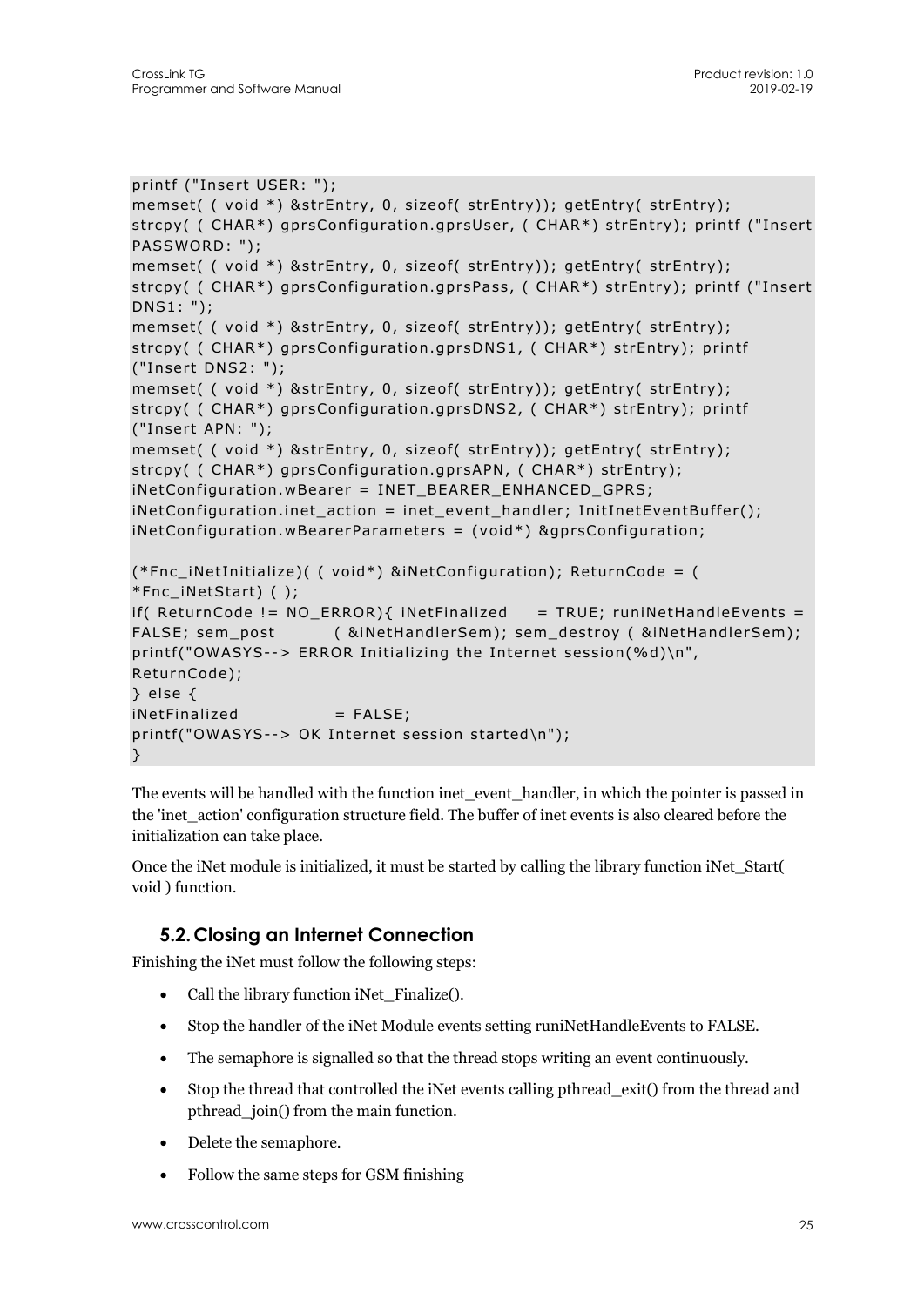```
printf ("Insert USER: ");
memset( ( void *) &strEntry, 0, sizeof( strEntry)); getEntry( strEntry);
strcpy( ( CHAR*) gprsConfiguration.gprsUser, ( CHAR*) strEntry); printf ("Insert
PASSWORD: ");
memset( ( void *) &strEntry, 0, sizeof( strEntry)); getEntry( strEntry);
strcpy( ( CHAR*) gprsConfiguration.gprsPass, ( CHAR*) strEntry); printf ("Insert
DNS1: ");
memset( ( void *) &strEntry, 0, sizeof( strEntry)); getEntry( strEntry);
strcpy( ( CHAR*) gprsConfiguration.gprsDNS1, ( CHAR*) strEntry); printf
("Insert DNS2: ");
memset( ( void *) &strEntry, 0, sizeof( strEntry)); getEntry( strEntry);
strcpy( ( CHAR*) gprsConfiguration.gprsDNS2, ( CHAR*) strEntry); printf
("Insert APN: ");
memset( ( void *) &strEntry, 0, sizeof( strEntry)); getEntry( strEntry);
strcpy( ( CHAR*) gprsConfiguration.gprsAPN, ( CHAR*) strEntry);
iNetConfiguration.wBearer = INET_BEARER_ENHANCED_GPRS;
iNetConfiguration.inet_action = inet_event_handler; InitInetEventBuffer();
iNetConfiguration.wBearerParameters = (void*) &gprsConfiguration;

(*Fnc_iNetInitialize)( ( void*) &iNetConfiguration); ReturnCode = (
*Fnc_iNetStart) ( );
if( ReturnCode != NO_ERROR){ iNetFinalized     = TRUE; runiNetHandleEvents =
FALSE; sem_post        ( &iNetHandlerSem); sem_destroy ( &iNetHandlerSem);
printf("OWASYS--> ERROR Initializing the Internet session(%d)\n",
ReturnCode);
} else {
iNetFinalized            = FALSE;
printf("OWASYS--> OK Internet session started\n");
}
```

The events will be handled with the function inet_event_handler, in which the pointer is passed in the 'inet_action' configuration structure field. The buffer of inet events is also cleared before the initialization can take place.

Once the iNet module is initialized, it must be started by calling the library function iNet_Start( void ) function.

## 5.2. Closing an Internet Connection

Finishing the iNet must follow the following steps:

- Call the library function iNet_Finalize().
- Stop the handler of the iNet Module events setting runiNetHandleEvents to FALSE.
- The semaphore is signalled so that the thread stops writing an event continuously.
- Stop the thread that controlled the iNet events calling pthread_exit() from the thread and pthread_join() from the main function.
- Delete the semaphore.
- Follow the same steps for GSM finishing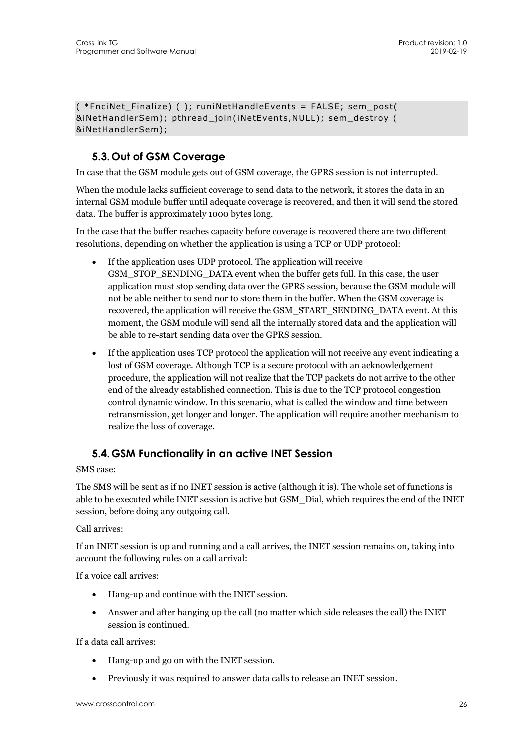```
( *FnciNet_Finalize) ( ); runiNetHandleEvents = FALSE; sem_post(
&iNetHandlerSem); pthread_join(iNetEvents,NULL); sem_destroy (
&iNetHandlerSem);
```

## 5.3. Out of GSM Coverage

In case that the GSM module gets out of GSM coverage, the GPRS session is not interrupted.

When the module lacks sufficient coverage to send data to the network, it stores the data in an internal GSM module buffer until adequate coverage is recovered, and then it will send the stored data. The buffer is approximately 1000 bytes long.

In the case that the buffer reaches capacity before coverage is recovered there are two different resolutions, depending on whether the application is using a TCP or UDP protocol:

- If the application uses UDP protocol. The application will receive GSM_STOP_SENDING_DATA event when the buffer gets full. In this case, the user application must stop sending data over the GPRS session, because the GSM module will not be able neither to send nor to store them in the buffer. When the GSM coverage is recovered, the application will receive the GSM_START_SENDING_DATA event. At this moment, the GSM module will send all the internally stored data and the application will be able to re-start sending data over the GPRS session.
- If the application uses TCP protocol the application will not receive any event indicating a lost of GSM coverage. Although TCP is a secure protocol with an acknowledgement procedure, the application will not realize that the TCP packets do not arrive to the other end of the already established connection. This is due to the TCP protocol congestion control dynamic window. In this scenario, what is called the window and time between retransmission, get longer and longer. The application will require another mechanism to realize the loss of coverage.

## 5.4. GSM Functionality in an active INET Session

SMS case:

The SMS will be sent as if no INET session is active (although it is). The whole set of functions is able to be executed while INET session is active but GSM_Dial, which requires the end of the INET session, before doing any outgoing call.

Call arrives:

If an INET session is up and running and a call arrives, the INET session remains on, taking into account the following rules on a call arrival:

If a voice call arrives:

- Hang-up and continue with the INET session.
- Answer and after hanging up the call (no matter which side releases the call) the INET session is continued.

If a data call arrives:

- Hang-up and go on with the INET session.
- Previously it was required to answer data calls to release an INET session.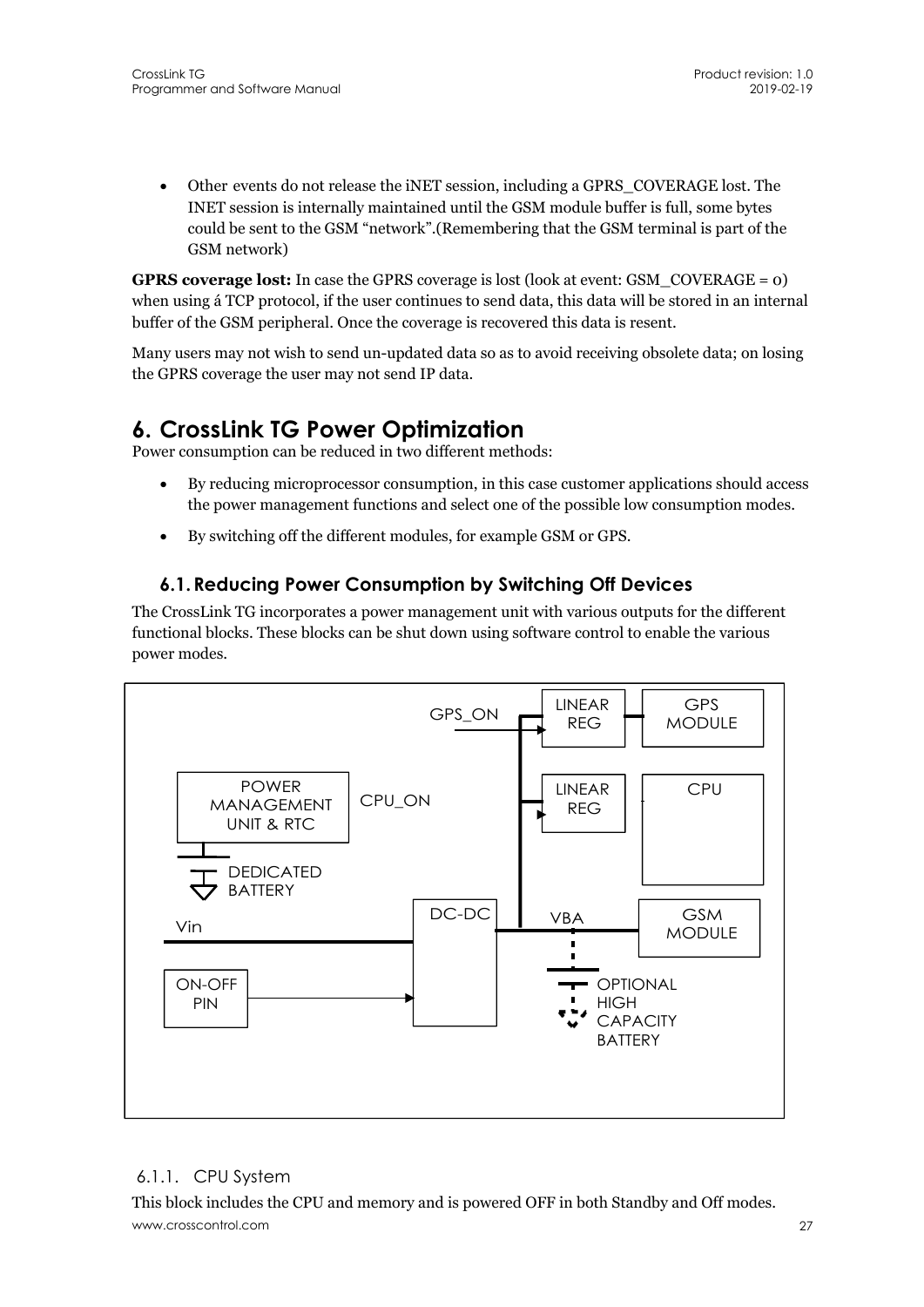- Other events do not release the iNET session, including a GPRS_COVERAGE lost. The INET session is internally maintained until the GSM module buffer is full, some bytes could be sent to the GSM "network".(Remembering that the GSM terminal is part of the GSM network)

**GPRS coverage lost:** In case the GPRS coverage is lost (look at event: GSM_COVERAGE = 0) when using á TCP protocol, if the user continues to send data, this data will be stored in an internal buffer of the GSM peripheral. Once the coverage is recovered this data is resent.

Many users may not wish to send un-updated data so as to avoid receiving obsolete data; on losing the GPRS coverage the user may not send IP data.

# 6. CrossLink TG Power Optimization

Power consumption can be reduced in two different methods:

- By reducing microprocessor consumption, in this case customer applications should access the power management functions and select one of the possible low consumption modes.
- By switching off the different modules, for example GSM or GPS.

## 6.1. Reducing Power Consumption by Switching Off Devices

The CrossLink TG incorporates a power management unit with various outputs for the different functional blocks. These blocks can be shut down using software control to enable the various power modes.

GPS_ON LINEAR REG GPS MODULE POWER MANAGEMENT UNIT & RTC CPU_ON LINEAR REG CPU DEDICATED BATTERY Vin DC-DC VBA GSM MODULE ON-OFF PIN OPTIONAL HIGH CAPACITY BATTERY

### 6.1.1. CPU System

This block includes the CPU and memory and is powered OFF in both Standby and Off modes.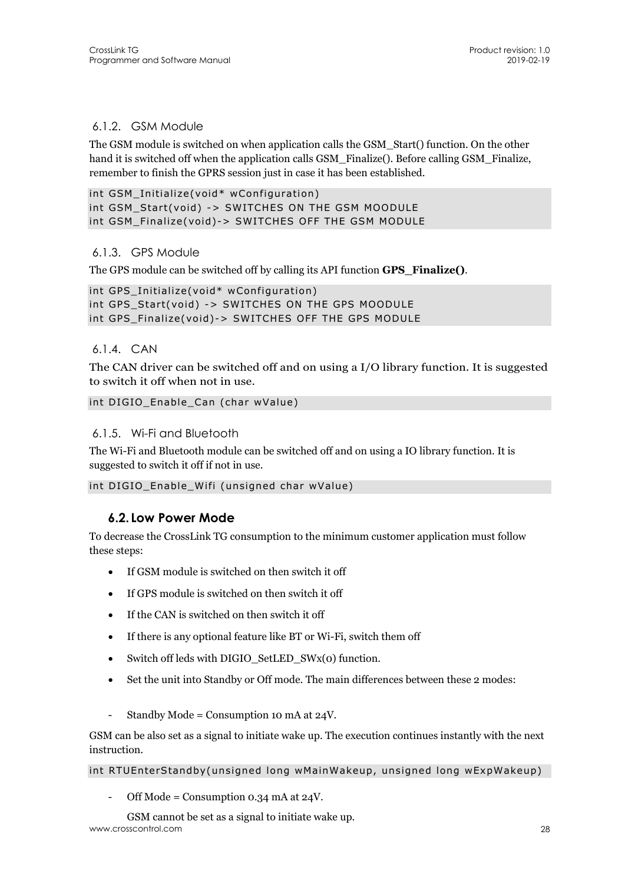### 6.1.2. GSM Module

The GSM module is switched on when application calls the GSM_Start() function. On the other hand it is switched off when the application calls GSM_Finalize(). Before calling GSM_Finalize, remember to finish the GPRS session just in case it has been established.

```
int GSM_Initialize(void* wConfiguration)
int GSM_Start(void) -> SWITCHES ON THE GSM MOODULE
int GSM_Finalize(void)-> SWITCHES OFF THE GSM MODULE
```

### 6.1.3. GPS Module

The GPS module can be switched off by calling its API function **GPS_Finalize()**.

```
int GPS_Initialize(void* wConfiguration)
int GPS_Start(void) -> SWITCHES ON THE GPS MOODULE
int GPS_Finalize(void)-> SWITCHES OFF THE GPS MODULE
```

### 6.1.4. CAN

The CAN driver can be switched off and on using a I/O library function. It is suggested to switch it off when not in use.

```
int DIGIO_Enable_Can (char wValue)
```

### 6.1.5. Wi-Fi and Bluetooth

The Wi-Fi and Bluetooth module can be switched off and on using a IO library function. It is suggested to switch it off if not in use.

```
int DIGIO_Enable_Wifi (unsigned char wValue)
```

## 6.2. Low Power Mode

To decrease the CrossLink TG consumption to the minimum customer application must follow these steps:

- If GSM module is switched on then switch it off
- If GPS module is switched on then switch it off
- If the CAN is switched on then switch it off
- If there is any optional feature like BT or Wi-Fi, switch them off
- Switch off leds with DIGIO_SetLED_SWx(0) function.
- Set the unit into Standby or Off mode. The main differences between these 2 modes:

- Standby Mode = Consumption 10 mA at 24V.

GSM can be also set as a signal to initiate wake up. The execution continues instantly with the next instruction.

```
int RTUEnterStandby(unsigned long wMainWakeup, unsigned long wExpWakeup)
```

- Off Mode = Consumption 0.34 mA at 24V.

  GSM cannot be set as a signal to initiate wake up.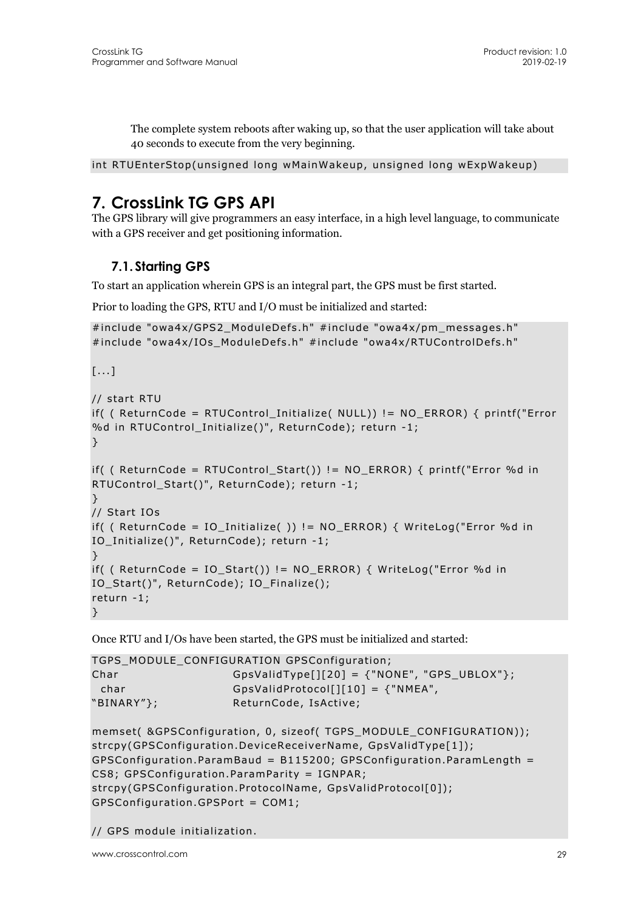The complete system reboots after waking up, so that the user application will take about 40 seconds to execute from the very beginning.

```
int RTUEnterStop(unsigned long wMainWakeup, unsigned long wExpWakeup)
```

# 7. CrossLink TG GPS API

The GPS library will give programmers an easy interface, in a high level language, to communicate with a GPS receiver and get positioning information.

## 7.1. Starting GPS

To start an application wherein GPS is an integral part, the GPS must be first started.

Prior to loading the GPS, RTU and I/O must be initialized and started:

```
#include "owa4x/GPS2_ModuleDefs.h" #include "owa4x/pm_messages.h"
#include "owa4x/IOs_ModuleDefs.h" #include "owa4x/RTUControlDefs.h"

[...]

// start RTU
if( ( ReturnCode = RTUControl_Initialize( NULL)) != NO_ERROR) { printf("Error
%d in RTUControl_Initialize()", ReturnCode); return -1;
}

if( ( ReturnCode = RTUControl_Start()) != NO_ERROR) { printf("Error %d in
RTUControl_Start()", ReturnCode); return -1;
}
// Start IOs
if( ( ReturnCode = IO_Initialize( )) != NO_ERROR) { WriteLog("Error %d in
IO_Initialize()", ReturnCode); return -1;
}
if( ( ReturnCode = IO_Start()) != NO_ERROR) { WriteLog("Error %d in
IO_Start()", ReturnCode); IO_Finalize();
return -1;
}
```

Once RTU and I/Os have been started, the GPS must be initialized and started:

```
TGPS_MODULE_CONFIGURATION GPSConfiguration;
Char                  GpsValidType[][20] = {"NONE", "GPS_UBLOX"};
 char                 GpsValidProtocol[][10] = {"NMEA",
"BINARY"};            ReturnCode, IsActive;

memset( &GPSConfiguration, 0, sizeof( TGPS_MODULE_CONFIGURATION));
strcpy(GPSConfiguration.DeviceReceiverName, GpsValidType[1]);
GPSConfiguration.ParamBaud = B115200; GPSConfiguration.ParamLength =
CS8; GPSConfiguration.ParamParity = IGNPAR;
strcpy(GPSConfiguration.ProtocolName, GpsValidProtocol[0]);
GPSConfiguration.GPSPort = COM1;

// GPS module initialization.
```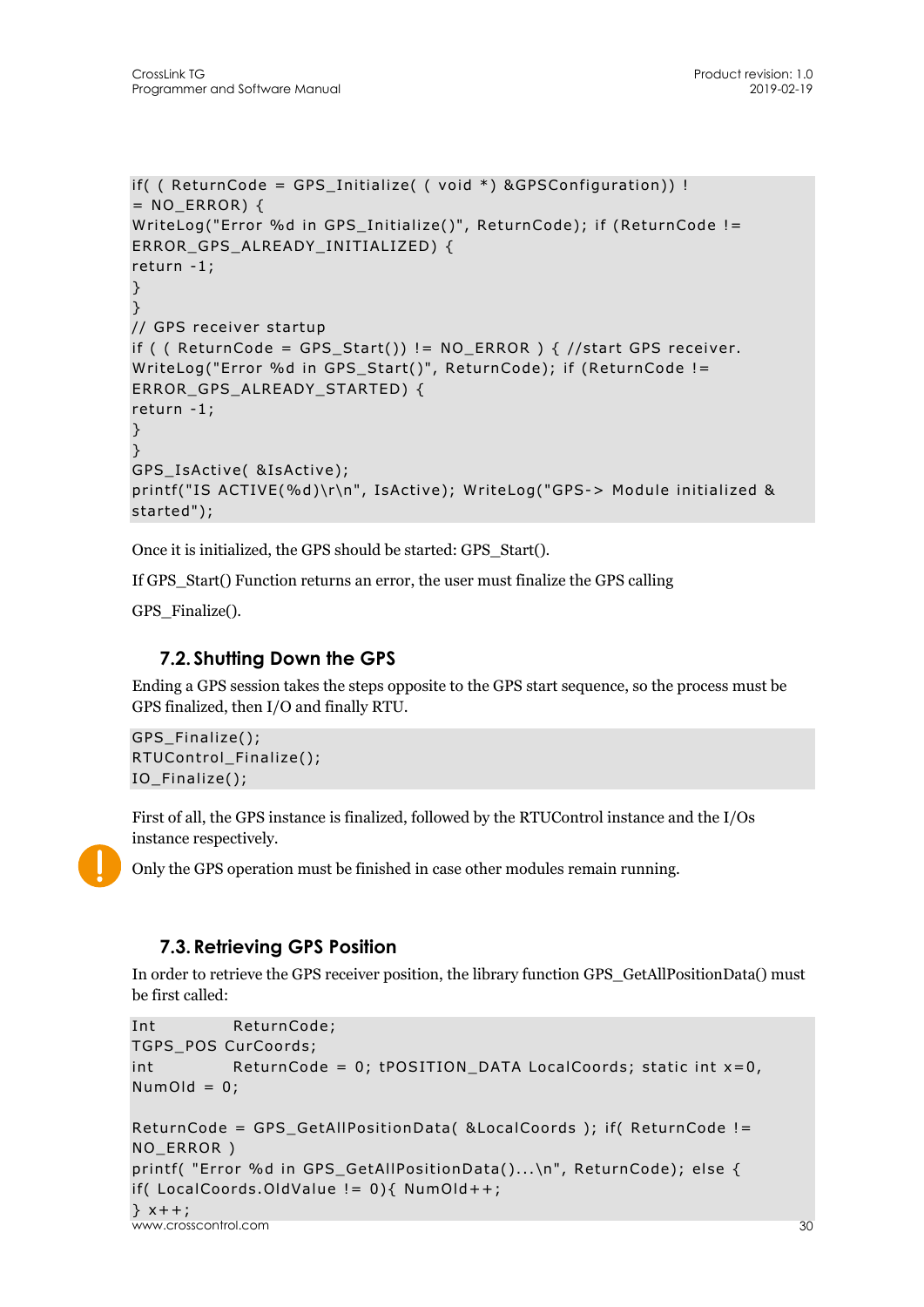```
if( ( ReturnCode = GPS_Initialize( ( void *) &GPSConfiguration)) !
= NO_ERROR) {
WriteLog("Error %d in GPS_Initialize()", ReturnCode); if (ReturnCode !=
ERROR_GPS_ALREADY_INITIALIZED) {
return -1;
}
}
// GPS receiver startup
if ( ( ReturnCode = GPS_Start()) != NO_ERROR ) { //start GPS receiver.
WriteLog("Error %d in GPS_Start()", ReturnCode); if (ReturnCode !=
ERROR_GPS_ALREADY_STARTED) {
return -1;
}
}
GPS_IsActive( &IsActive);
printf("IS ACTIVE(%d)\r\n", IsActive); WriteLog("GPS-> Module initialized &
started");
```

Once it is initialized, the GPS should be started: GPS_Start().

If GPS_Start() Function returns an error, the user must finalize the GPS calling

GPS_Finalize().

## 7.2. Shutting Down the GPS

Ending a GPS session takes the steps opposite to the GPS start sequence, so the process must be GPS finalized, then I/O and finally RTU.

```
GPS_Finalize();
RTUControl_Finalize();
IO_Finalize();
```

First of all, the GPS instance is finalized, followed by the RTUControl instance and the I/Os instance respectively.

Only the GPS operation must be finished in case other modules remain running.

## 7.3. Retrieving GPS Position

In order to retrieve the GPS receiver position, the library function GPS_GetAllPositionData() must be first called:

```
Int          ReturnCode;
TGPS_POS CurCoords;
int          ReturnCode = 0; tPOSITION_DATA LocalCoords; static int x=0,
NumOld = 0;

ReturnCode = GPS_GetAllPositionData( &LocalCoords ); if( ReturnCode !=
NO_ERROR )
printf( "Error %d in GPS_GetAllPositionData()...\n", ReturnCode); else {
if( LocalCoords.OldValue != 0){ NumOld++;
} x++;
```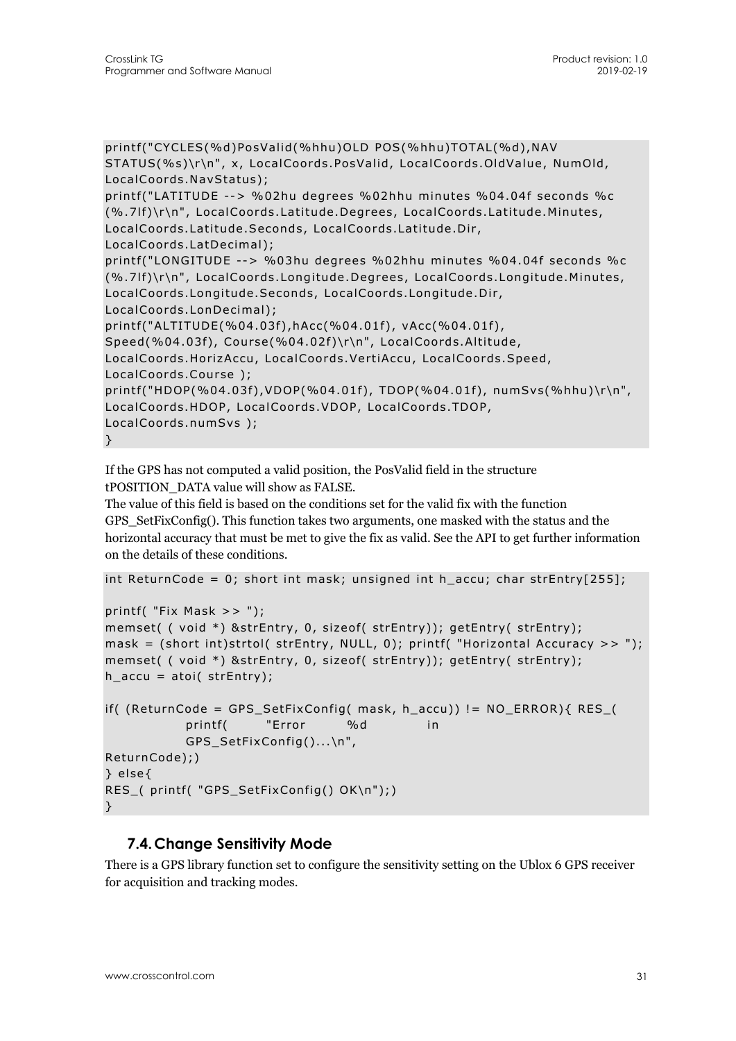```
printf("CYCLES(%d)PosValid(%hhu)OLD POS(%hhu)TOTAL(%d),NAV
STATUS(%s)\r\n", x, LocalCoords.PosValid, LocalCoords.OldValue, NumOld,
LocalCoords.NavStatus);
printf("LATITUDE --> %02hu degrees %02hhu minutes %04.04f seconds %c
(%.7lf)\r\n", LocalCoords.Latitude.Degrees, LocalCoords.Latitude.Minutes,
LocalCoords.Latitude.Seconds, LocalCoords.Latitude.Dir,
LocalCoords.LatDecimal);
printf("LONGITUDE --> %03hu degrees %02hhu minutes %04.04f seconds %c
(%.7lf)\r\n", LocalCoords.Longitude.Degrees, LocalCoords.Longitude.Minutes,
LocalCoords.Longitude.Seconds, LocalCoords.Longitude.Dir,
LocalCoords.LonDecimal);
printf("ALTITUDE(%04.03f),hAcc(%04.01f), vAcc(%04.01f),
Speed(%04.03f), Course(%04.02f)\r\n", LocalCoords.Altitude,
LocalCoords.HorizAccu, LocalCoords.VertiAccu, LocalCoords.Speed,
LocalCoords.Course );
printf("HDOP(%04.03f),VDOP(%04.01f), TDOP(%04.01f), numSvs(%hhu)\r\n",
LocalCoords.HDOP, LocalCoords.VDOP, LocalCoords.TDOP,
LocalCoords.numSvs );
}
```

If the GPS has not computed a valid position, the PosValid field in the structure tPOSITION_DATA value will show as FALSE.
The value of this field is based on the conditions set for the valid fix with the function GPS_SetFixConfig(). This function takes two arguments, one masked with the status and the horizontal accuracy that must be met to give the fix as valid. See the API to get further information on the details of these conditions.

```
int ReturnCode = 0; short int mask; unsigned int h_accu; char strEntry[255];

printf( "Fix Mask >> ");
memset( ( void *) &strEntry, 0, sizeof( strEntry)); getEntry( strEntry);
mask = (short int)strtol( strEntry, NULL, 0); printf( "Horizontal Accuracy >> ");
memset( ( void *) &strEntry, 0, sizeof( strEntry)); getEntry( strEntry);
h_accu = atoi( strEntry);

if( (ReturnCode = GPS_SetFixConfig( mask, h_accu)) != NO_ERROR){ RES_(
            printf(       "Error       %d          in
            GPS_SetFixConfig()...\n",
ReturnCode);)
} else{
RES_( printf( "GPS_SetFixConfig() OK\n");)
}
```

## 7.4. Change Sensitivity Mode

There is a GPS library function set to configure the sensitivity setting on the Ublox 6 GPS receiver for acquisition and tracking modes.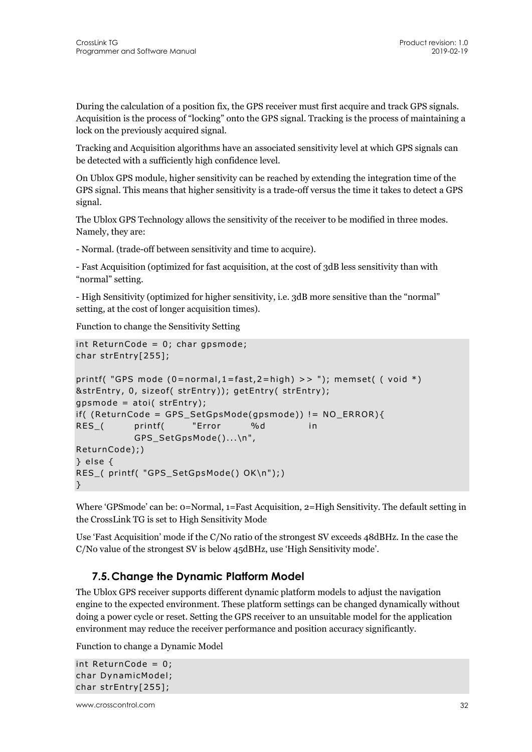During the calculation of a position fix, the GPS receiver must first acquire and track GPS signals. Acquisition is the process of “locking” onto the GPS signal. Tracking is the process of maintaining a lock on the previously acquired signal.

Tracking and Acquisition algorithms have an associated sensitivity level at which GPS signals can be detected with a sufficiently high confidence level.

On Ublox GPS module, higher sensitivity can be reached by extending the integration time of the GPS signal. This means that higher sensitivity is a trade-off versus the time it takes to detect a GPS signal.

The Ublox GPS Technology allows the sensitivity of the receiver to be modified in three modes. Namely, they are:

- Normal. (trade-off between sensitivity and time to acquire).

- Fast Acquisition (optimized for fast acquisition, at the cost of 3dB less sensitivity than with “normal” setting.

- High Sensitivity (optimized for higher sensitivity, i.e. 3dB more sensitive than the “normal” setting, at the cost of longer acquisition times).

Function to change the Sensitivity Setting

```
int ReturnCode = 0; char gpsmode;
char strEntry[255];

printf( "GPS mode (0=normal,1=fast,2=high) >> "); memset( ( void *)
&strEntry, 0, sizeof( strEntry)); getEntry( strEntry);
gpsmode = atoi( strEntry);
if( (ReturnCode = GPS_SetGpsMode(gpsmode)) != NO_ERROR){
RES_(      printf(      "Error      %d          in
           GPS_SetGpsMode()...\n",
ReturnCode);)
} else {
RES_( printf( "GPS_SetGpsMode() OK\n");)
}
```

Where ‘GPSmode’ can be: 0=Normal, 1=Fast Acquisition, 2=High Sensitivity. The default setting in the CrossLink TG is set to High Sensitivity Mode

Use ‘Fast Acquisition’ mode if the C/No ratio of the strongest SV exceeds 48dBHz. In the case the C/No value of the strongest SV is below 45dBHz, use ‘High Sensitivity mode’.

## 7.5. Change the Dynamic Platform Model

The Ublox GPS receiver supports different dynamic platform models to adjust the navigation engine to the expected environment. These platform settings can be changed dynamically without doing a power cycle or reset. Setting the GPS receiver to an unsuitable model for the application environment may reduce the receiver performance and position accuracy significantly.

Function to change a Dynamic Model

```
int ReturnCode = 0;
char DynamicModel;
char strEntry[255];
```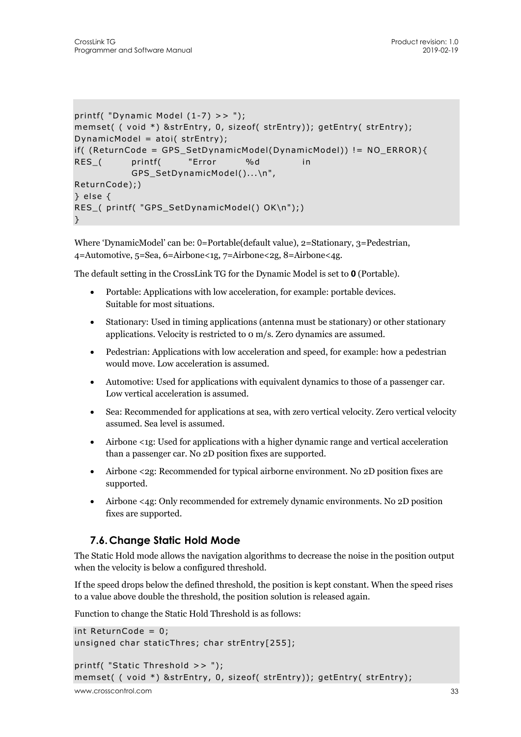```
printf( "Dynamic Model (1-7) >> ");
memset( ( void *) &strEntry, 0, sizeof( strEntry)); getEntry( strEntry);
DynamicModel = atoi( strEntry);
if( (ReturnCode = GPS_SetDynamicModel(DynamicModel)) != NO_ERROR){
RES_(       printf(       "Error       %d          in
            GPS_SetDynamicModel()...\n",
ReturnCode);)
} else {
RES_( printf( "GPS_SetDynamicModel() OK\n");)
}
```

Where 'DynamicModel' can be: 0=Portable(default value), 2=Stationary, 3=Pedestrian, 4=Automotive, 5=Sea, 6=Airbone<1g, 7=Airbone<2g, 8=Airbone<4g.

The default setting in the CrossLink TG for the Dynamic Model is set to **0** (Portable).

- Portable: Applications with low acceleration, for example: portable devices. Suitable for most situations.
- Stationary: Used in timing applications (antenna must be stationary) or other stationary applications. Velocity is restricted to 0 m/s. Zero dynamics are assumed.
- Pedestrian: Applications with low acceleration and speed, for example: how a pedestrian would move. Low acceleration is assumed.
- Automotive: Used for applications with equivalent dynamics to those of a passenger car. Low vertical acceleration is assumed.
- Sea: Recommended for applications at sea, with zero vertical velocity. Zero vertical velocity assumed. Sea level is assumed.
- Airbone <1g: Used for applications with a higher dynamic range and vertical acceleration than a passenger car. No 2D position fixes are supported.
- Airbone <2g: Recommended for typical airborne environment. No 2D position fixes are supported.
- Airbone <4g: Only recommended for extremely dynamic environments. No 2D position fixes are supported.

## 7.6. Change Static Hold Mode

The Static Hold mode allows the navigation algorithms to decrease the noise in the position output when the velocity is below a configured threshold.

If the speed drops below the defined threshold, the position is kept constant. When the speed rises to a value above double the threshold, the position solution is released again.

Function to change the Static Hold Threshold is as follows:

```
int ReturnCode = 0;
unsigned char staticThres; char strEntry[255];

printf( "Static Threshold >> ");
memset( ( void *) &strEntry, 0, sizeof( strEntry)); getEntry( strEntry);
```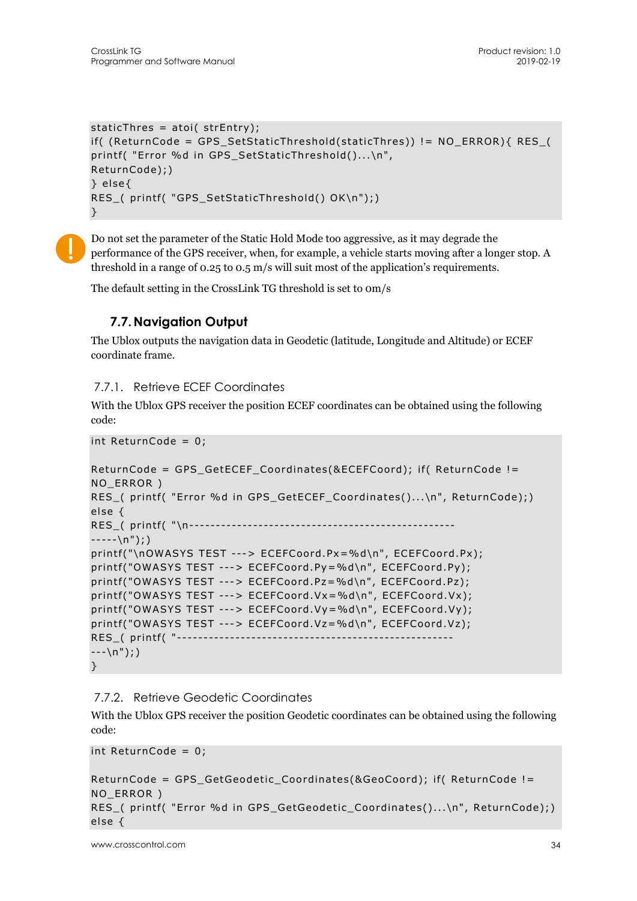```
staticThres = atoi( strEntry);
if( (ReturnCode = GPS_SetStaticThreshold(staticThres)) != NO_ERROR){ RES_(
printf( "Error %d in GPS_SetStaticThreshold()...\n",
ReturnCode);)
} else{
RES_( printf( "GPS_SetStaticThreshold() OK\n");)
}
```

Do not set the parameter of the Static Hold Mode too aggressive, as it may degrade the performance of the GPS receiver, when, for example, a vehicle starts moving after a longer stop. A threshold in a range of 0.25 to 0.5 m/s will suit most of the application's requirements.

The default setting in the CrossLink TG threshold is set to 0m/s

## 7.7. Navigation Output

The Ublox outputs the navigation data in Geodetic (latitude, Longitude and Altitude) or ECEF coordinate frame.

### 7.7.1. Retrieve ECEF Coordinates

With the Ublox GPS receiver the position ECEF coordinates can be obtained using the following code:

```
int ReturnCode = 0;

ReturnCode = GPS_GetECEF_Coordinates(&ECEFCoord); if( ReturnCode !=
NO_ERROR )
RES_( printf( "Error %d in GPS_GetECEF_Coordinates()...\n", ReturnCode);)
else {
RES_( printf( "\n-------------------------------------------------
-----\n");)
printf("\nOWASYS TEST ---> ECEFCoord.Px=%d\n", ECEFCoord.Px);
printf("OWASYS TEST ---> ECEFCoord.Py=%d\n", ECEFCoord.Py);
printf("OWASYS TEST ---> ECEFCoord.Pz=%d\n", ECEFCoord.Pz);
printf("OWASYS TEST ---> ECEFCoord.Vx=%d\n", ECEFCoord.Vx);
printf("OWASYS TEST ---> ECEFCoord.Vy=%d\n", ECEFCoord.Vy);
printf("OWASYS TEST ---> ECEFCoord.Vz=%d\n", ECEFCoord.Vz);
RES_( printf( "---------------------------------------------------
---\n");)
}
```

### 7.7.2. Retrieve Geodetic Coordinates

With the Ublox GPS receiver the position Geodetic coordinates can be obtained using the following code:

```
int ReturnCode = 0;

ReturnCode = GPS_GetGeodetic_Coordinates(&GeoCoord); if( ReturnCode !=
NO_ERROR )
RES_( printf( "Error %d in GPS_GetGeodetic_Coordinates()...\n", ReturnCode);)
else {
```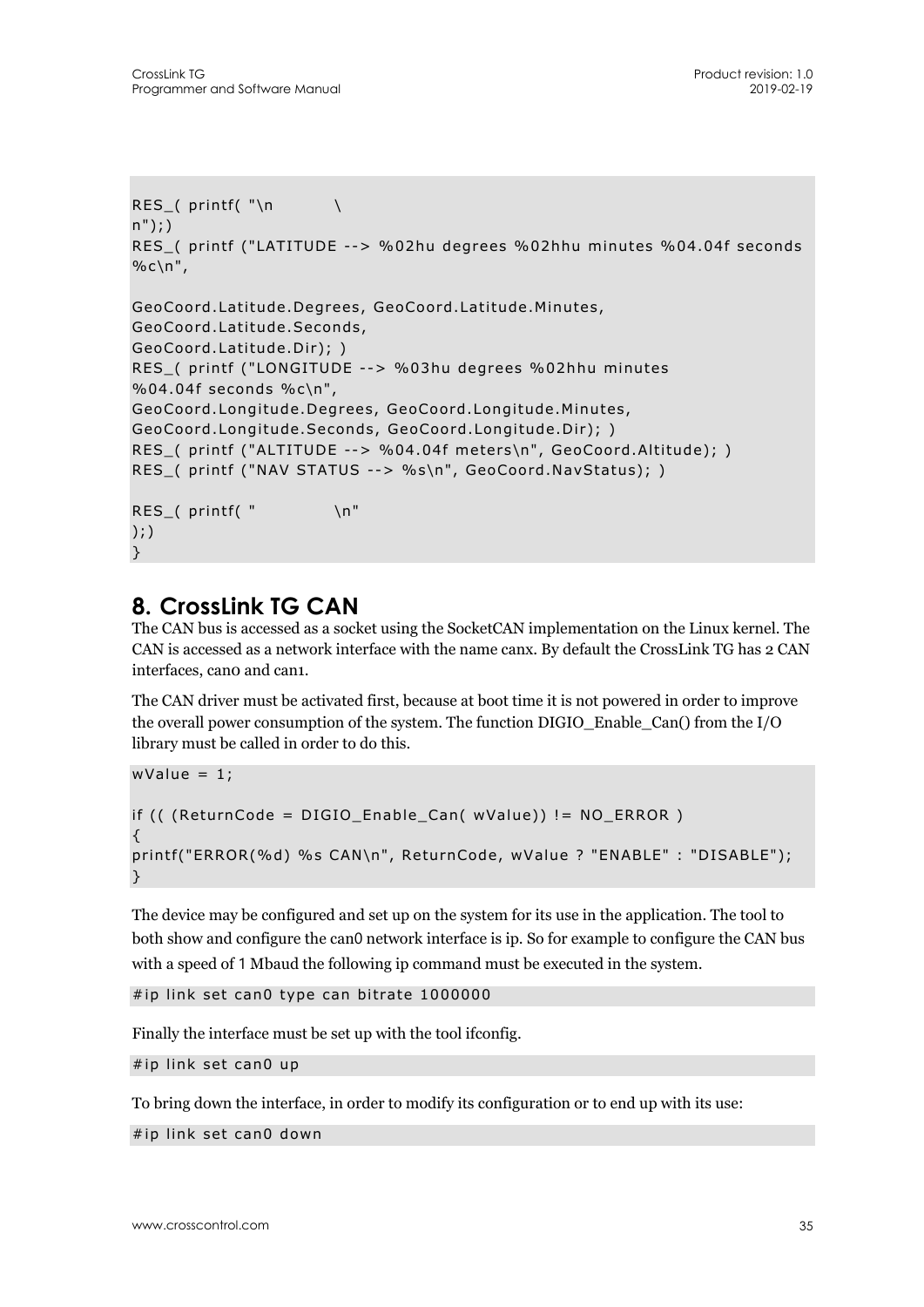```
RES_( printf( "\n         \
n");)
RES_( printf ("LATITUDE --> %02hu degrees %02hhu minutes %04.04f seconds
%c\n",

GeoCoord.Latitude.Degrees, GeoCoord.Latitude.Minutes,
GeoCoord.Latitude.Seconds,
GeoCoord.Latitude.Dir); )
RES_( printf ("LONGITUDE --> %03hu degrees %02hhu minutes
%04.04f seconds %c\n",
GeoCoord.Longitude.Degrees, GeoCoord.Longitude.Minutes,
GeoCoord.Longitude.Seconds, GeoCoord.Longitude.Dir); )
RES_( printf ("ALTITUDE --> %04.04f meters\n", GeoCoord.Altitude); )
RES_( printf ("NAV STATUS --> %s\n", GeoCoord.NavStatus); )

RES_( printf( "          \n"
);)
}
```

# 8. CrossLink TG CAN

The CAN bus is accessed as a socket using the SocketCAN implementation on the Linux kernel. The CAN is accessed as a network interface with the name canx. By default the CrossLink TG has 2 CAN interfaces, can0 and can1.

The CAN driver must be activated first, because at boot time it is not powered in order to improve the overall power consumption of the system. The function DIGIO_Enable_Can() from the I/O library must be called in order to do this.

```
wValue = 1;

if (( (ReturnCode = DIGIO_Enable_Can( wValue)) != NO_ERROR )
{
printf("ERROR(%d) %s CAN\n", ReturnCode, wValue ? "ENABLE" : "DISABLE");
}
```

The device may be configured and set up on the system for its use in the application. The tool to both show and configure the can0 network interface is ip. So for example to configure the CAN bus with a speed of 1 Mbaud the following ip command must be executed in the system.

```
#ip link set can0 type can bitrate 1000000
```

Finally the interface must be set up with the tool ifconfig.

```
#ip link set can0 up
```

To bring down the interface, in order to modify its configuration or to end up with its use:

```
#ip link set can0 down
```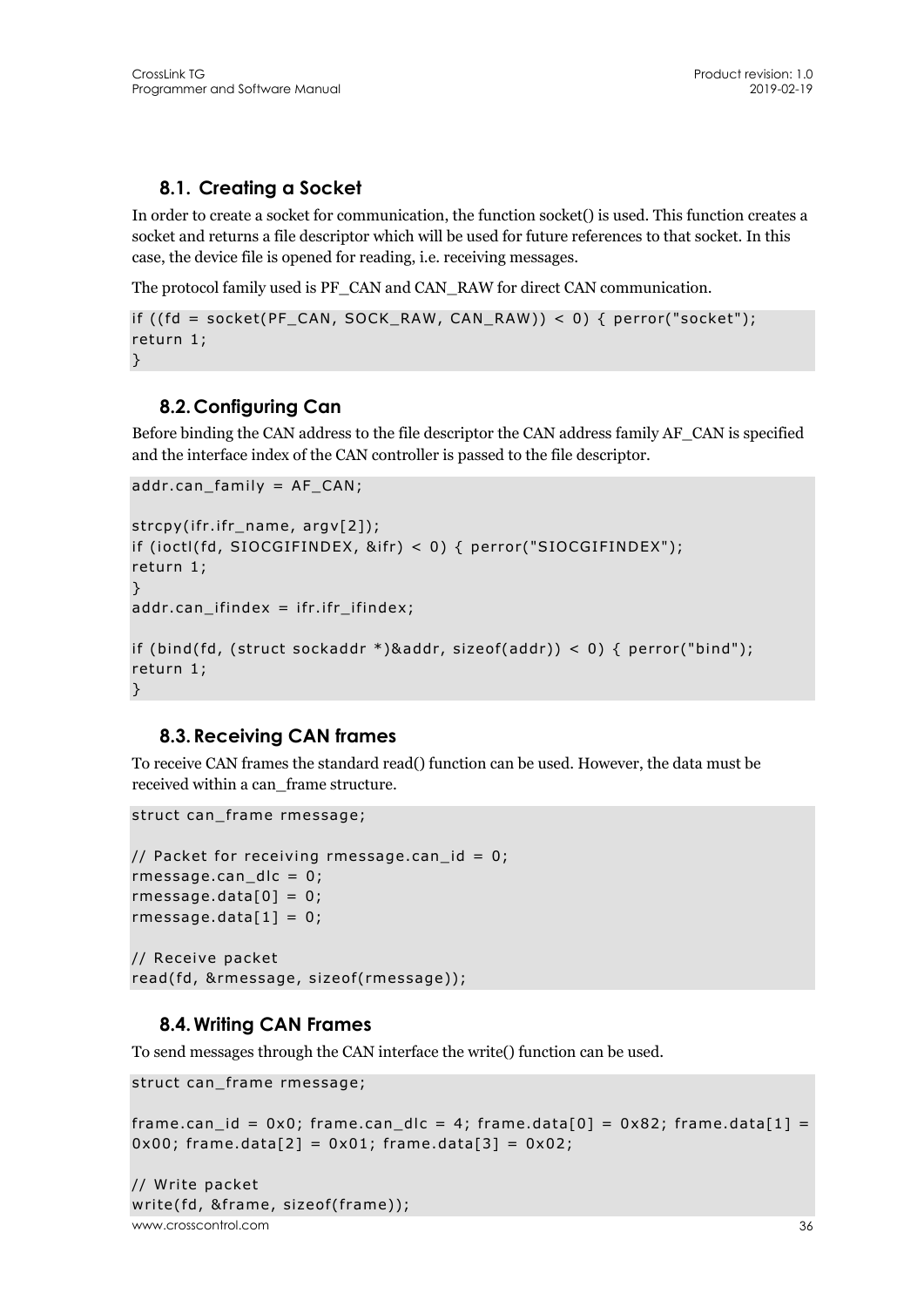## 8.1. Creating a Socket

In order to create a socket for communication, the function socket() is used. This function creates a socket and returns a file descriptor which will be used for future references to that socket. In this case, the device file is opened for reading, i.e. receiving messages.

The protocol family used is PF_CAN and CAN_RAW for direct CAN communication.

```
if ((fd = socket(PF_CAN, SOCK_RAW, CAN_RAW)) < 0) { perror("socket");
return 1;
}
```

## 8.2. Configuring Can

Before binding the CAN address to the file descriptor the CAN address family AF_CAN is specified and the interface index of the CAN controller is passed to the file descriptor.

```
addr.can_family = AF_CAN;

strcpy(ifr.ifr_name, argv[2]);
if (ioctl(fd, SIOCGIFINDEX, &ifr) < 0) { perror("SIOCGIFINDEX");
return 1;
}
addr.can_ifindex = ifr.ifr_ifindex;

if (bind(fd, (struct sockaddr *)&addr, sizeof(addr)) < 0) { perror("bind");
return 1;
}
```

## 8.3. Receiving CAN frames

To receive CAN frames the standard read() function can be used. However, the data must be received within a can_frame structure.

```
struct can_frame rmessage;

// Packet for receiving rmessage.can_id = 0;
rmessage.can_dlc = 0;
rmessage.data[0] = 0;
rmessage.data[1] = 0;

// Receive packet
read(fd, &rmessage, sizeof(rmessage));
```

## 8.4. Writing CAN Frames

To send messages through the CAN interface the write() function can be used.

```
struct can_frame rmessage;

frame.can_id = 0x0; frame.can_dlc = 4; frame.data[0] = 0x82; frame.data[1] =
0x00; frame.data[2] = 0x01; frame.data[3] = 0x02;

// Write packet
write(fd, &frame, sizeof(frame));
```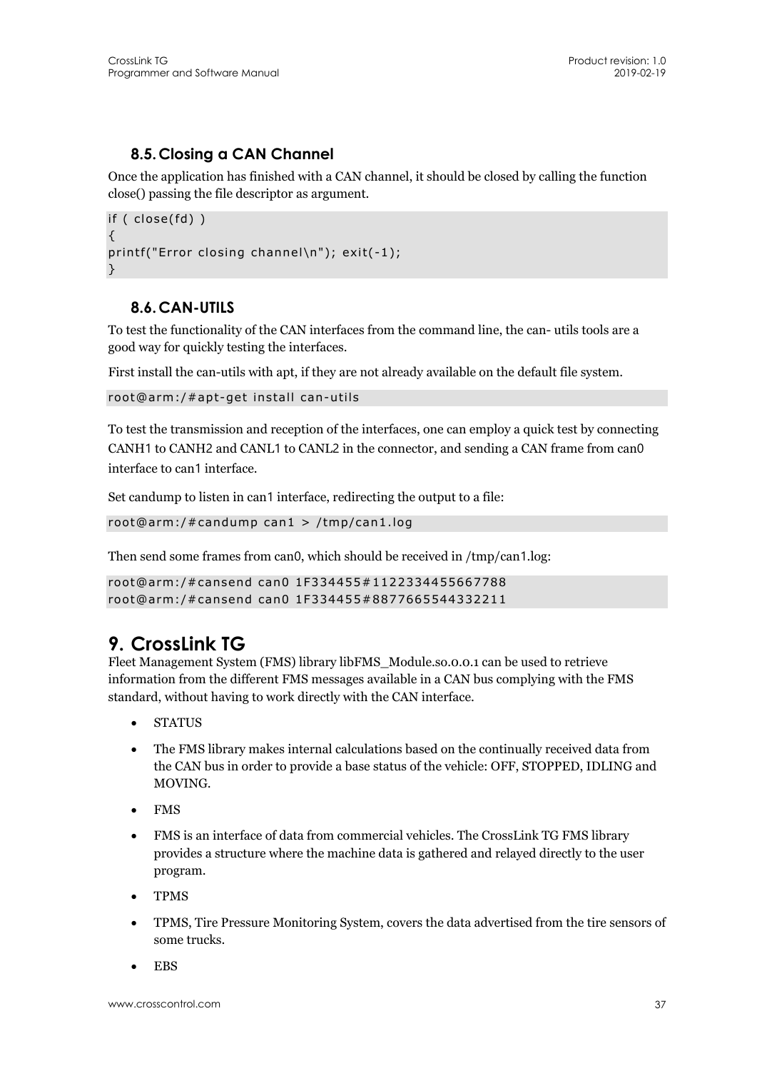### 8.5. Closing a CAN Channel

Once the application has finished with a CAN channel, it should be closed by calling the function close() passing the file descriptor as argument.

```
if ( close(fd) )
{
printf("Error closing channel\n"); exit(-1);
}
```

### 8.6. CAN-UTILS

To test the functionality of the CAN interfaces from the command line, the can- utils tools are a good way for quickly testing the interfaces.

First install the can-utils with apt, if they are not already available on the default file system.

```
root@arm:/#apt-get install can-utils
```

To test the transmission and reception of the interfaces, one can employ a quick test by connecting CANH1 to CANH2 and CANL1 to CANL2 in the connector, and sending a CAN frame from can0 interface to can1 interface.

Set candump to listen in can1 interface, redirecting the output to a file:

```
root@arm:/#candump can1 > /tmp/can1.log
```

Then send some frames from can0, which should be received in /tmp/can1.log:

```
root@arm:/#cansend can0 1F334455#1122334455667788
root@arm:/#cansend can0 1F334455#8877665544332211
```

# 9. CrossLink TG

Fleet Management System (FMS) library libFMS_Module.so.0.0.1 can be used to retrieve information from the different FMS messages available in a CAN bus complying with the FMS standard, without having to work directly with the CAN interface.

- STATUS
- The FMS library makes internal calculations based on the continually received data from the CAN bus in order to provide a base status of the vehicle: OFF, STOPPED, IDLING and MOVING.
- FMS
- FMS is an interface of data from commercial vehicles. The CrossLink TG FMS library provides a structure where the machine data is gathered and relayed directly to the user program.
- TPMS
- TPMS, Tire Pressure Monitoring System, covers the data advertised from the tire sensors of some trucks.
- EBS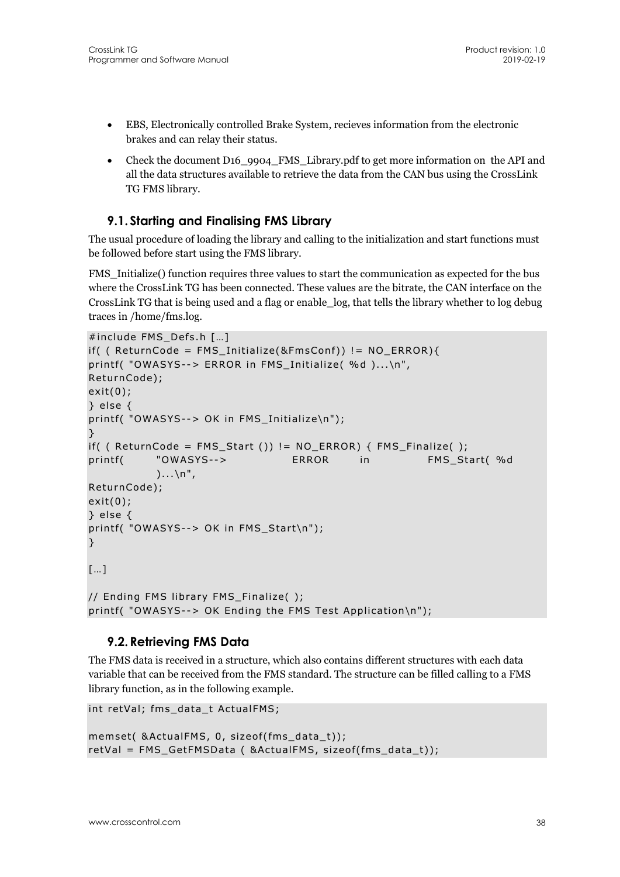- EBS, Electronically controlled Brake System, recieves information from the electronic brakes and can relay their status.
- Check the document D16_9904_FMS_Library.pdf to get more information on the API and all the data structures available to retrieve the data from the CAN bus using the CrossLink TG FMS library.

## 9.1. Starting and Finalising FMS Library

The usual procedure of loading the library and calling to the initialization and start functions must be followed before start using the FMS library.

FMS_Initialize() function requires three values to start the communication as expected for the bus where the CrossLink TG has been connected. These values are the bitrate, the CAN interface on the CrossLink TG that is being used and a flag or enable_log, that tells the library whether to log debug traces in /home/fms.log.

```
#include FMS_Defs.h […]
if( ( ReturnCode = FMS_Initialize(&FmsConf)) != NO_ERROR){
printf( "OWASYS--> ERROR in FMS_Initialize( %d )...\n",
ReturnCode);
exit(0);
} else {
printf( "OWASYS--> OK in FMS_Initialize\n");
}
if( ( ReturnCode = FMS_Start ()) != NO_ERROR) { FMS_Finalize( );
printf(      "OWASYS-->           ERROR      in          FMS_Start( %d
          )...\n",
ReturnCode);
exit(0);
} else {
printf( "OWASYS--> OK in FMS_Start\n");
}

[…]

// Ending FMS library FMS_Finalize( );
printf( "OWASYS--> OK Ending the FMS Test Application\n");
```

## 9.2. Retrieving FMS Data

The FMS data is received in a structure, which also contains different structures with each data variable that can be received from the FMS standard. The structure can be filled calling to a FMS library function, as in the following example.

```
int retVal; fms_data_t ActualFMS;

memset( &ActualFMS, 0, sizeof(fms_data_t));
retVal = FMS_GetFMSData ( &ActualFMS, sizeof(fms_data_t));
```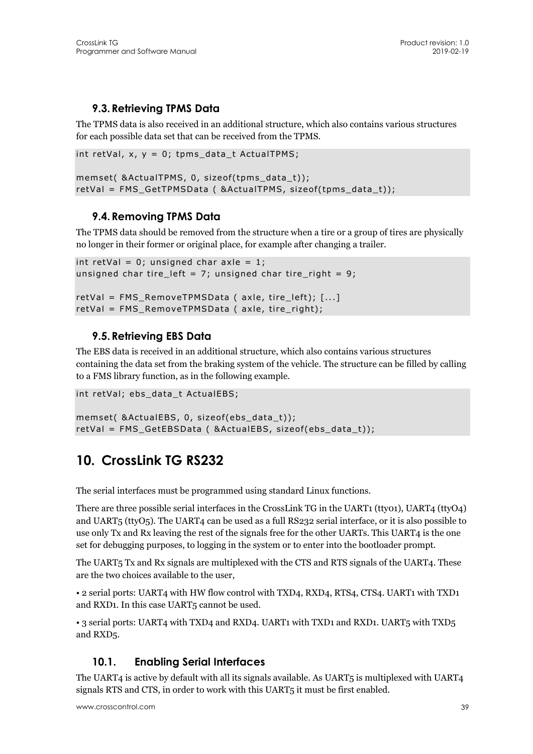### 9.3. Retrieving TPMS Data

The TPMS data is also received in an additional structure, which also contains various structures for each possible data set that can be received from the TPMS.

```
int retVal, x, y = 0; tpms_data_t ActualTPMS;

memset( &ActualTPMS, 0, sizeof(tpms_data_t));
retVal = FMS_GetTPMSData ( &ActualTPMS, sizeof(tpms_data_t));
```

### 9.4. Removing TPMS Data

The TPMS data should be removed from the structure when a tire or a group of tires are physically no longer in their former or original place, for example after changing a trailer.

```
int retVal = 0; unsigned char axle = 1;
unsigned char tire_left = 7; unsigned char tire_right = 9;

retVal = FMS_RemoveTPMSData ( axle, tire_left); [...]
retVal = FMS_RemoveTPMSData ( axle, tire_right);
```

### 9.5. Retrieving EBS Data

The EBS data is received in an additional structure, which also contains various structures containing the data set from the braking system of the vehicle. The structure can be filled by calling to a FMS library function, as in the following example.

```
int retVal; ebs_data_t ActualEBS;

memset( &ActualEBS, 0, sizeof(ebs_data_t));
retVal = FMS_GetEBSData ( &ActualEBS, sizeof(ebs_data_t));
```

## 10. CrossLink TG RS232

The serial interfaces must be programmed using standard Linux functions.

There are three possible serial interfaces in the CrossLink TG in the UART1 (tty01), UART4 (ttyO4) and UART5 (ttyO5). The UART4 can be used as a full RS232 serial interface, or it is also possible to use only Tx and Rx leaving the rest of the signals free for the other UARTs. This UART4 is the one set for debugging purposes, to logging in the system or to enter into the bootloader prompt.

The UART5 Tx and Rx signals are multiplexed with the CTS and RTS signals of the UART4. These are the two choices available to the user,

- 2 serial ports: UART4 with HW flow control with TXD4, RXD4, RTS4, CTS4. UART1 with TXD1 and RXD1. In this case UART5 cannot be used.
- 3 serial ports: UART4 with TXD4 and RXD4. UART1 with TXD1 and RXD1. UART5 with TXD5 and RXD5.

### 10.1. Enabling Serial Interfaces

The UART4 is active by default with all its signals available. As UART5 is multiplexed with UART4 signals RTS and CTS, in order to work with this UART5 it must be first enabled.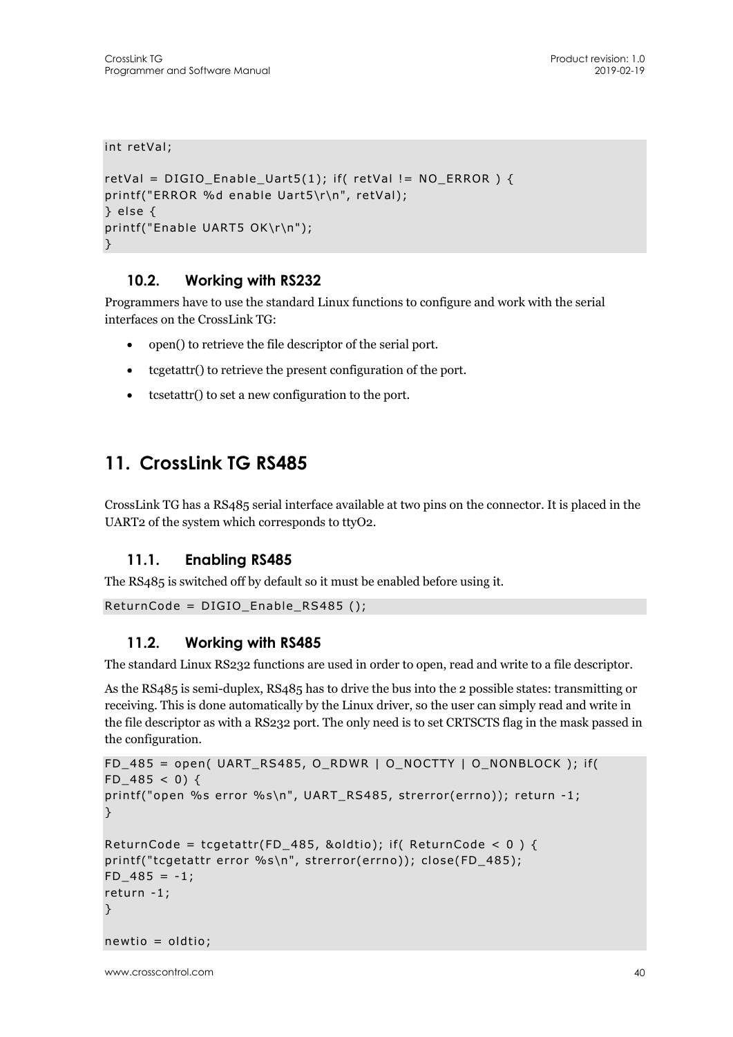```
int retVal;

retVal = DIGIO_Enable_Uart5(1); if( retVal != NO_ERROR ) {
printf("ERROR %d enable Uart5\r\n", retVal);
} else {
printf("Enable UART5 OK\r\n");
}
```

### 10.2. Working with RS232

Programmers have to use the standard Linux functions to configure and work with the serial interfaces on the CrossLink TG:

- open() to retrieve the file descriptor of the serial port.
- tcgetattr() to retrieve the present configuration of the port.
- tcsetattr() to set a new configuration to the port.

## 11. CrossLink TG RS485

CrossLink TG has a RS485 serial interface available at two pins on the connector. It is placed in the UART2 of the system which corresponds to ttyO2.

### 11.1. Enabling RS485

The RS485 is switched off by default so it must be enabled before using it.

```
ReturnCode = DIGIO_Enable_RS485 ();
```

### 11.2. Working with RS485

The standard Linux RS232 functions are used in order to open, read and write to a file descriptor.

As the RS485 is semi-duplex, RS485 has to drive the bus into the 2 possible states: transmitting or receiving. This is done automatically by the Linux driver, so the user can simply read and write in the file descriptor as with a RS232 port. The only need is to set CRTSCTS flag in the mask passed in the configuration.

```
FD_485 = open( UART_RS485, O_RDWR | O_NOCTTY | O_NONBLOCK ); if(
FD_485 < 0) {
printf("open %s error %s\n", UART_RS485, strerror(errno)); return -1;
}

ReturnCode = tcgetattr(FD_485, &oldtio); if( ReturnCode < 0 ) {
printf("tcgetattr error %s\n", strerror(errno)); close(FD_485);
FD_485 = -1;
return -1;
}

newtio = oldtio;
```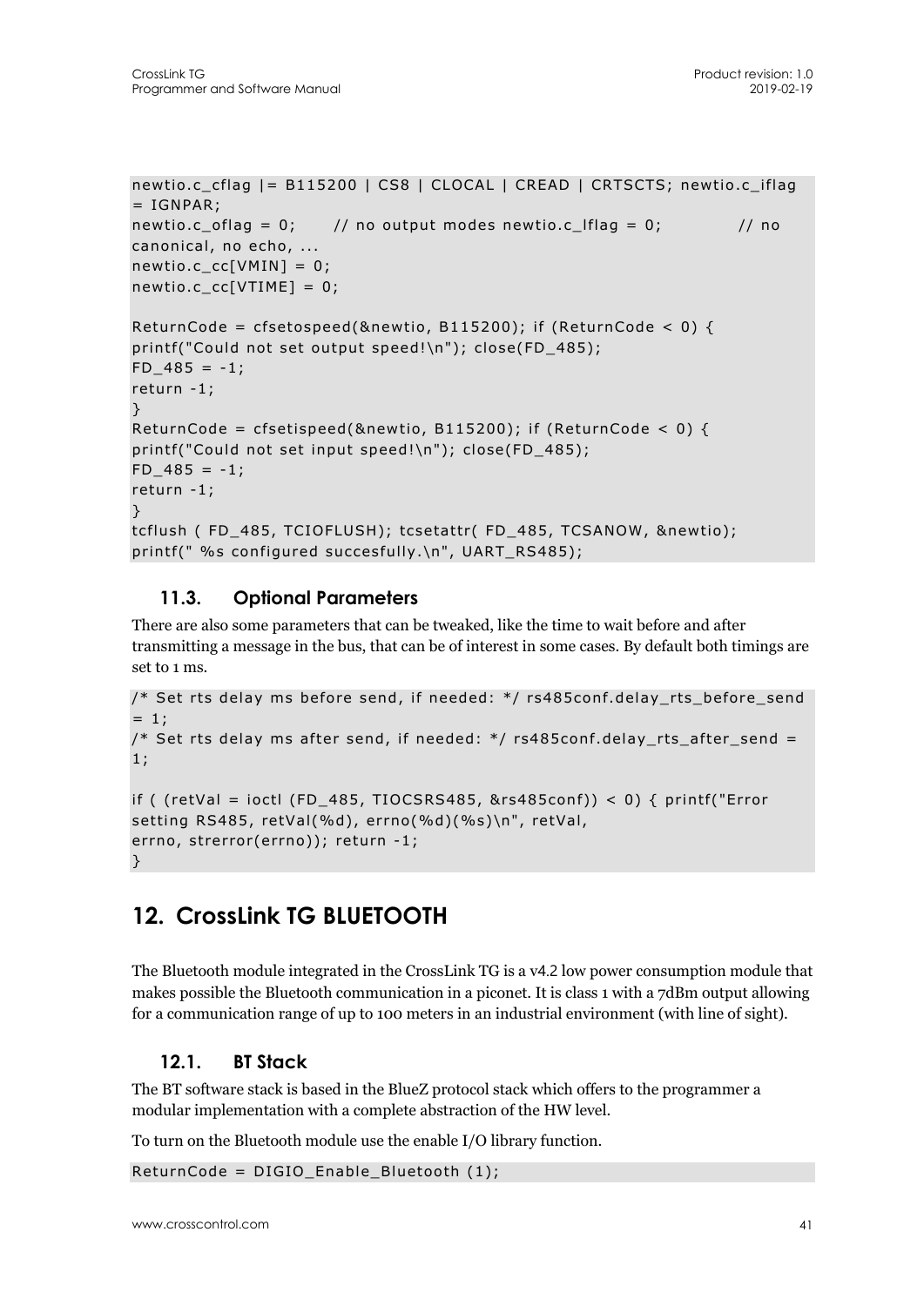```
newtio.c_cflag |= B115200 | CS8 | CLOCAL | CREAD | CRTSCTS; newtio.c_iflag
= IGNPAR;
newtio.c_oflag = 0;      // no output modes newtio.c_lflag = 0;          // no
canonical, no echo, ...
newtio.c_cc[VMIN] = 0;
newtio.c_cc[VTIME] = 0;

ReturnCode = cfsetospeed(&newtio, B115200); if (ReturnCode < 0) {
printf("Could not set output speed!\n"); close(FD_485);
FD_485 = -1;
return -1;
}
ReturnCode = cfsetispeed(&newtio, B115200); if (ReturnCode < 0) {
printf("Could not set input speed!\n"); close(FD_485);
FD_485 = -1;
return -1;
}
tcflush ( FD_485, TCIOFLUSH); tcsetattr( FD_485, TCSANOW, &newtio);
printf(" %s configured succesfully.\n", UART_RS485);
```

### 11.3. Optional Parameters

There are also some parameters that can be tweaked, like the time to wait before and after transmitting a message in the bus, that can be of interest in some cases. By default both timings are set to 1 ms.

```
/* Set rts delay ms before send, if needed: */ rs485conf.delay_rts_before_send
= 1;
/* Set rts delay ms after send, if needed: */ rs485conf.delay_rts_after_send =
1;

if ( (retVal = ioctl (FD_485, TIOCSRS485, &rs485conf)) < 0) { printf("Error
setting RS485, retVal(%d), errno(%d)(%s)\n", retVal,
errno, strerror(errno)); return -1;
}
```

## 12. CrossLink TG BLUETOOTH

The Bluetooth module integrated in the CrossLink TG is a v4.2 low power consumption module that makes possible the Bluetooth communication in a piconet. It is class 1 with a 7dBm output allowing for a communication range of up to 100 meters in an industrial environment (with line of sight).

### 12.1. BT Stack

The BT software stack is based in the BlueZ protocol stack which offers to the programmer a modular implementation with a complete abstraction of the HW level.

To turn on the Bluetooth module use the enable I/O library function.

```
ReturnCode = DIGIO_Enable_Bluetooth (1);
```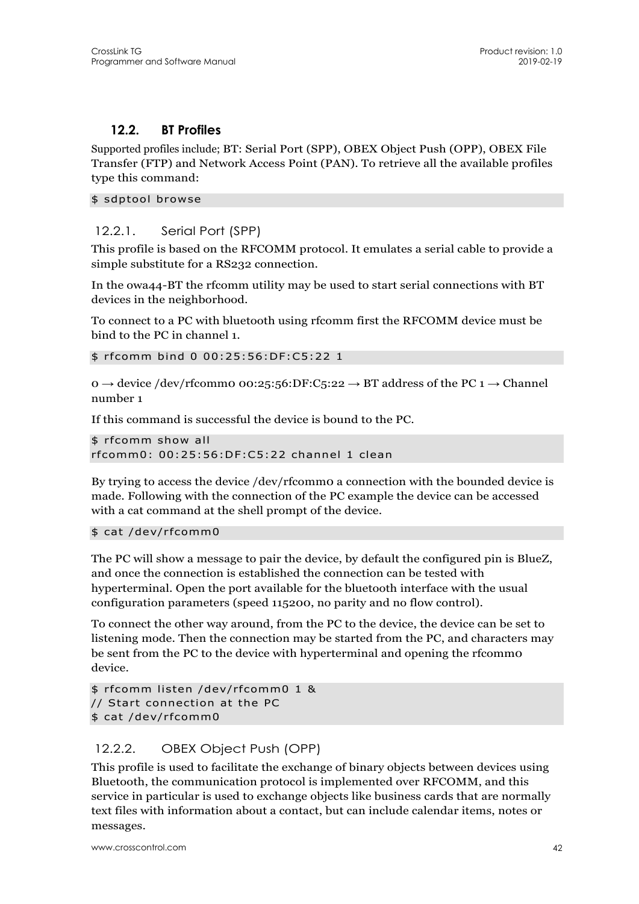## 12.2. BT Profiles

Supported profiles include; BT: Serial Port (SPP), OBEX Object Push (OPP), OBEX File Transfer (FTP) and Network Access Point (PAN). To retrieve all the available profiles type this command:

```
$ sdptool browse
```

### 12.2.1. Serial Port (SPP)

This profile is based on the RFCOMM protocol. It emulates a serial cable to provide a simple substitute for a RS232 connection.

In the owa44-BT the rfcomm utility may be used to start serial connections with BT devices in the neighborhood.

To connect to a PC with bluetooth using rfcomm first the RFCOMM device must be bind to the PC in channel 1.

```
$ rfcomm bind 0 00:25:56:DF:C5:22 1
```

0 → device /dev/rfcomm0 00:25:56:DF:C5:22 → BT address of the PC 1 → Channel number 1

If this command is successful the device is bound to the PC.

```
$ rfcomm show all
rfcomm0: 00:25:56:DF:C5:22 channel 1 clean
```

By trying to access the device /dev/rfcomm0 a connection with the bounded device is made. Following with the connection of the PC example the device can be accessed with a cat command at the shell prompt of the device.

```
$ cat /dev/rfcomm0
```

The PC will show a message to pair the device, by default the configured pin is BlueZ, and once the connection is established the connection can be tested with hyperterminal. Open the port available for the bluetooth interface with the usual configuration parameters (speed 115200, no parity and no flow control).

To connect the other way around, from the PC to the device, the device can be set to listening mode. Then the connection may be started from the PC, and characters may be sent from the PC to the device with hyperterminal and opening the rfcomm0 device.

```
$ rfcomm listen /dev/rfcomm0 1 &
// Start connection at the PC
$ cat /dev/rfcomm0
```

### 12.2.2. OBEX Object Push (OPP)

This profile is used to facilitate the exchange of binary objects between devices using Bluetooth, the communication protocol is implemented over RFCOMM, and this service in particular is used to exchange objects like business cards that are normally text files with information about a contact, but can include calendar items, notes or messages.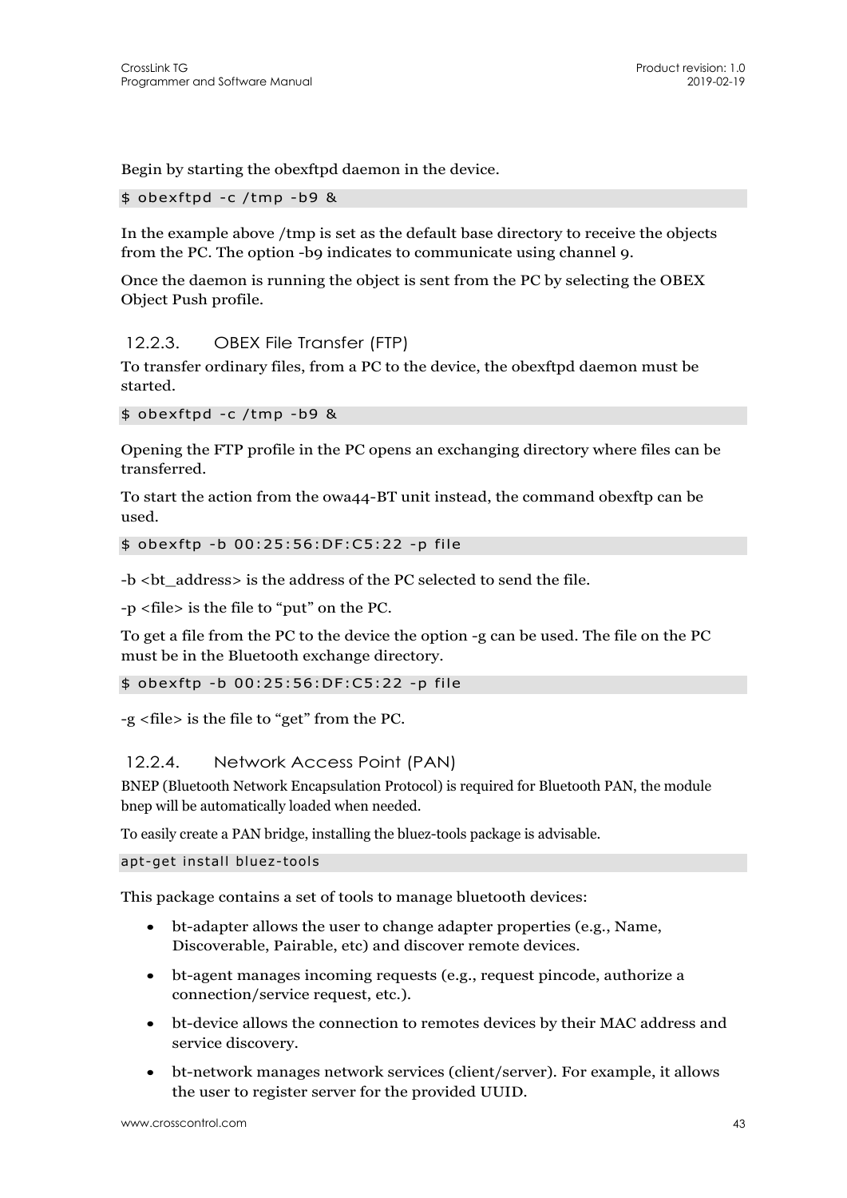Begin by starting the obexftpd daemon in the device.

```
$ obexftpd -c /tmp -b9 &
```

In the example above /tmp is set as the default base directory to receive the objects from the PC. The option -b9 indicates to communicate using channel 9.

Once the daemon is running the object is sent from the PC by selecting the OBEX Object Push profile.

### 12.2.3. OBEX File Transfer (FTP)

To transfer ordinary files, from a PC to the device, the obexftpd daemon must be started.

```
$ obexftpd -c /tmp -b9 &
```

Opening the FTP profile in the PC opens an exchanging directory where files can be transferred.

To start the action from the owa44-BT unit instead, the command obexftp can be used.

```
$ obexftp -b 00:25:56:DF:C5:22 -p file
```

-b <bt_address> is the address of the PC selected to send the file.

-p <file> is the file to “put” on the PC.

To get a file from the PC to the device the option -g can be used. The file on the PC must be in the Bluetooth exchange directory.

```
$ obexftp -b 00:25:56:DF:C5:22 -p file
```

-g <file> is the file to “get” from the PC.

### 12.2.4. Network Access Point (PAN)

BNEP (Bluetooth Network Encapsulation Protocol) is required for Bluetooth PAN, the module bnep will be automatically loaded when needed.

To easily create a PAN bridge, installing the bluez-tools package is advisable.

```
apt-get install bluez-tools
```

This package contains a set of tools to manage bluetooth devices:

- bt-adapter allows the user to change adapter properties (e.g., Name, Discoverable, Pairable, etc) and discover remote devices.
- bt-agent manages incoming requests (e.g., request pincode, authorize a connection/service request, etc.).
- bt-device allows the connection to remotes devices by their MAC address and service discovery.
- bt-network manages network services (client/server). For example, it allows the user to register server for the provided UUID.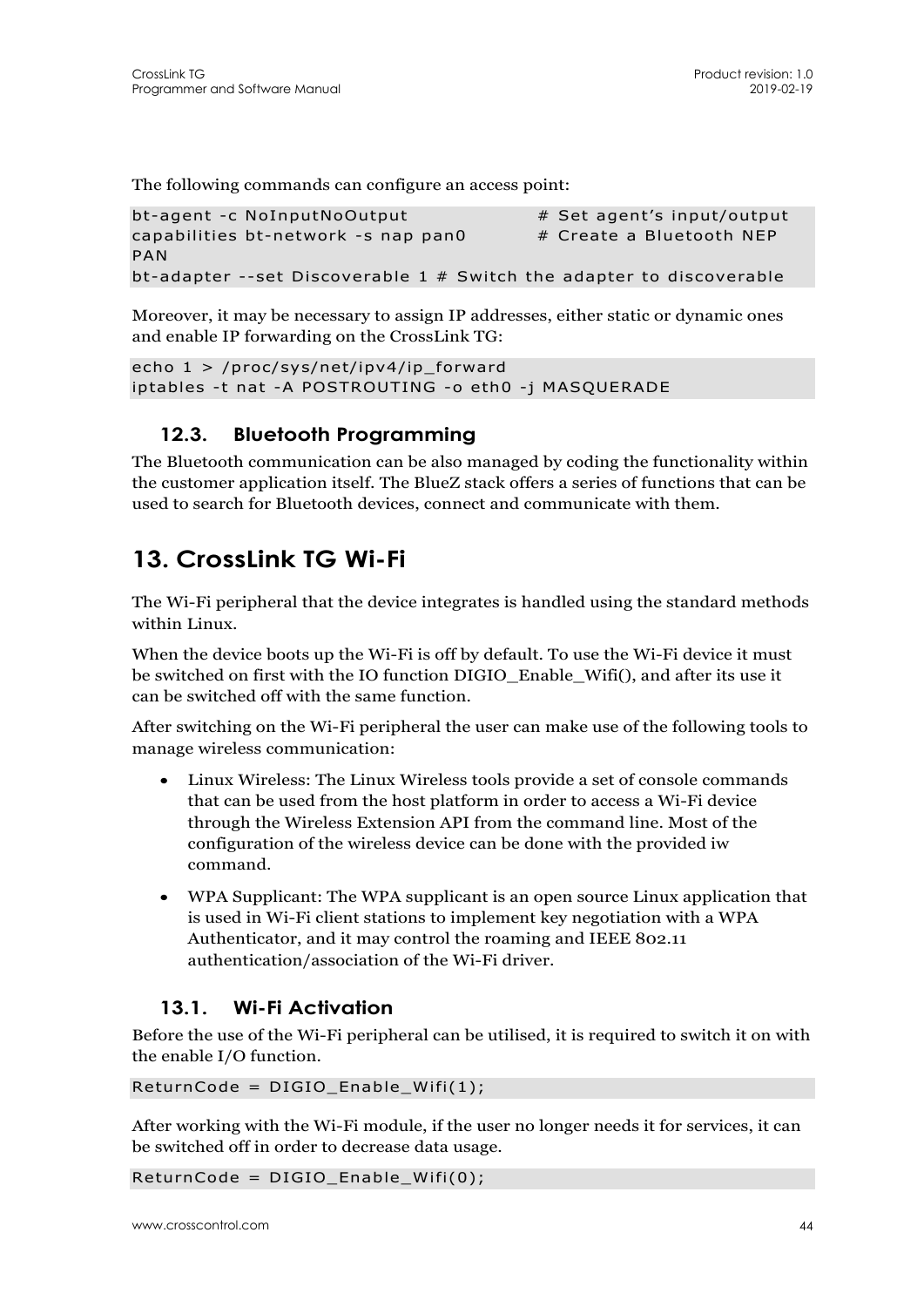The following commands can configure an access point:

```
bt-agent -c NoInputNoOutput                # Set agent’s input/output
capabilities bt-network -s nap pan0        # Create a Bluetooth NEP
PAN
bt-adapter --set Discoverable 1 # Switch the adapter to discoverable
```

Moreover, it may be necessary to assign IP addresses, either static or dynamic ones and enable IP forwarding on the CrossLink TG:

```
echo 1 > /proc/sys/net/ipv4/ip_forward
iptables -t nat -A POSTROUTING -o eth0 -j MASQUERADE
```

## 12.3. Bluetooth Programming

The Bluetooth communication can be also managed by coding the functionality within the customer application itself. The BlueZ stack offers a series of functions that can be used to search for Bluetooth devices, connect and communicate with them.

# 13. CrossLink TG Wi-Fi

The Wi-Fi peripheral that the device integrates is handled using the standard methods within Linux.

When the device boots up the Wi-Fi is off by default. To use the Wi-Fi device it must be switched on first with the IO function DIGIO_Enable_Wifi(), and after its use it can be switched off with the same function.

After switching on the Wi-Fi peripheral the user can make use of the following tools to manage wireless communication:

- Linux Wireless: The Linux Wireless tools provide a set of console commands that can be used from the host platform in order to access a Wi-Fi device through the Wireless Extension API from the command line. Most of the configuration of the wireless device can be done with the provided iw command.
- WPA Supplicant: The WPA supplicant is an open source Linux application that is used in Wi-Fi client stations to implement key negotiation with a WPA Authenticator, and it may control the roaming and IEEE 802.11 authentication/association of the Wi-Fi driver.

## 13.1. Wi-Fi Activation

Before the use of the Wi-Fi peripheral can be utilised, it is required to switch it on with the enable I/O function.

```
ReturnCode = DIGIO_Enable_Wifi(1);
```

After working with the Wi-Fi module, if the user no longer needs it for services, it can be switched off in order to decrease data usage.

```
ReturnCode = DIGIO_Enable_Wifi(0);
```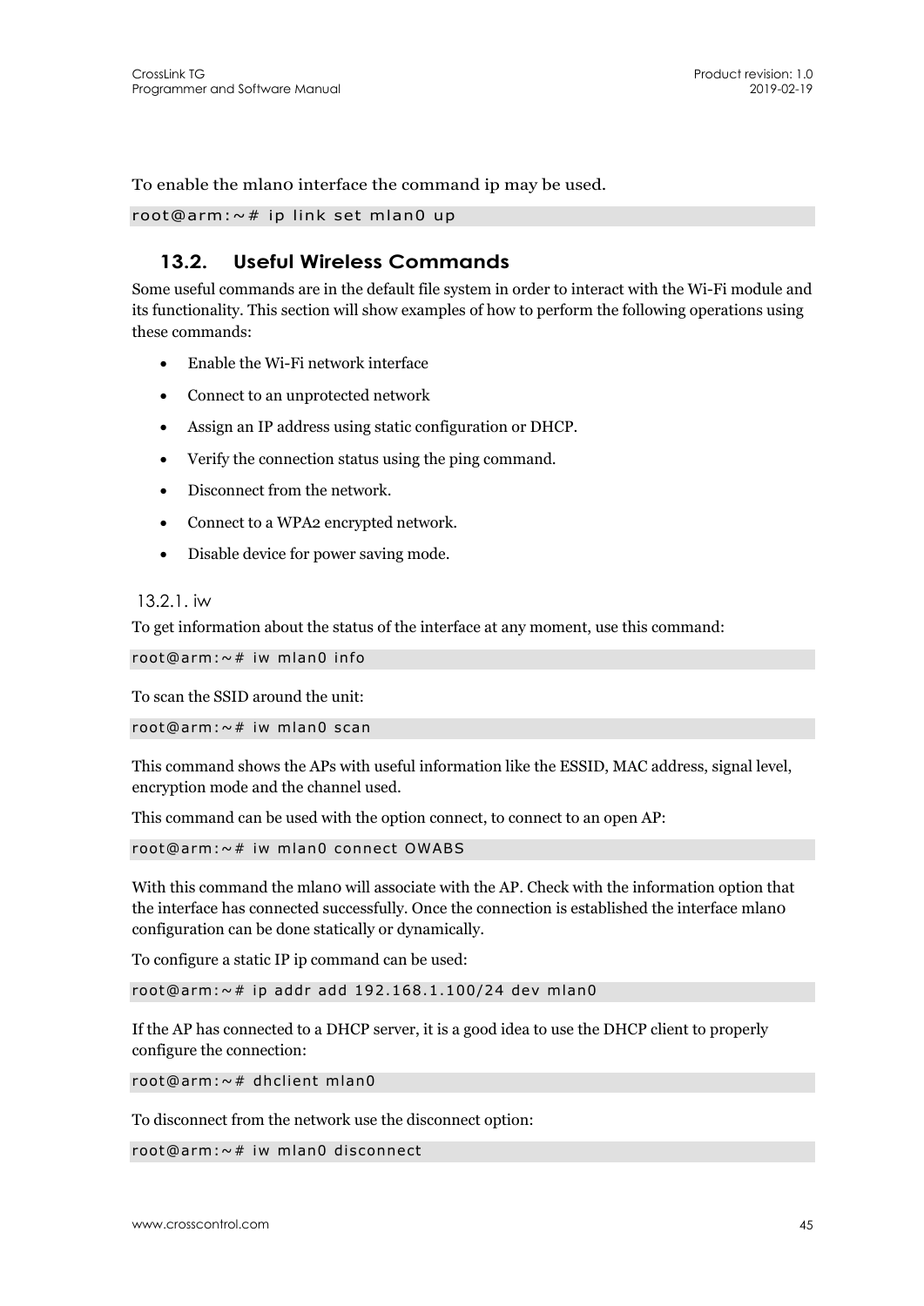To enable the mlan0 interface the command ip may be used.

```
root@arm:~# ip link set mlan0 up
```

## 13.2. Useful Wireless Commands

Some useful commands are in the default file system in order to interact with the Wi-Fi module and its functionality. This section will show examples of how to perform the following operations using these commands:

- Enable the Wi-Fi network interface
- Connect to an unprotected network
- Assign an IP address using static configuration or DHCP.
- Verify the connection status using the ping command.
- Disconnect from the network.
- Connect to a WPA2 encrypted network.
- Disable device for power saving mode.

### 13.2.1. iw

To get information about the status of the interface at any moment, use this command:

```
root@arm:~# iw mlan0 info
```

To scan the SSID around the unit:

```
root@arm:~# iw mlan0 scan
```

This command shows the APs with useful information like the ESSID, MAC address, signal level, encryption mode and the channel used.

This command can be used with the option connect, to connect to an open AP:

```
root@arm:~# iw mlan0 connect OWABS
```

With this command the mlan0 will associate with the AP. Check with the information option that the interface has connected successfully. Once the connection is established the interface mlan0 configuration can be done statically or dynamically.

To configure a static IP ip command can be used:

```
root@arm:~# ip addr add 192.168.1.100/24 dev mlan0
```

If the AP has connected to a DHCP server, it is a good idea to use the DHCP client to properly configure the connection:

```
root@arm:~# dhclient mlan0
```

To disconnect from the network use the disconnect option:

```
root@arm:~# iw mlan0 disconnect
```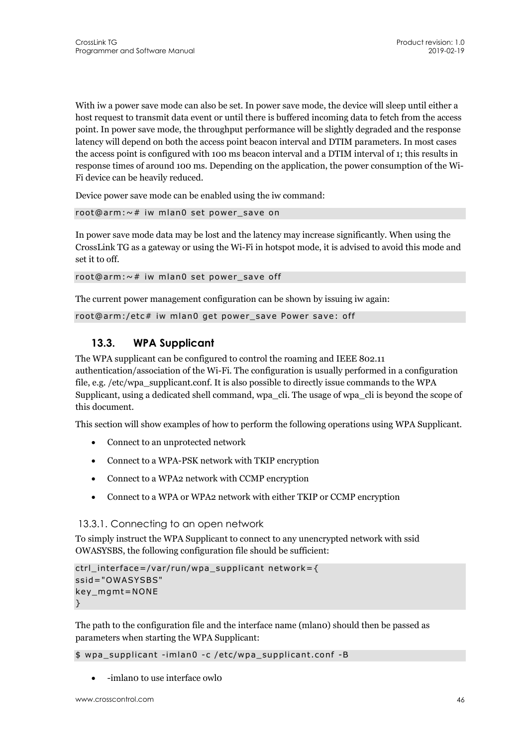With iw a power save mode can also be set. In power save mode, the device will sleep until either a host request to transmit data event or until there is buffered incoming data to fetch from the access point. In power save mode, the throughput performance will be slightly degraded and the response latency will depend on both the access point beacon interval and DTIM parameters. In most cases the access point is configured with 100 ms beacon interval and a DTIM interval of 1; this results in response times of around 100 ms. Depending on the application, the power consumption of the Wi-Fi device can be heavily reduced.

Device power save mode can be enabled using the iw command:

```
root@arm:~# iw mlan0 set power_save on
```

In power save mode data may be lost and the latency may increase significantly. When using the CrossLink TG as a gateway or using the Wi-Fi in hotspot mode, it is advised to avoid this mode and set it to off.

```
root@arm:~# iw mlan0 set power_save off
```

The current power management configuration can be shown by issuing iw again:

```
root@arm:/etc# iw mlan0 get power_save Power save: off
```

## 13.3. WPA Supplicant

The WPA supplicant can be configured to control the roaming and IEEE 802.11 authentication/association of the Wi-Fi. The configuration is usually performed in a configuration file, e.g. /etc/wpa_supplicant.conf. It is also possible to directly issue commands to the WPA Supplicant, using a dedicated shell command, wpa_cli. The usage of wpa_cli is beyond the scope of this document.

This section will show examples of how to perform the following operations using WPA Supplicant.

- Connect to an unprotected network
- Connect to a WPA-PSK network with TKIP encryption
- Connect to a WPA2 network with CCMP encryption
- Connect to a WPA or WPA2 network with either TKIP or CCMP encryption

### 13.3.1. Connecting to an open network

To simply instruct the WPA Supplicant to connect to any unencrypted network with ssid OWASYSBS, the following configuration file should be sufficient:

```
ctrl_interface=/var/run/wpa_supplicant network={
ssid="OWASYSBS"
key_mgmt=NONE
}
```

The path to the configuration file and the interface name (mlan0) should then be passed as parameters when starting the WPA Supplicant:

```
$ wpa_supplicant -imlan0 -c /etc/wpa_supplicant.conf -B
```

- -imlan0 to use interface owl0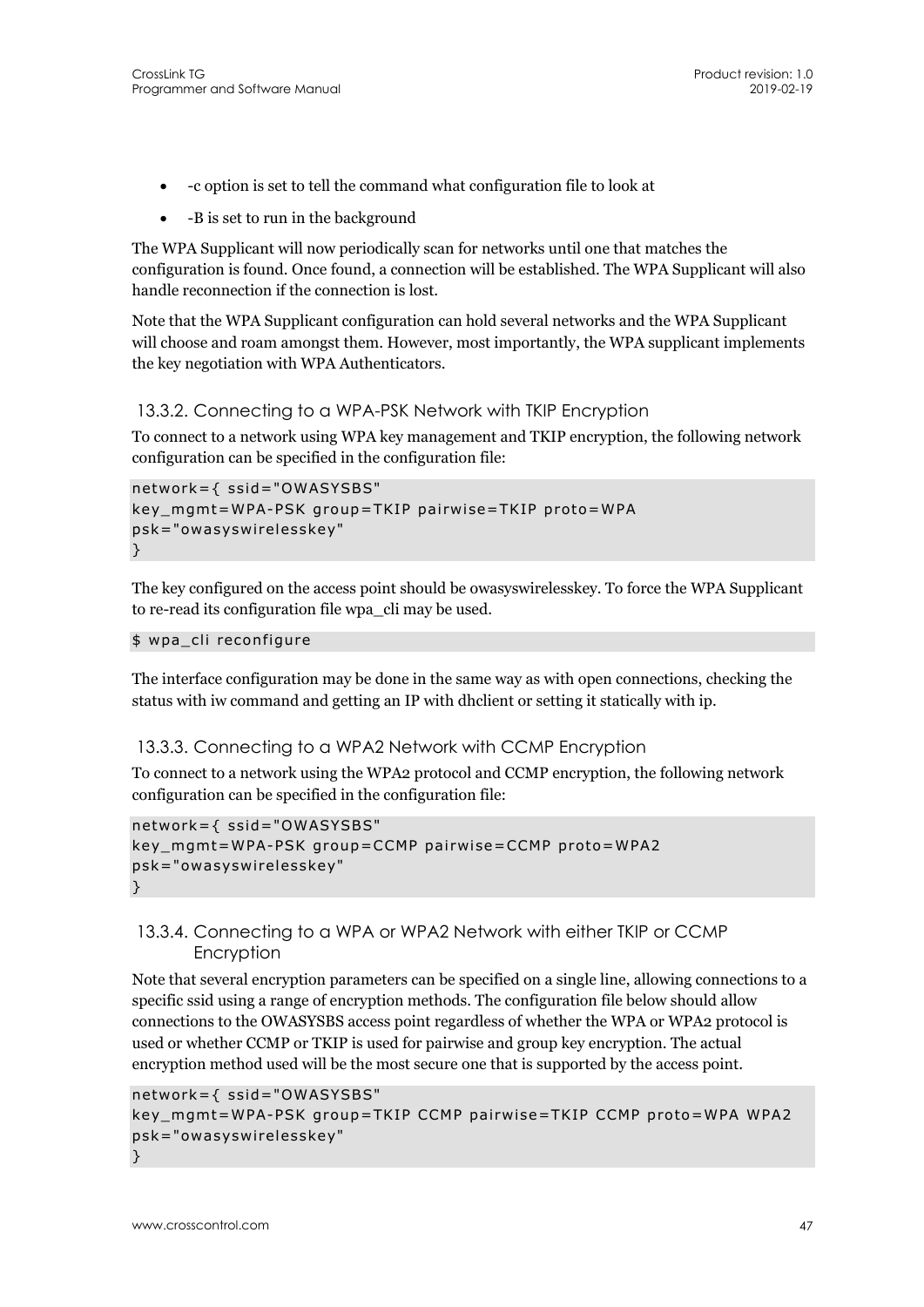- -c option is set to tell the command what configuration file to look at
- -B is set to run in the background

The WPA Supplicant will now periodically scan for networks until one that matches the configuration is found. Once found, a connection will be established. The WPA Supplicant will also handle reconnection if the connection is lost.

Note that the WPA Supplicant configuration can hold several networks and the WPA Supplicant will choose and roam amongst them. However, most importantly, the WPA supplicant implements the key negotiation with WPA Authenticators.

### 13.3.2. Connecting to a WPA-PSK Network with TKIP Encryption

To connect to a network using WPA key management and TKIP encryption, the following network configuration can be specified in the configuration file:

```
network={ ssid="OWASYSBS"
key_mgmt=WPA-PSK group=TKIP pairwise=TKIP proto=WPA
psk="owasyswirelesskey"
}
```

The key configured on the access point should be owasyswirelesskey. To force the WPA Supplicant to re-read its configuration file wpa_cli may be used.

```
$ wpa_cli reconfigure
```

The interface configuration may be done in the same way as with open connections, checking the status with iw command and getting an IP with dhclient or setting it statically with ip.

### 13.3.3. Connecting to a WPA2 Network with CCMP Encryption

To connect to a network using the WPA2 protocol and CCMP encryption, the following network configuration can be specified in the configuration file:

```
network={ ssid="OWASYSBS"
key_mgmt=WPA-PSK group=CCMP pairwise=CCMP proto=WPA2
psk="owasyswirelesskey"
}
```

### 13.3.4. Connecting to a WPA or WPA2 Network with either TKIP or CCMP Encryption

Note that several encryption parameters can be specified on a single line, allowing connections to a specific ssid using a range of encryption methods. The configuration file below should allow connections to the OWASYSBS access point regardless of whether the WPA or WPA2 protocol is used or whether CCMP or TKIP is used for pairwise and group key encryption. The actual encryption method used will be the most secure one that is supported by the access point.

```
network={ ssid="OWASYSBS"
key_mgmt=WPA-PSK group=TKIP CCMP pairwise=TKIP CCMP proto=WPA WPA2
psk="owasyswirelesskey"
}
```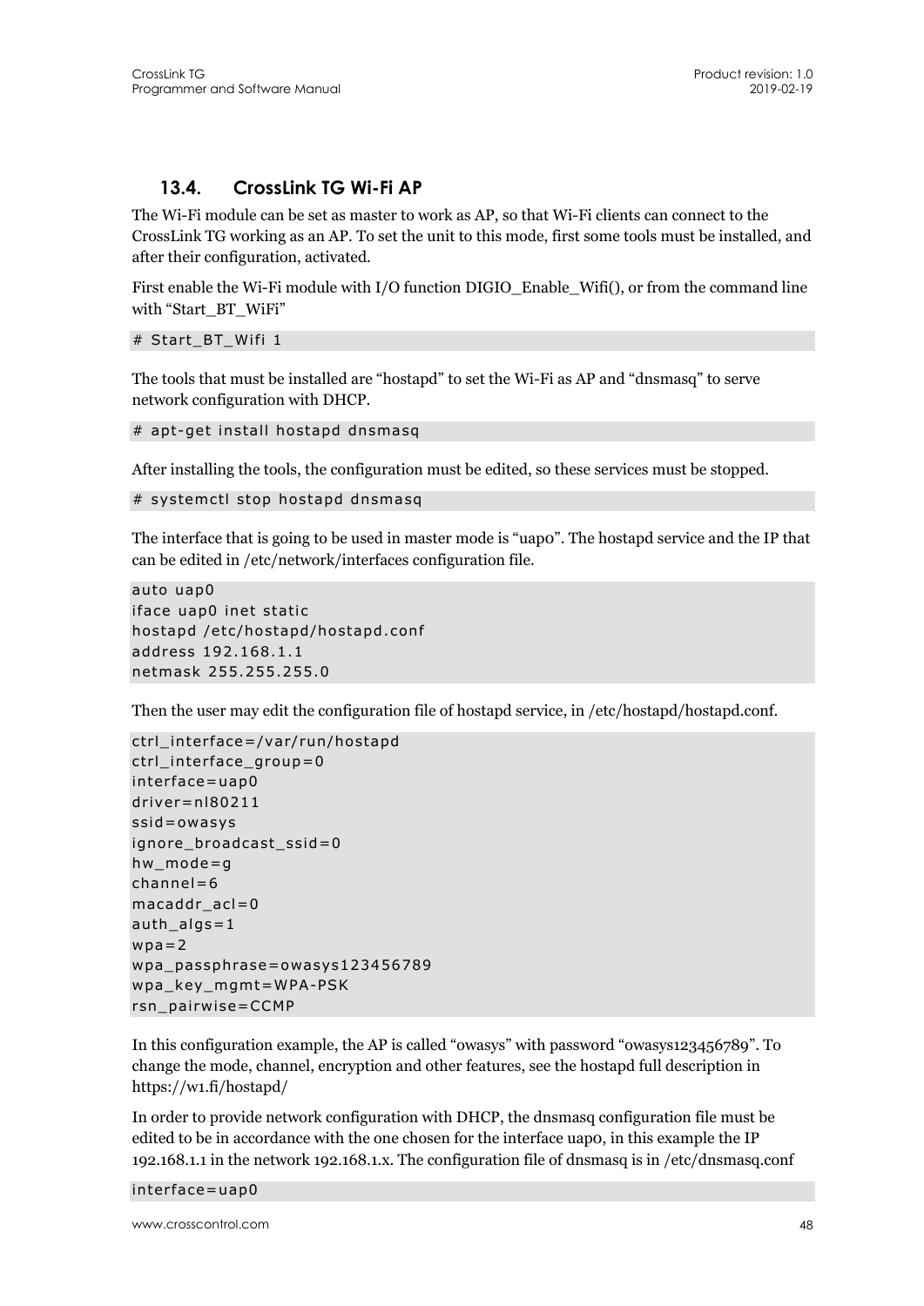## 13.4. CrossLink TG Wi-Fi AP

The Wi-Fi module can be set as master to work as AP, so that Wi-Fi clients can connect to the CrossLink TG working as an AP. To set the unit to this mode, first some tools must be installed, and after their configuration, activated.

First enable the Wi-Fi module with I/O function DIGIO_Enable_Wifi(), or from the command line with "Start_BT_WiFi"

```
# Start_BT_Wifi 1
```

The tools that must be installed are "hostapd" to set the Wi-Fi as AP and "dnsmasq" to serve network configuration with DHCP.

```
# apt-get install hostapd dnsmasq
```

After installing the tools, the configuration must be edited, so these services must be stopped.

```
# systemctl stop hostapd dnsmasq
```

The interface that is going to be used in master mode is "uap0". The hostapd service and the IP that can be edited in /etc/network/interfaces configuration file.

```
auto uap0
iface uap0 inet static
hostapd /etc/hostapd/hostapd.conf
address 192.168.1.1
netmask 255.255.255.0
```

Then the user may edit the configuration file of hostapd service, in /etc/hostapd/hostapd.conf.

```
ctrl_interface=/var/run/hostapd
ctrl_interface_group=0
interface=uap0
driver=nl80211
ssid=owasys
ignore_broadcast_ssid=0
hw_mode=g
channel=6
macaddr_acl=0
auth_algs=1
wpa=2
wpa_passphrase=owasys123456789
wpa_key_mgmt=WPA-PSK
rsn_pairwise=CCMP
```

In this configuration example, the AP is called "owasys" with password "owasys123456789". To change the mode, channel, encryption and other features, see the hostapd full description in https://w1.fi/hostapd/

In order to provide network configuration with DHCP, the dnsmasq configuration file must be edited to be in accordance with the one chosen for the interface uap0, in this example the IP 192.168.1.1 in the network 192.168.1.x. The configuration file of dnsmasq is in /etc/dnsmasq.conf

```
interface=uap0
```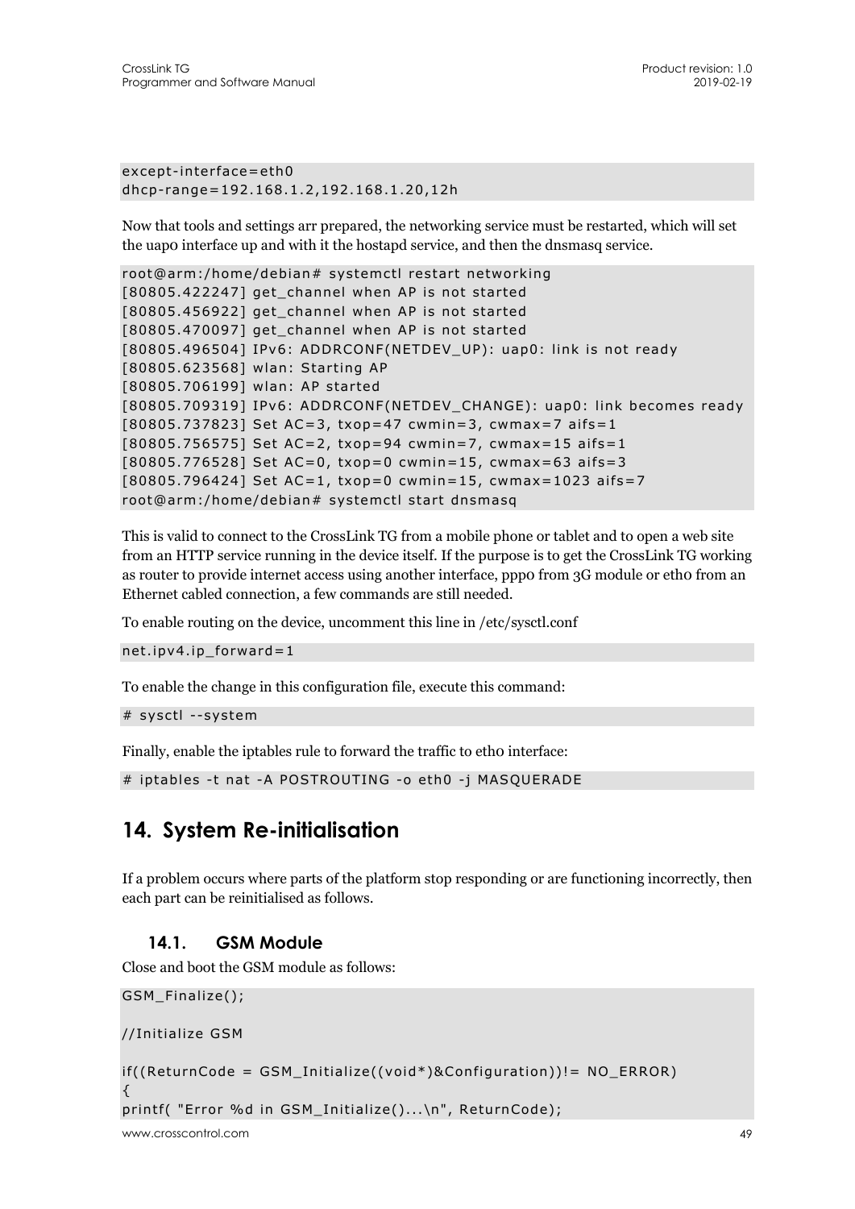```
except-interface=eth0
dhcp-range=192.168.1.2,192.168.1.20,12h
```

Now that tools and settings arr prepared, the networking service must be restarted, which will set the uap0 interface up and with it the hostapd service, and then the dnsmasq service.

```
root@arm:/home/debian# systemctl restart networking
[80805.422247] get_channel when AP is not started
[80805.456922] get_channel when AP is not started
[80805.470097] get_channel when AP is not started
[80805.496504] IPv6: ADDRCONF(NETDEV_UP): uap0: link is not ready
[80805.623568] wlan: Starting AP
[80805.706199] wlan: AP started
[80805.709319] IPv6: ADDRCONF(NETDEV_CHANGE): uap0: link becomes ready
[80805.737823] Set AC=3, txop=47 cwmin=3, cwmax=7 aifs=1
[80805.756575] Set AC=2, txop=94 cwmin=7, cwmax=15 aifs=1
[80805.776528] Set AC=0, txop=0 cwmin=15, cwmax=63 aifs=3
[80805.796424] Set AC=1, txop=0 cwmin=15, cwmax=1023 aifs=7
root@arm:/home/debian# systemctl start dnsmasq
```

This is valid to connect to the CrossLink TG from a mobile phone or tablet and to open a web site from an HTTP service running in the device itself. If the purpose is to get the CrossLink TG working as router to provide internet access using another interface, ppp0 from 3G module or eth0 from an Ethernet cabled connection, a few commands are still needed.

To enable routing on the device, uncomment this line in /etc/sysctl.conf

```
net.ipv4.ip_forward=1
```

To enable the change in this configuration file, execute this command:

```
# sysctl --system
```

Finally, enable the iptables rule to forward the traffic to eth0 interface:

```
# iptables -t nat -A POSTROUTING -o eth0 -j MASQUERADE
```

# 14. System Re-initialisation

If a problem occurs where parts of the platform stop responding or are functioning incorrectly, then each part can be reinitialised as follows.

## 14.1. GSM Module

Close and boot the GSM module as follows:

```
GSM_Finalize();

//Initialize GSM

if((ReturnCode = GSM_Initialize((void*)&Configuration))!= NO_ERROR)
{
printf( "Error %d in GSM_Initialize()...\n", ReturnCode);
```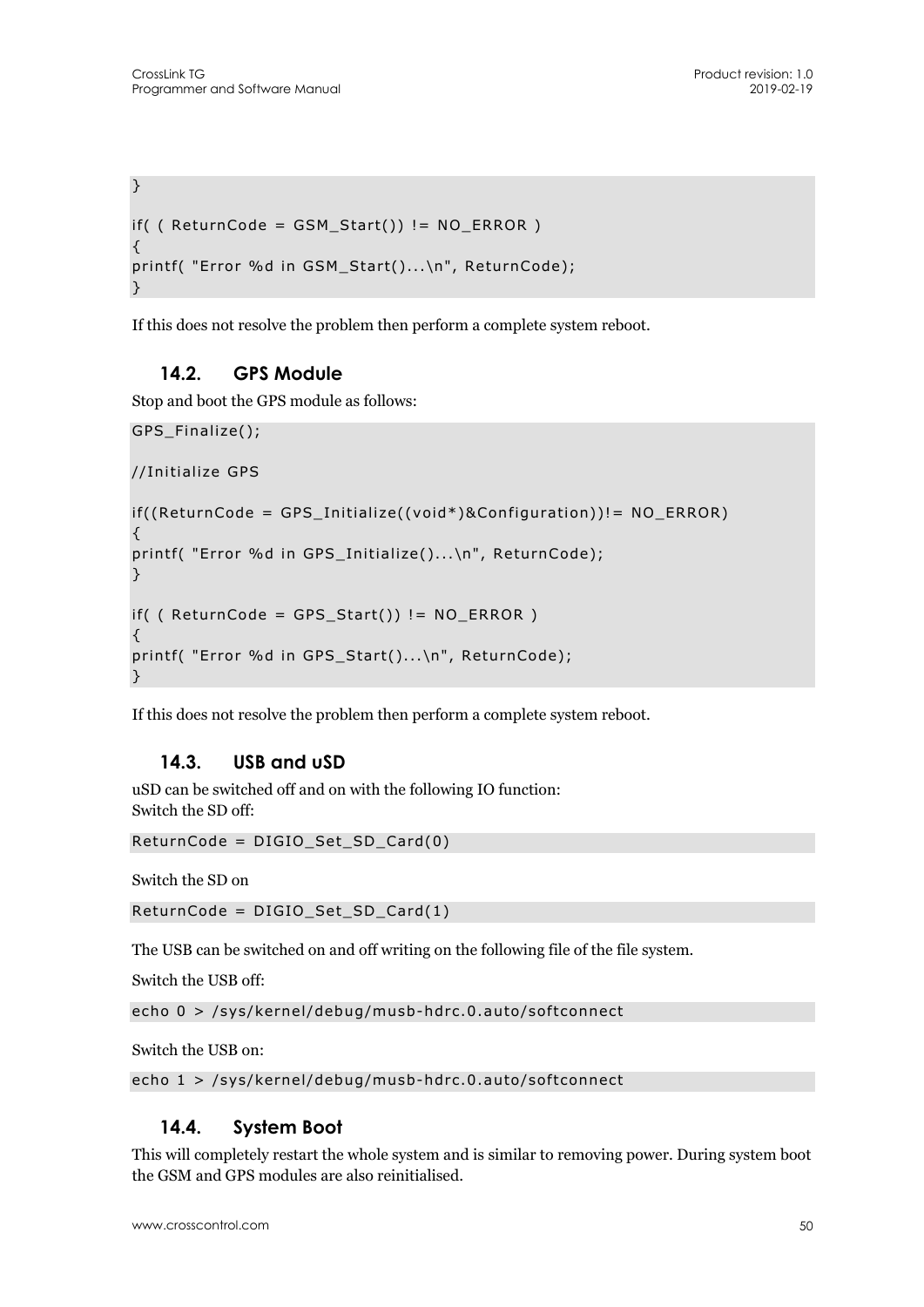```
}

if( ( ReturnCode = GSM_Start()) != NO_ERROR )
{
printf( "Error %d in GSM_Start()...\n", ReturnCode);
}
```

If this does not resolve the problem then perform a complete system reboot.

## 14.2. GPS Module

Stop and boot the GPS module as follows:

```
GPS_Finalize();

//Initialize GPS

if((ReturnCode = GPS_Initialize((void*)&Configuration))!= NO_ERROR)
{
printf( "Error %d in GPS_Initialize()...\n", ReturnCode);
}

if( ( ReturnCode = GPS_Start()) != NO_ERROR )
{
printf( "Error %d in GPS_Start()...\n", ReturnCode);
}
```

If this does not resolve the problem then perform a complete system reboot.

## 14.3. USB and uSD

uSD can be switched off and on with the following IO function:
Switch the SD off:

```
ReturnCode = DIGIO_Set_SD_Card(0)
```

Switch the SD on

```
ReturnCode = DIGIO_Set_SD_Card(1)
```

The USB can be switched on and off writing on the following file of the file system.

Switch the USB off:

```
echo 0 > /sys/kernel/debug/musb-hdrc.0.auto/softconnect
```

Switch the USB on:

```
echo 1 > /sys/kernel/debug/musb-hdrc.0.auto/softconnect
```

## 14.4. System Boot

This will completely restart the whole system and is similar to removing power. During system boot the GSM and GPS modules are also reinitialised.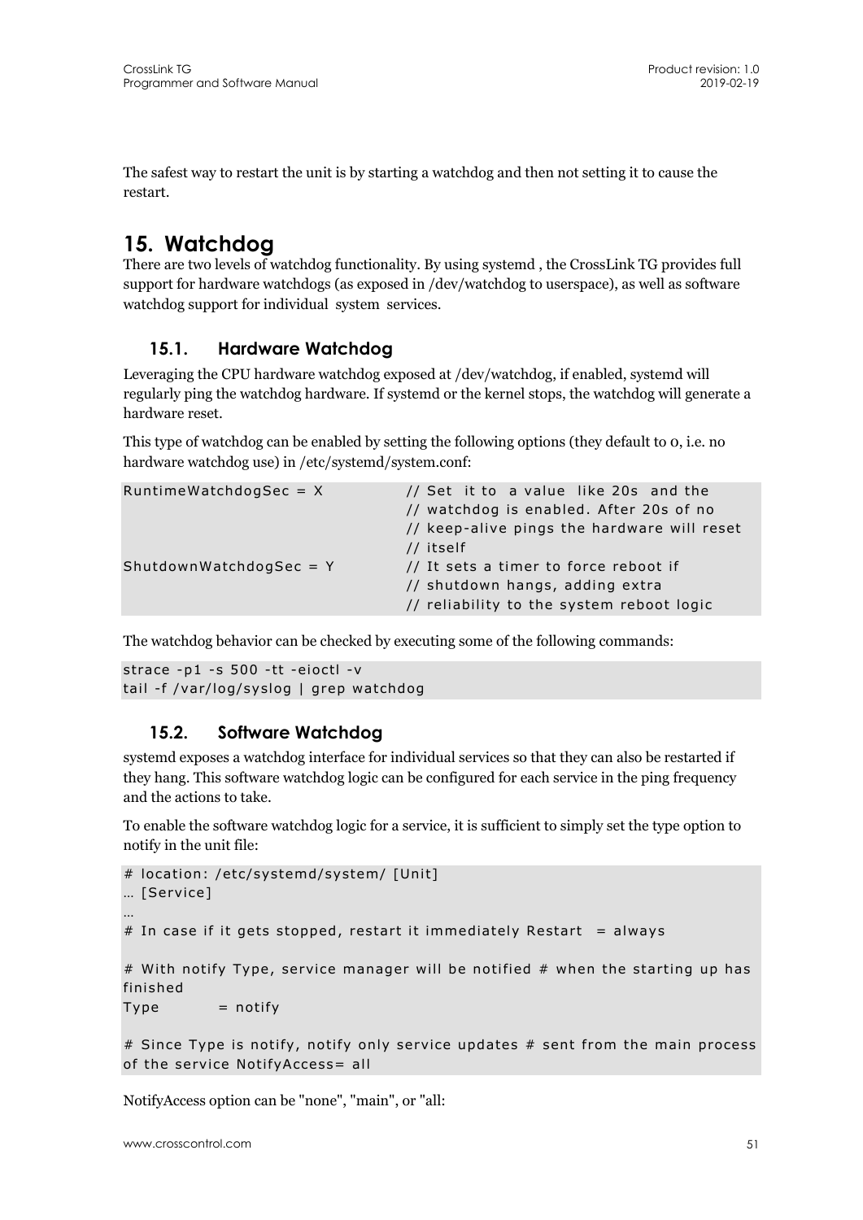The safest way to restart the unit is by starting a watchdog and then not setting it to cause the restart.

# 15. Watchdog

There are two levels of watchdog functionality. By using systemd , the CrossLink TG provides full support for hardware watchdogs (as exposed in /dev/watchdog to userspace), as well as software watchdog support for individual system services.

## 15.1. Hardware Watchdog

Leveraging the CPU hardware watchdog exposed at /dev/watchdog, if enabled, systemd will regularly ping the watchdog hardware. If systemd or the kernel stops, the watchdog will generate a hardware reset.

This type of watchdog can be enabled by setting the following options (they default to 0, i.e. no hardware watchdog use) in /etc/systemd/system.conf:

```
RuntimeWatchdogSec = X          // Set it to a value like 20s and the
                                // watchdog is enabled. After 20s of no
                                // keep-alive pings the hardware will reset
                                // itself
ShutdownWatchdogSec = Y         // It sets a timer to force reboot if
                                // shutdown hangs, adding extra
                                // reliability to the system reboot logic
```

The watchdog behavior can be checked by executing some of the following commands:

```
strace -p1 -s 500 -tt -eioctl -v
tail -f /var/log/syslog | grep watchdog
```

## 15.2. Software Watchdog

systemd exposes a watchdog interface for individual services so that they can also be restarted if they hang. This software watchdog logic can be configured for each service in the ping frequency and the actions to take.

To enable the software watchdog logic for a service, it is sufficient to simply set the type option to notify in the unit file:

```
# location: /etc/systemd/system/ [Unit]
… [Service]
…
# In case if it gets stopped, restart it immediately Restart  = always

# With notify Type, service manager will be notified # when the starting up has
finished
Type        = notify

# Since Type is notify, notify only service updates # sent from the main process
of the service NotifyAccess= all
```

NotifyAccess option can be "none", "main", or "all: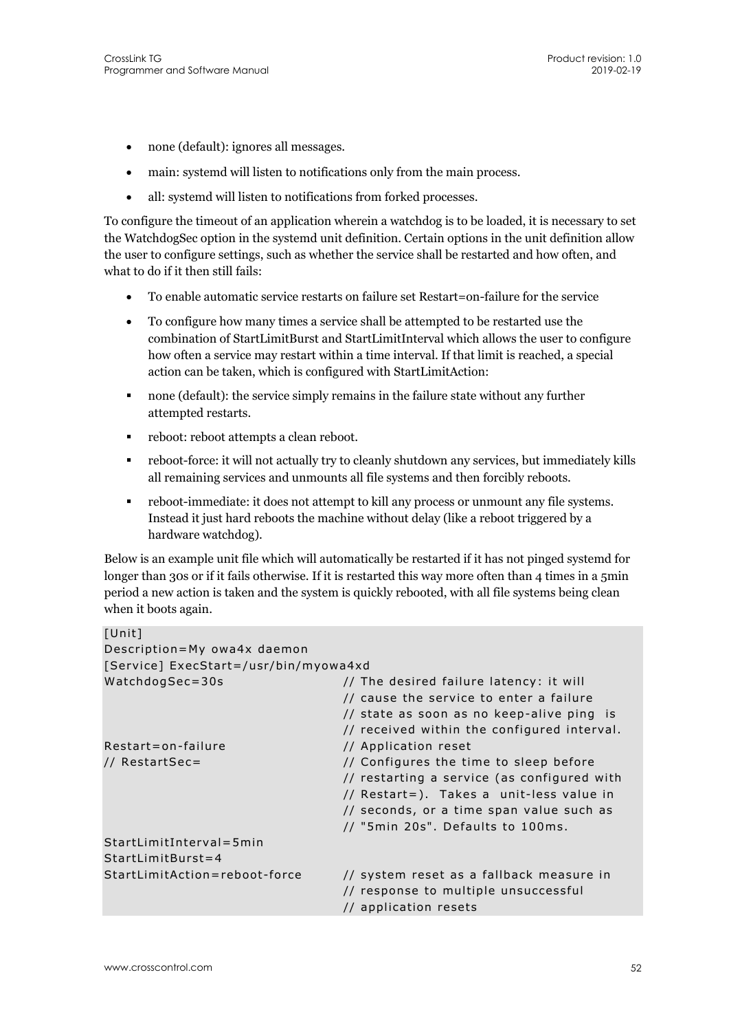- none (default): ignores all messages.
- main: systemd will listen to notifications only from the main process.
- all: systemd will listen to notifications from forked processes.

To configure the timeout of an application wherein a watchdog is to be loaded, it is necessary to set the WatchdogSec option in the systemd unit definition. Certain options in the unit definition allow the user to configure settings, such as whether the service shall be restarted and how often, and what to do if it then still fails:

- To enable automatic service restarts on failure set Restart=on-failure for the service
- To configure how many times a service shall be attempted to be restarted use the combination of StartLimitBurst and StartLimitInterval which allows the user to configure how often a service may restart within a time interval. If that limit is reached, a special action can be taken, which is configured with StartLimitAction:
  - none (default): the service simply remains in the failure state without any further attempted restarts.
  - reboot: reboot attempts a clean reboot.
  - reboot-force: it will not actually try to cleanly shutdown any services, but immediately kills all remaining services and unmounts all file systems and then forcibly reboots.
  - reboot-immediate: it does not attempt to kill any process or unmount any file systems. Instead it just hard reboots the machine without delay (like a reboot triggered by a hardware watchdog).

Below is an example unit file which will automatically be restarted if it has not pinged systemd for longer than 30s or if it fails otherwise. If it is restarted this way more often than 4 times in a 5min period a new action is taken and the system is quickly rebooted, with all file systems being clean when it boots again.

```
[Unit]
Description=My owa4x daemon
[Service] ExecStart=/usr/bin/myowa4xd
WatchdogSec=30s                 // The desired failure latency: it will
                                // cause the service to enter a failure
                                // state as soon as no keep-alive ping  is
                                // received within the configured interval.
Restart=on-failure              // Application reset
// RestartSec=                  // Configures the time to sleep before
                                // restarting a service (as configured with
                                // Restart=).  Takes a  unit-less value in
                                // seconds, or a time span value such as
                                // "5min 20s". Defaults to 100ms.
StartLimitInterval=5min
StartLimitBurst=4
StartLimitAction=reboot-force   // system reset as a fallback measure in
                                // response to multiple unsuccessful
                                // application resets
```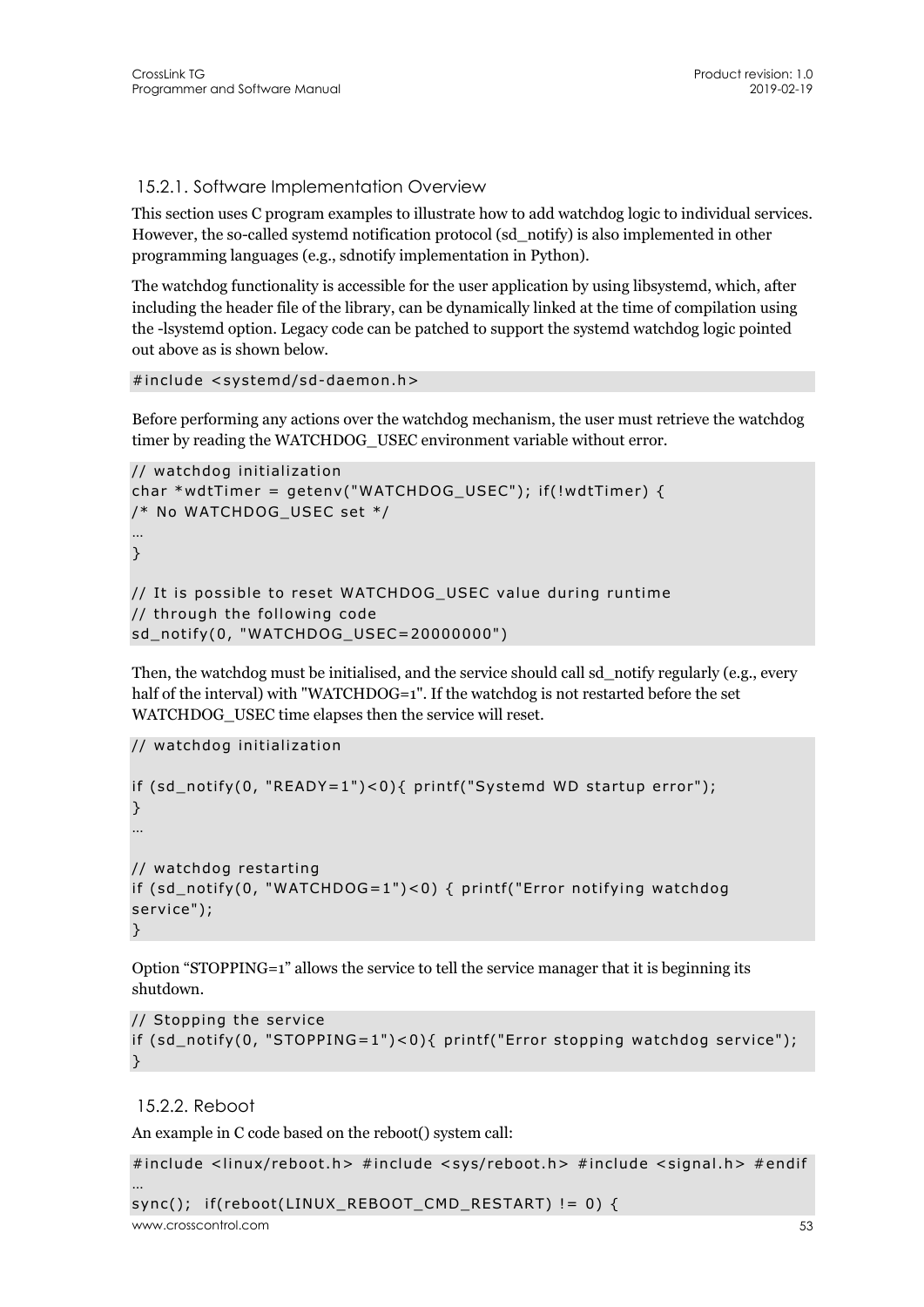### 15.2.1. Software Implementation Overview

This section uses C program examples to illustrate how to add watchdog logic to individual services. However, the so-called systemd notification protocol (sd_notify) is also implemented in other programming languages (e.g., sdnotify implementation in Python).

The watchdog functionality is accessible for the user application by using libsystemd, which, after including the header file of the library, can be dynamically linked at the time of compilation using the -lsystemd option. Legacy code can be patched to support the systemd watchdog logic pointed out above as is shown below.

```
#include <systemd/sd-daemon.h>
```

Before performing any actions over the watchdog mechanism, the user must retrieve the watchdog timer by reading the WATCHDOG_USEC environment variable without error.

```
// watchdog initialization
char *wdtTimer = getenv("WATCHDOG_USEC"); if(!wdtTimer) {
/* No WATCHDOG_USEC set */
…
}

// It is possible to reset WATCHDOG_USEC value during runtime
// through the following code
sd_notify(0, "WATCHDOG_USEC=20000000")
```

Then, the watchdog must be initialised, and the service should call sd_notify regularly (e.g., every half of the interval) with "WATCHDOG=1". If the watchdog is not restarted before the set WATCHDOG_USEC time elapses then the service will reset.

```
// watchdog initialization

if (sd_notify(0, "READY=1")<0){ printf("Systemd WD startup error");
}
…

// watchdog restarting
if (sd_notify(0, "WATCHDOG=1")<0) { printf("Error notifying watchdog
service");
}
```

Option “STOPPING=1” allows the service to tell the service manager that it is beginning its shutdown.

```
// Stopping the service
if (sd_notify(0, "STOPPING=1")<0){ printf("Error stopping watchdog service");
}
```

### 15.2.2. Reboot

An example in C code based on the reboot() system call:

```
#include <linux/reboot.h> #include <sys/reboot.h> #include <signal.h> #endif
…
sync();  if(reboot(LINUX_REBOOT_CMD_RESTART) != 0) {
```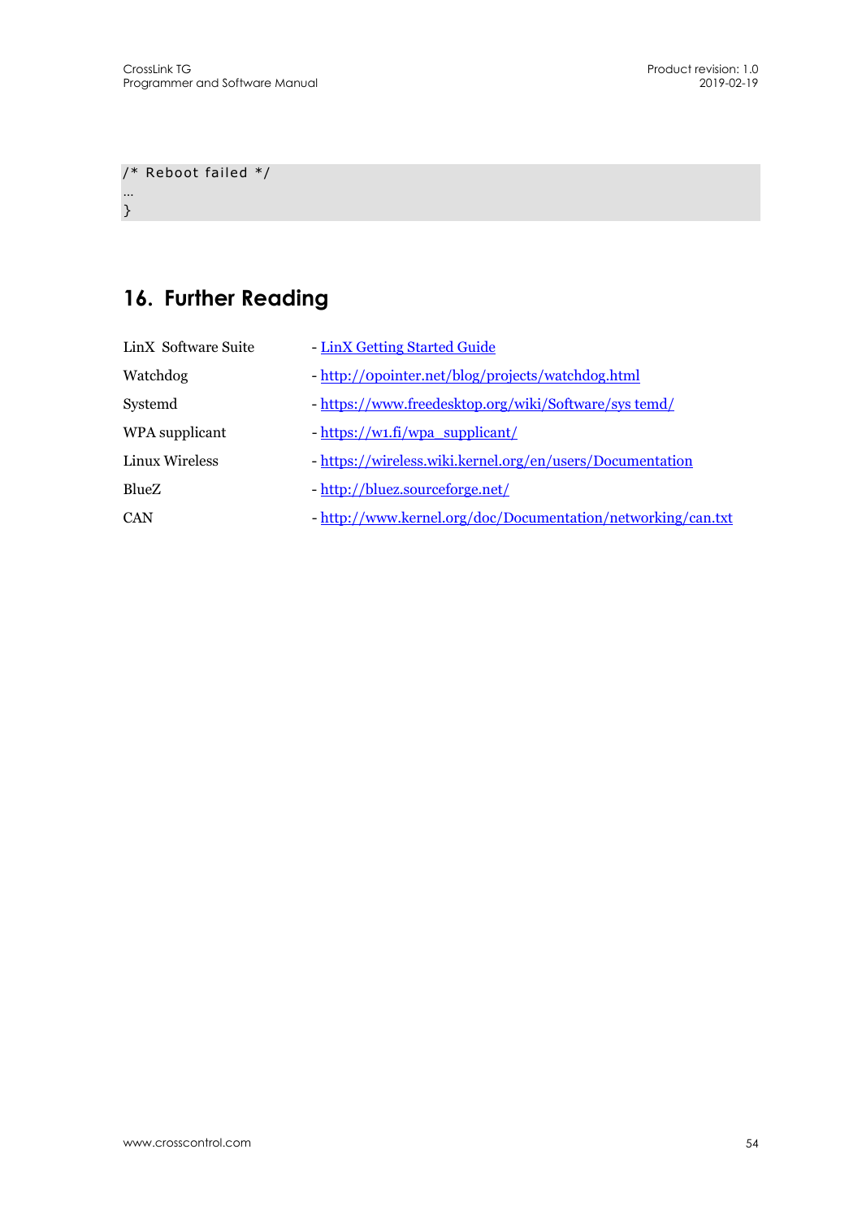```
/* Reboot failed */
…
}
```

# 16. Further Reading

| | |
|---|---|
| LinX Software Suite | - LinX Getting Started Guide |
| Watchdog | - http://0pointer.net/blog/projects/watchdog.html |
| Systemd | - https://www.freedesktop.org/wiki/Software/sys temd/ |
| WPA supplicant | - https://w1.fi/wpa_supplicant/ |
| Linux Wireless | - https://wireless.wiki.kernel.org/en/users/Documentation |
| BlueZ | - http://bluez.sourceforge.net/ |
| CAN | - http://www.kernel.org/doc/Documentation/networking/can.txt |